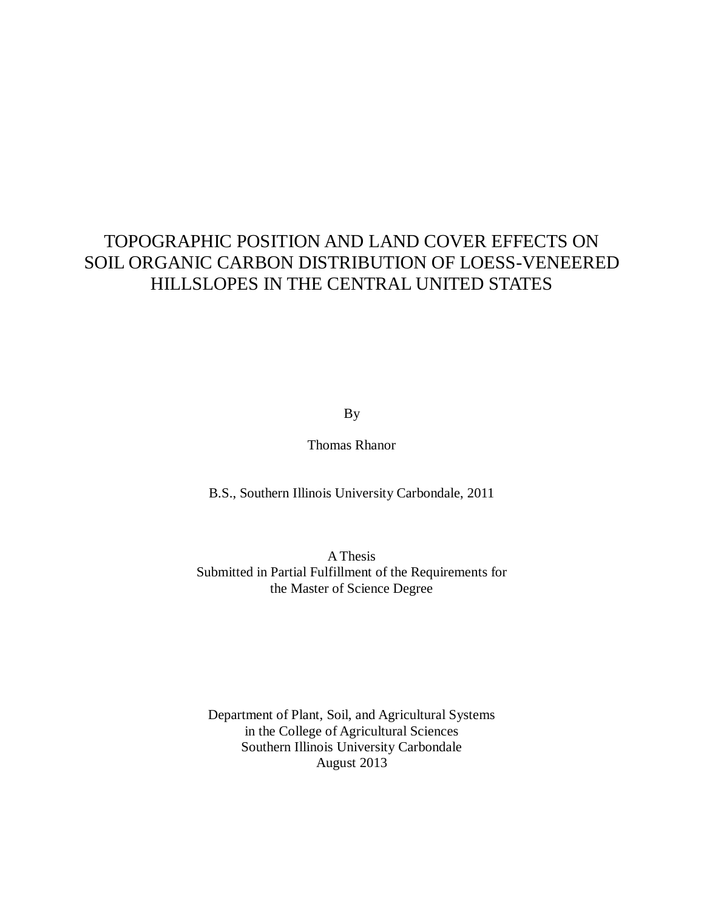# TOPOGRAPHIC POSITION AND LAND COVER EFFECTS ON SOIL ORGANIC CARBON DISTRIBUTION OF LOESS-VENEERED HILLSLOPES IN THE CENTRAL UNITED STATES

By

Thomas Rhanor

B.S., Southern Illinois University Carbondale, 2011

A Thesis
Submitted in Partial Fulfillment of the Requirements for
the Master of Science Degree

Department of Plant, Soil, and Agricultural Systems
in the College of Agricultural Sciences
Southern Illinois University Carbondale
August 2013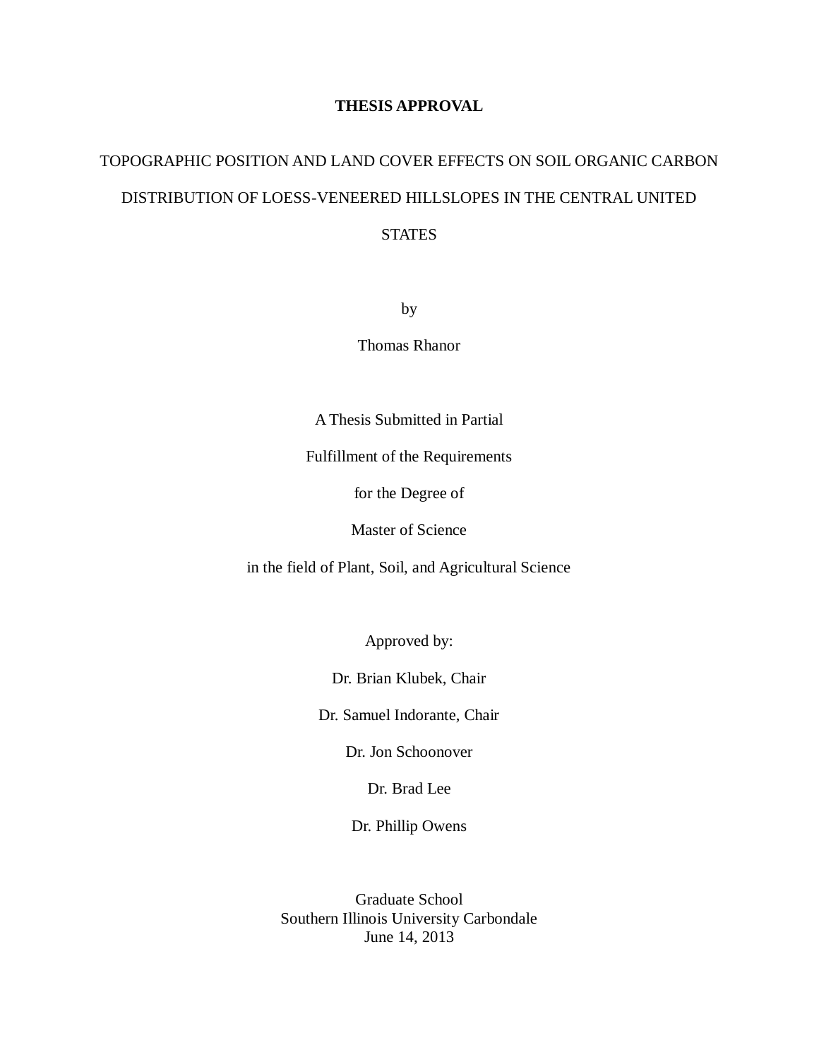**THESIS APPROVAL**

TOPOGRAPHIC POSITION AND LAND COVER EFFECTS ON SOIL ORGANIC CARBON DISTRIBUTION OF LOESS-VENEERED HILLSLOPES IN THE CENTRAL UNITED STATES

by

Thomas Rhanor

A Thesis Submitted in Partial

Fulfillment of the Requirements

for the Degree of

Master of Science

in the field of Plant, Soil, and Agricultural Science

Approved by:

Dr. Brian Klubek, Chair

Dr. Samuel Indorante, Chair

Dr. Jon Schoonover

Dr. Brad Lee

Dr. Phillip Owens

Graduate School
Southern Illinois University Carbondale
June 14, 2013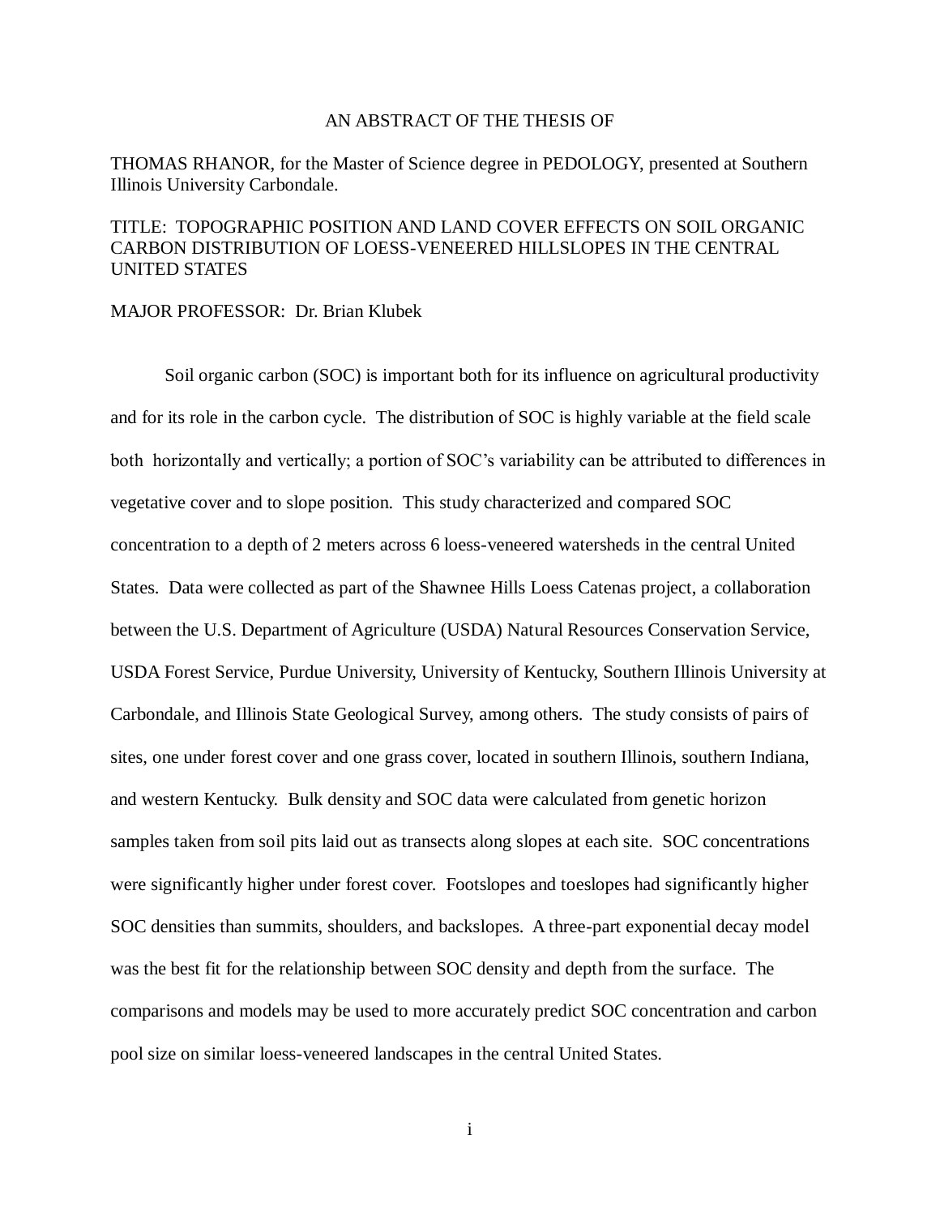# AN ABSTRACT OF THE THESIS OF

THOMAS RHANOR, for the Master of Science degree in PEDOLOGY, presented at Southern Illinois University Carbondale.

TITLE: TOPOGRAPHIC POSITION AND LAND COVER EFFECTS ON SOIL ORGANIC CARBON DISTRIBUTION OF LOESS-VENEERED HILLSLOPES IN THE CENTRAL UNITED STATES

MAJOR PROFESSOR: Dr. Brian Klubek

Soil organic carbon (SOC) is important both for its influence on agricultural productivity and for its role in the carbon cycle. The distribution of SOC is highly variable at the field scale both horizontally and vertically; a portion of SOC's variability can be attributed to differences in vegetative cover and to slope position. This study characterized and compared SOC concentration to a depth of 2 meters across 6 loess-veneered watersheds in the central United States. Data were collected as part of the Shawnee Hills Loess Catenas project, a collaboration between the U.S. Department of Agriculture (USDA) Natural Resources Conservation Service, USDA Forest Service, Purdue University, University of Kentucky, Southern Illinois University at Carbondale, and Illinois State Geological Survey, among others. The study consists of pairs of sites, one under forest cover and one grass cover, located in southern Illinois, southern Indiana, and western Kentucky. Bulk density and SOC data were calculated from genetic horizon samples taken from soil pits laid out as transects along slopes at each site. SOC concentrations were significantly higher under forest cover. Footslopes and toeslopes had significantly higher SOC densities than summits, shoulders, and backslopes. A three-part exponential decay model was the best fit for the relationship between SOC density and depth from the surface. The comparisons and models may be used to more accurately predict SOC concentration and carbon pool size on similar loess-veneered landscapes in the central United States.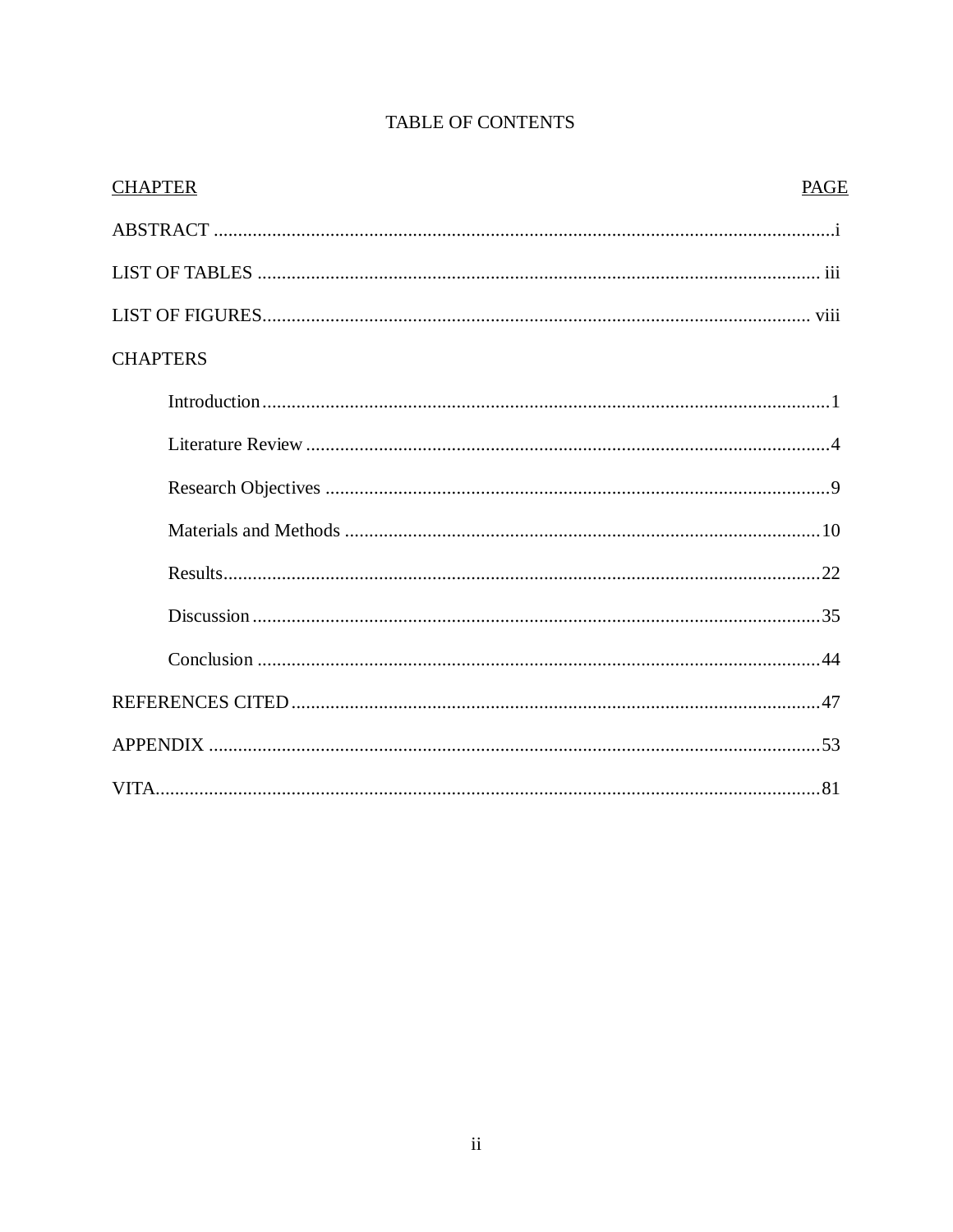# TABLE OF CONTENTS

| CHAPTER | PAGE |
|---|---|
| ABSTRACT | i |
| LIST OF TABLES | iii |
| LIST OF FIGURES | viii |
| CHAPTERS | |
| Introduction | 1 |
| Literature Review | 4 |
| Research Objectives | 9 |
| Materials and Methods | 10 |
| Results | 22 |
| Discussion | 35 |
| Conclusion | 44 |
| REFERENCES CITED | 47 |
| APPENDIX | 53 |
| VITA | 81 |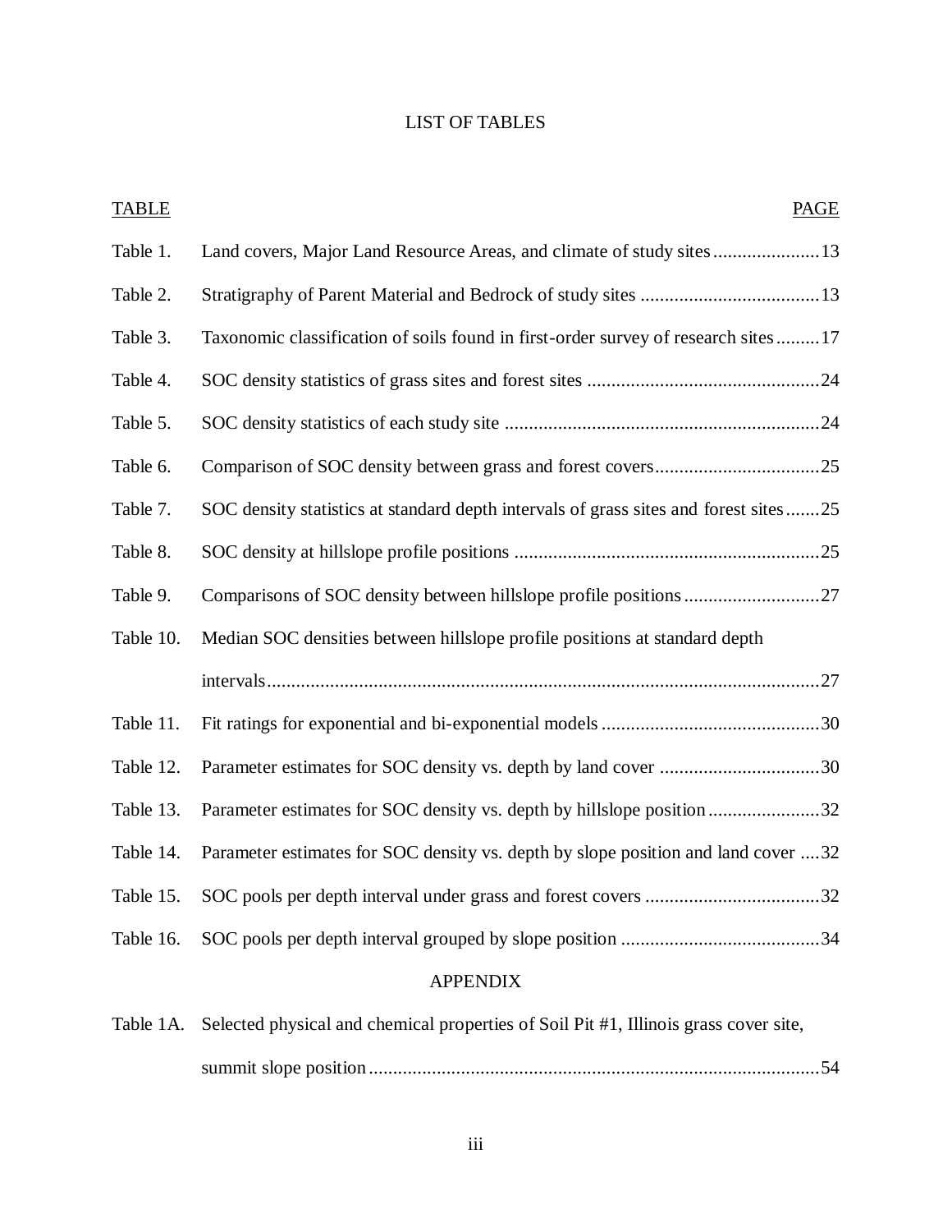# LIST OF TABLES

| TABLE | | PAGE |
|---|---|---|
| Table 1. | Land covers, Major Land Resource Areas, and climate of study sites | 13 |
| Table 2. | Stratigraphy of Parent Material and Bedrock of study sites | 13 |
| Table 3. | Taxonomic classification of soils found in first-order survey of research sites | 17 |
| Table 4. | SOC density statistics of grass sites and forest sites | 24 |
| Table 5. | SOC density statistics of each study site | 24 |
| Table 6. | Comparison of SOC density between grass and forest covers | 25 |
| Table 7. | SOC density statistics at standard depth intervals of grass sites and forest sites | 25 |
| Table 8. | SOC density at hillslope profile positions | 25 |
| Table 9. | Comparisons of SOC density between hillslope profile positions | 27 |
| Table 10. | Median SOC densities between hillslope profile positions at standard depth intervals | 27 |
| Table 11. | Fit ratings for exponential and bi-exponential models | 30 |
| Table 12. | Parameter estimates for SOC density vs. depth by land cover | 30 |
| Table 13. | Parameter estimates for SOC density vs. depth by hillslope position | 32 |
| Table 14. | Parameter estimates for SOC density vs. depth by slope position and land cover | 32 |
| Table 15. | SOC pools per depth interval under grass and forest covers | 32 |
| Table 16. | SOC pools per depth interval grouped by slope position | 34 |

## APPENDIX

| | | |
|---|---|---|
| Table 1A. | Selected physical and chemical properties of Soil Pit #1, Illinois grass cover site, summit slope position | 54 |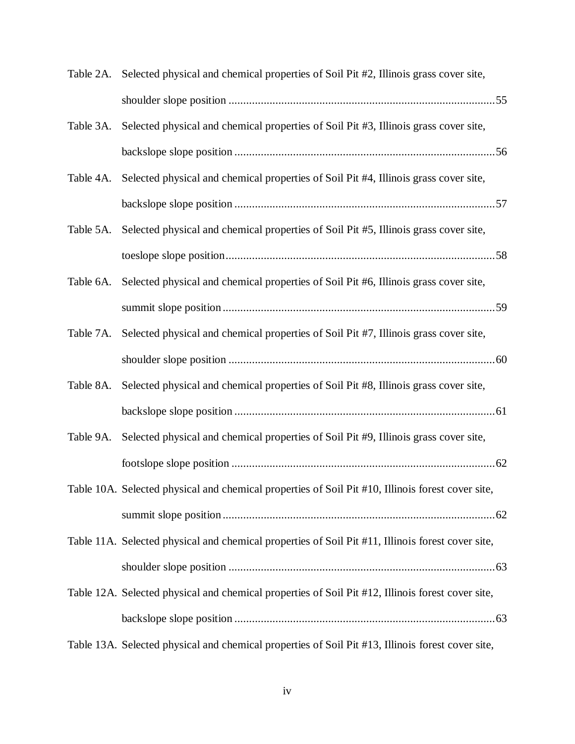Table 2A. Selected physical and chemical properties of Soil Pit #2, Illinois grass cover site, shoulder slope position ....................................................................................55

Table 3A. Selected physical and chemical properties of Soil Pit #3, Illinois grass cover site, backslope slope position ..................................................................................56

Table 4A. Selected physical and chemical properties of Soil Pit #4, Illinois grass cover site, backslope slope position ..................................................................................57

Table 5A. Selected physical and chemical properties of Soil Pit #5, Illinois grass cover site, toeslope slope position....................................................................................58

Table 6A. Selected physical and chemical properties of Soil Pit #6, Illinois grass cover site, summit slope position ......................................................................................59

Table 7A. Selected physical and chemical properties of Soil Pit #7, Illinois grass cover site, shoulder slope position ....................................................................................60

Table 8A. Selected physical and chemical properties of Soil Pit #8, Illinois grass cover site, backslope slope position ..................................................................................61

Table 9A. Selected physical and chemical properties of Soil Pit #9, Illinois grass cover site, footslope slope position ...................................................................................62

Table 10A. Selected physical and chemical properties of Soil Pit #10, Illinois forest cover site, summit slope position ......................................................................................62

Table 11A. Selected physical and chemical properties of Soil Pit #11, Illinois forest cover site, shoulder slope position ....................................................................................63

Table 12A. Selected physical and chemical properties of Soil Pit #12, Illinois forest cover site, backslope slope position ..................................................................................63

Table 13A. Selected physical and chemical properties of Soil Pit #13, Illinois forest cover site,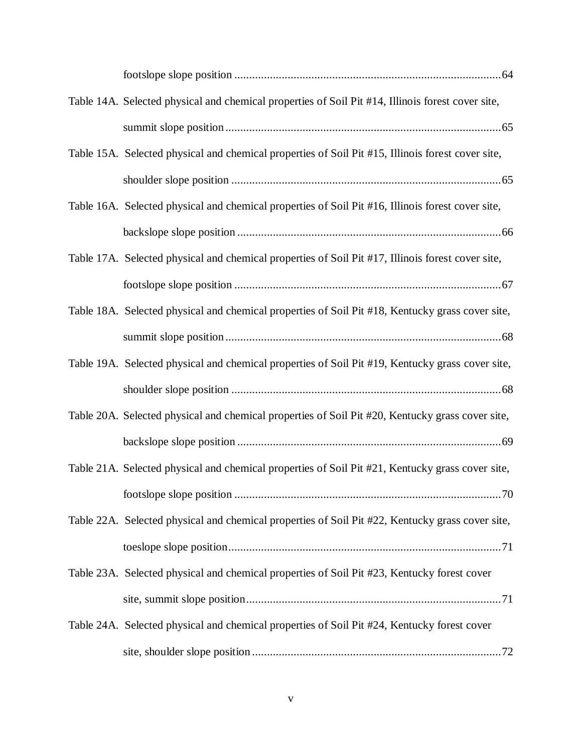footslope slope position ......................................................................................64

Table 14A. Selected physical and chemical properties of Soil Pit #14, Illinois forest cover site, summit slope position ......................................................................................65

Table 15A. Selected physical and chemical properties of Soil Pit #15, Illinois forest cover site, shoulder slope position ......................................................................................65

Table 16A. Selected physical and chemical properties of Soil Pit #16, Illinois forest cover site, backslope slope position ......................................................................................66

Table 17A. Selected physical and chemical properties of Soil Pit #17, Illinois forest cover site, footslope slope position ......................................................................................67

Table 18A. Selected physical and chemical properties of Soil Pit #18, Kentucky grass cover site, summit slope position ......................................................................................68

Table 19A. Selected physical and chemical properties of Soil Pit #19, Kentucky grass cover site, shoulder slope position ......................................................................................68

Table 20A. Selected physical and chemical properties of Soil Pit #20, Kentucky grass cover site, backslope slope position ......................................................................................69

Table 21A. Selected physical and chemical properties of Soil Pit #21, Kentucky grass cover site, footslope slope position ......................................................................................70

Table 22A. Selected physical and chemical properties of Soil Pit #22, Kentucky grass cover site, toeslope slope position......................................................................................71

Table 23A. Selected physical and chemical properties of Soil Pit #23, Kentucky forest cover site, summit slope position......................................................................................71

Table 24A. Selected physical and chemical properties of Soil Pit #24, Kentucky forest cover site, shoulder slope position ......................................................................................72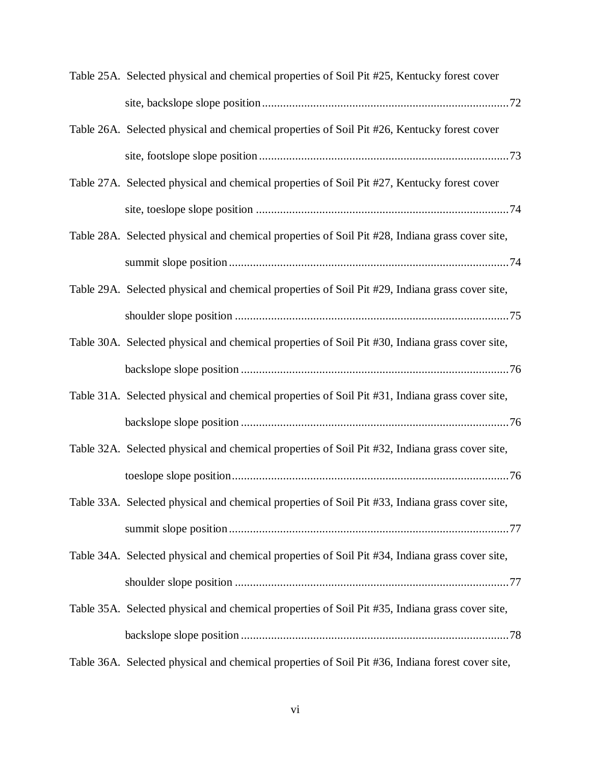Table 25A. Selected physical and chemical properties of Soil Pit #25, Kentucky forest cover site, backslope slope position ....................................................................................72

Table 26A. Selected physical and chemical properties of Soil Pit #26, Kentucky forest cover site, footslope slope position ....................................................................................73

Table 27A. Selected physical and chemical properties of Soil Pit #27, Kentucky forest cover site, toeslope slope position ....................................................................................74

Table 28A. Selected physical and chemical properties of Soil Pit #28, Indiana grass cover site, summit slope position ....................................................................................74

Table 29A. Selected physical and chemical properties of Soil Pit #29, Indiana grass cover site, shoulder slope position ....................................................................................75

Table 30A. Selected physical and chemical properties of Soil Pit #30, Indiana grass cover site, backslope slope position ....................................................................................76

Table 31A. Selected physical and chemical properties of Soil Pit #31, Indiana grass cover site, backslope slope position ....................................................................................76

Table 32A. Selected physical and chemical properties of Soil Pit #32, Indiana grass cover site, toeslope slope position ....................................................................................76

Table 33A. Selected physical and chemical properties of Soil Pit #33, Indiana grass cover site, summit slope position ....................................................................................77

Table 34A. Selected physical and chemical properties of Soil Pit #34, Indiana grass cover site, shoulder slope position ....................................................................................77

Table 35A. Selected physical and chemical properties of Soil Pit #35, Indiana grass cover site, backslope slope position ....................................................................................78

Table 36A. Selected physical and chemical properties of Soil Pit #36, Indiana forest cover site,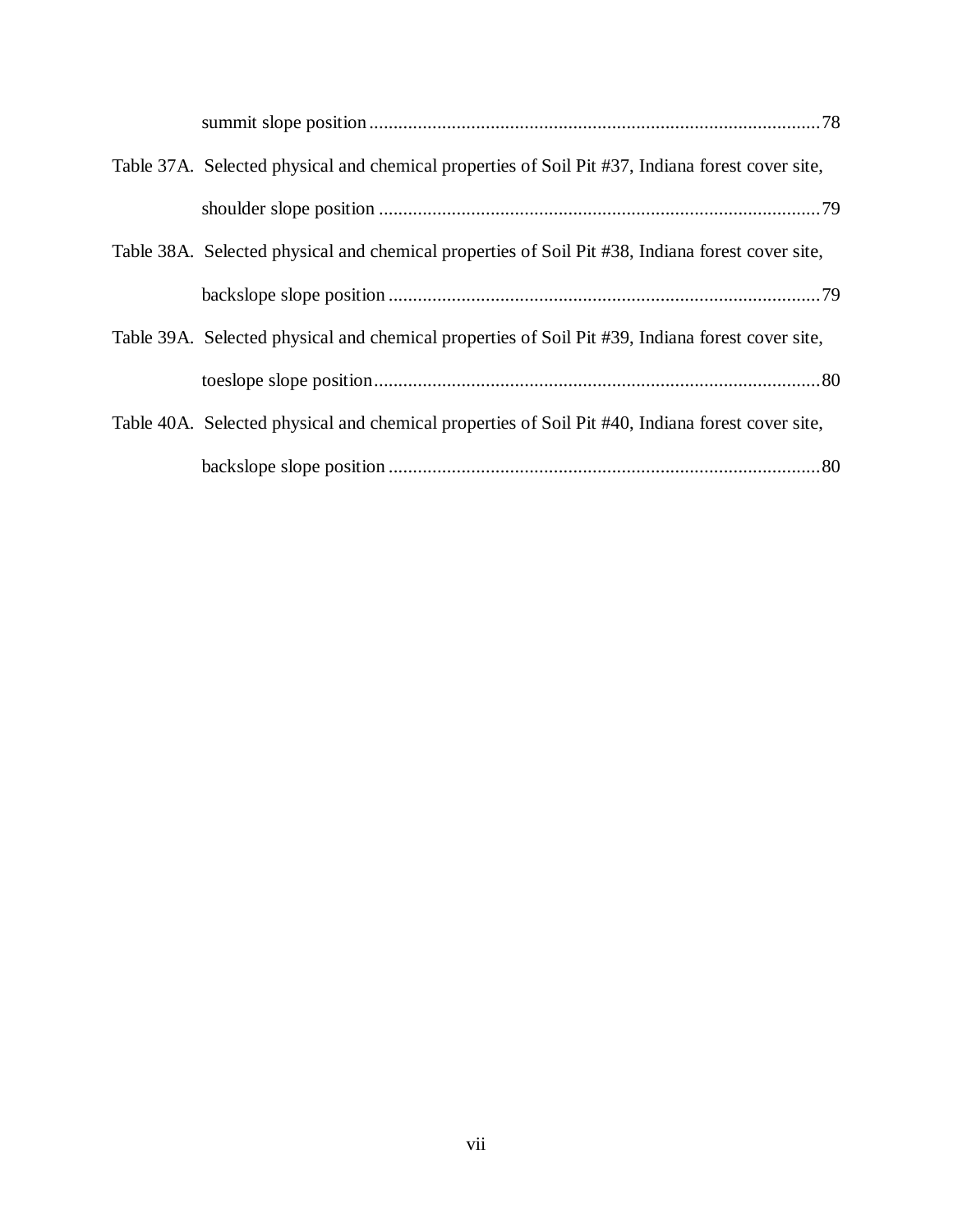summit slope position ............................................................................................78

Table 37A. Selected physical and chemical properties of Soil Pit #37, Indiana forest cover site, shoulder slope position ..........................................................................................79

Table 38A. Selected physical and chemical properties of Soil Pit #38, Indiana forest cover site, backslope slope position ........................................................................................79

Table 39A. Selected physical and chemical properties of Soil Pit #39, Indiana forest cover site, toeslope slope position...........................................................................................80

Table 40A. Selected physical and chemical properties of Soil Pit #40, Indiana forest cover site, backslope slope position ........................................................................................80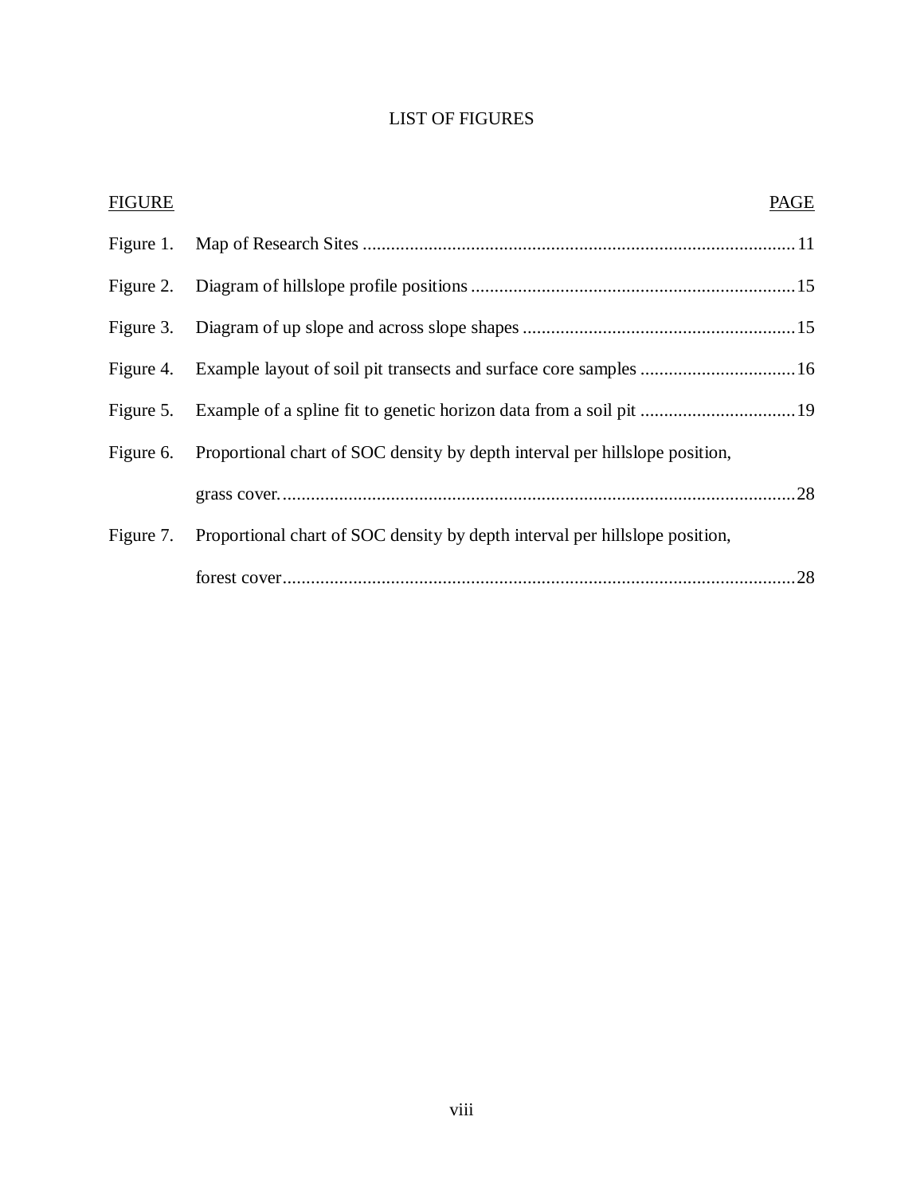# LIST OF FIGURES

| FIGURE | | PAGE |
|---|---|---|
| Figure 1. | Map of Research Sites | 11 |
| Figure 2. | Diagram of hillslope profile positions | 15 |
| Figure 3. | Diagram of up slope and across slope shapes | 15 |
| Figure 4. | Example layout of soil pit transects and surface core samples | 16 |
| Figure 5. | Example of a spline fit to genetic horizon data from a soil pit | 19 |
| Figure 6. | Proportional chart of SOC density by depth interval per hillslope position, grass cover. | 28 |
| Figure 7. | Proportional chart of SOC density by depth interval per hillslope position, forest cover | 28 |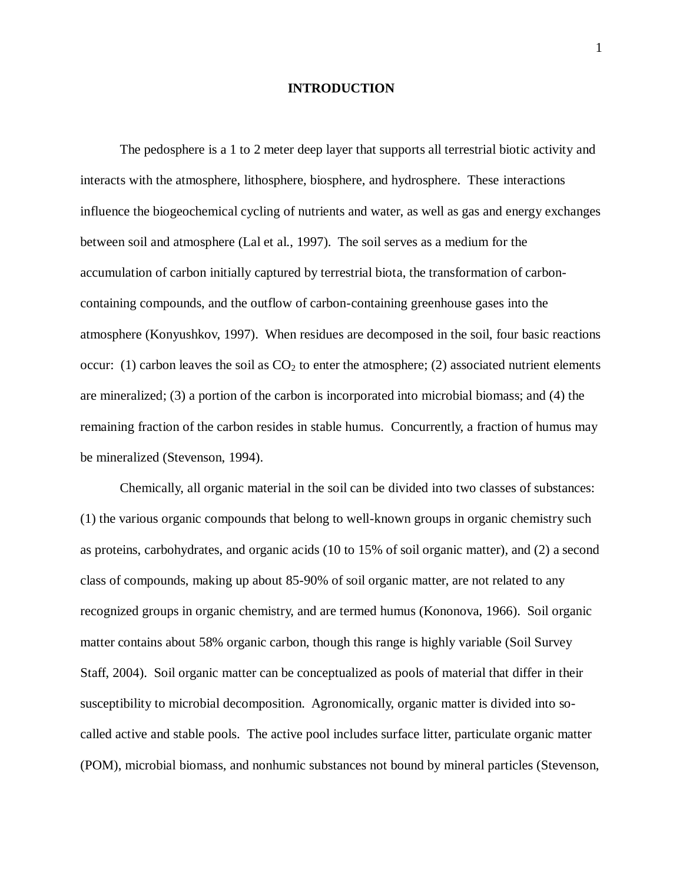# INTRODUCTION

The pedosphere is a 1 to 2 meter deep layer that supports all terrestrial biotic activity and interacts with the atmosphere, lithosphere, biosphere, and hydrosphere. These interactions influence the biogeochemical cycling of nutrients and water, as well as gas and energy exchanges between soil and atmosphere (Lal et al., 1997). The soil serves as a medium for the accumulation of carbon initially captured by terrestrial biota, the transformation of carbon-containing compounds, and the outflow of carbon-containing greenhouse gases into the atmosphere (Konyushkov, 1997). When residues are decomposed in the soil, four basic reactions occur: (1) carbon leaves the soil as $CO_2$ to enter the atmosphere; (2) associated nutrient elements are mineralized; (3) a portion of the carbon is incorporated into microbial biomass; and (4) the remaining fraction of the carbon resides in stable humus. Concurrently, a fraction of humus may be mineralized (Stevenson, 1994).

Chemically, all organic material in the soil can be divided into two classes of substances: (1) the various organic compounds that belong to well-known groups in organic chemistry such as proteins, carbohydrates, and organic acids (10 to 15% of soil organic matter), and (2) a second class of compounds, making up about 85-90% of soil organic matter, are not related to any recognized groups in organic chemistry, and are termed humus (Kononova, 1966). Soil organic matter contains about 58% organic carbon, though this range is highly variable (Soil Survey Staff, 2004). Soil organic matter can be conceptualized as pools of material that differ in their susceptibility to microbial decomposition. Agronomically, organic matter is divided into so-called active and stable pools. The active pool includes surface litter, particulate organic matter (POM), microbial biomass, and nonhumic substances not bound by mineral particles (Stevenson,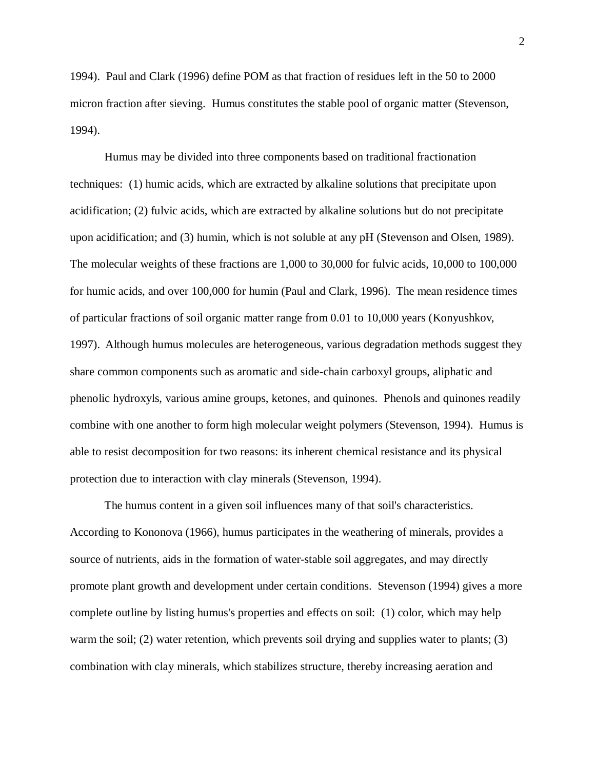1994). Paul and Clark (1996) define POM as that fraction of residues left in the 50 to 2000 micron fraction after sieving. Humus constitutes the stable pool of organic matter (Stevenson, 1994).

Humus may be divided into three components based on traditional fractionation techniques: (1) humic acids, which are extracted by alkaline solutions that precipitate upon acidification; (2) fulvic acids, which are extracted by alkaline solutions but do not precipitate upon acidification; and (3) humin, which is not soluble at any pH (Stevenson and Olsen, 1989). The molecular weights of these fractions are 1,000 to 30,000 for fulvic acids, 10,000 to 100,000 for humic acids, and over 100,000 for humin (Paul and Clark, 1996). The mean residence times of particular fractions of soil organic matter range from 0.01 to 10,000 years (Konyushkov, 1997). Although humus molecules are heterogeneous, various degradation methods suggest they share common components such as aromatic and side-chain carboxyl groups, aliphatic and phenolic hydroxyls, various amine groups, ketones, and quinones. Phenols and quinones readily combine with one another to form high molecular weight polymers (Stevenson, 1994). Humus is able to resist decomposition for two reasons: its inherent chemical resistance and its physical protection due to interaction with clay minerals (Stevenson, 1994).

The humus content in a given soil influences many of that soil's characteristics. According to Kononova (1966), humus participates in the weathering of minerals, provides a source of nutrients, aids in the formation of water-stable soil aggregates, and may directly promote plant growth and development under certain conditions. Stevenson (1994) gives a more complete outline by listing humus's properties and effects on soil: (1) color, which may help warm the soil; (2) water retention, which prevents soil drying and supplies water to plants; (3) combination with clay minerals, which stabilizes structure, thereby increasing aeration and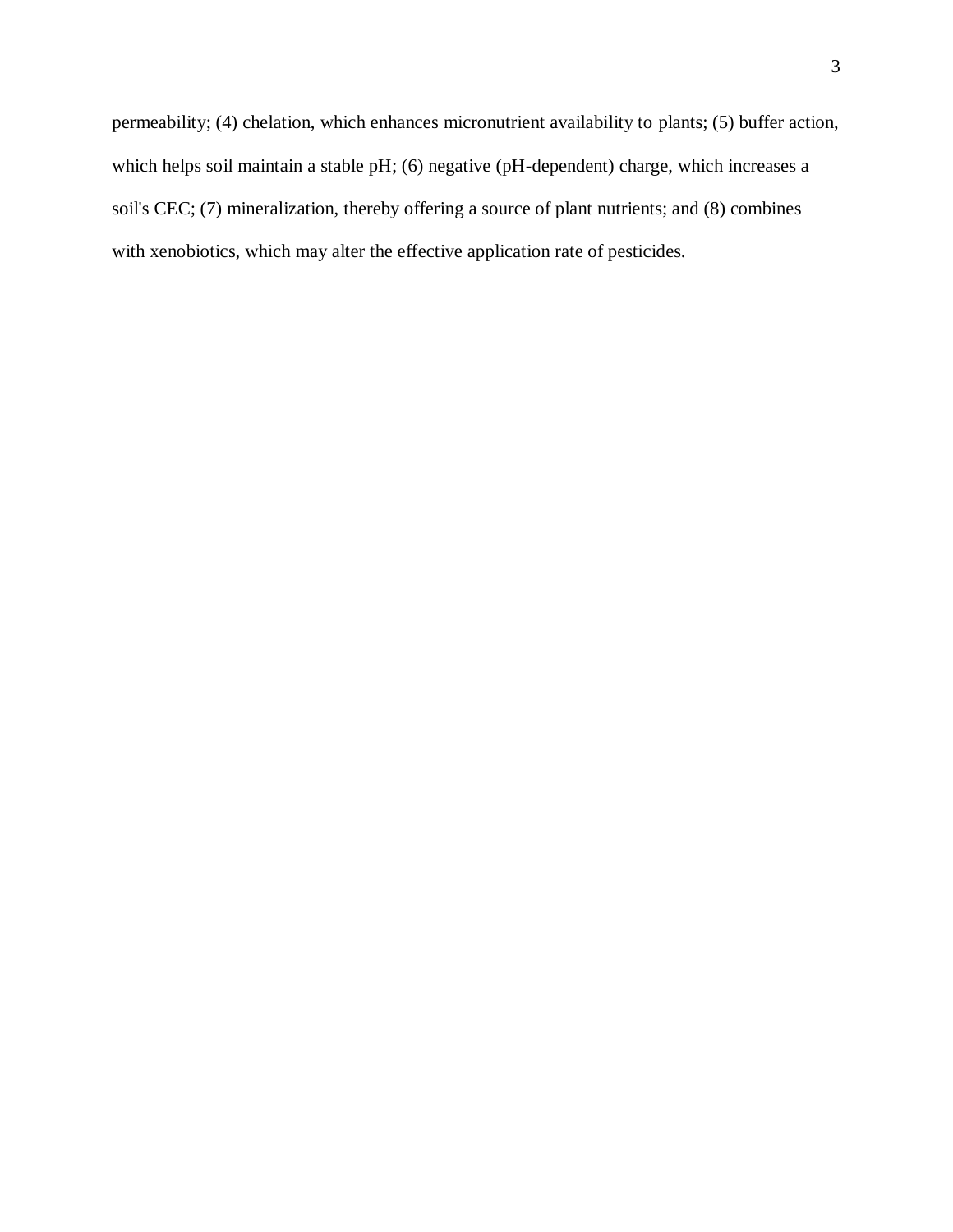permeability; (4) chelation, which enhances micronutrient availability to plants; (5) buffer action, which helps soil maintain a stable pH; (6) negative (pH-dependent) charge, which increases a soil's CEC; (7) mineralization, thereby offering a source of plant nutrients; and (8) combines with xenobiotics, which may alter the effective application rate of pesticides.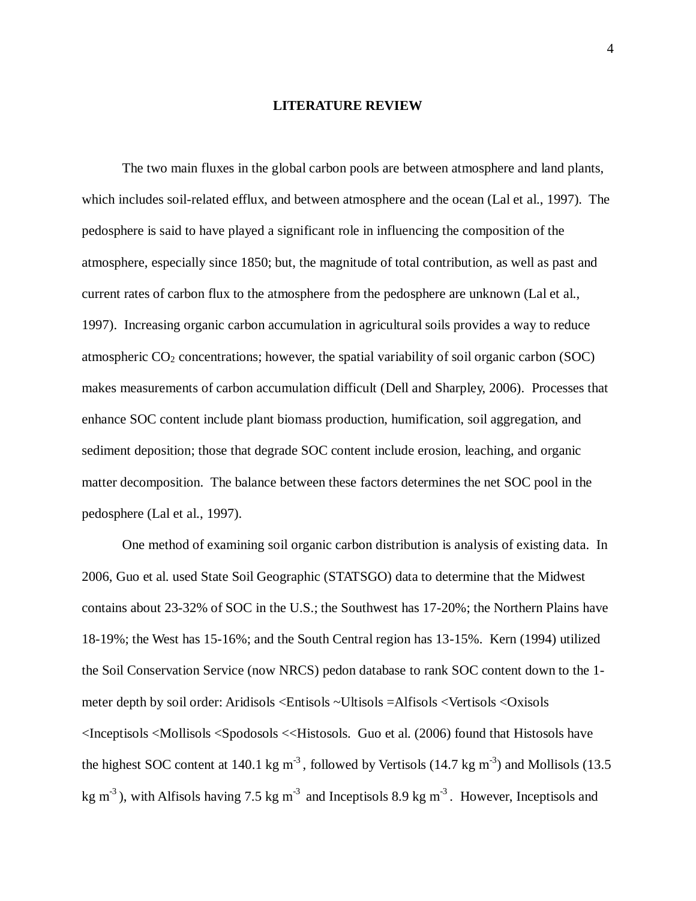# LITERATURE REVIEW

The two main fluxes in the global carbon pools are between atmosphere and land plants, which includes soil-related efflux, and between atmosphere and the ocean (Lal et al., 1997). The pedosphere is said to have played a significant role in influencing the composition of the atmosphere, especially since 1850; but, the magnitude of total contribution, as well as past and current rates of carbon flux to the atmosphere from the pedosphere are unknown (Lal et al., 1997). Increasing organic carbon accumulation in agricultural soils provides a way to reduce atmospheric $CO_2$ concentrations; however, the spatial variability of soil organic carbon (SOC) makes measurements of carbon accumulation difficult (Dell and Sharpley, 2006). Processes that enhance SOC content include plant biomass production, humification, soil aggregation, and sediment deposition; those that degrade SOC content include erosion, leaching, and organic matter decomposition. The balance between these factors determines the net SOC pool in the pedosphere (Lal et al., 1997).

One method of examining soil organic carbon distribution is analysis of existing data. In 2006, Guo et al. used State Soil Geographic (STATSGO) data to determine that the Midwest contains about 23-32% of SOC in the U.S.; the Southwest has 17-20%; the Northern Plains have 18-19%; the West has 15-16%; and the South Central region has 13-15%. Kern (1994) utilized the Soil Conservation Service (now NRCS) pedon database to rank SOC content down to the 1-meter depth by soil order: Aridisols <Entisols ~Ultisols =Alfisols <Vertisols <Oxisols <Inceptisols <Mollisols <Spodosols <<Histosols. Guo et al. (2006) found that Histosols have the highest SOC content at 140.1 kg $m^{-3}$, followed by Vertisols (14.7 kg $m^{-3}$) and Mollisols (13.5 kg $m^{-3}$), with Alfisols having 7.5 kg $m^{-3}$ and Inceptisols 8.9 kg $m^{-3}$. However, Inceptisols and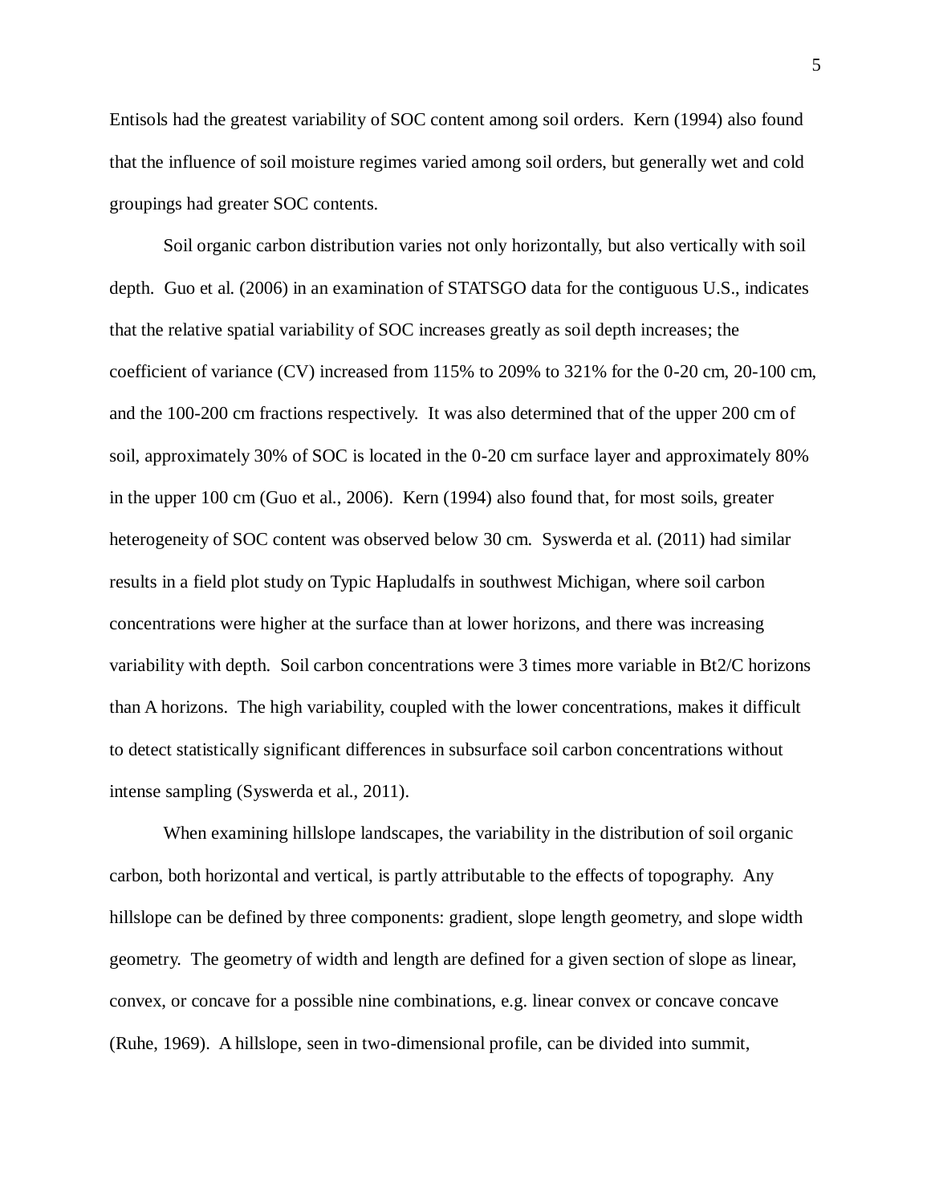Entisols had the greatest variability of SOC content among soil orders. Kern (1994) also found that the influence of soil moisture regimes varied among soil orders, but generally wet and cold groupings had greater SOC contents.

Soil organic carbon distribution varies not only horizontally, but also vertically with soil depth. Guo et al. (2006) in an examination of STATSGO data for the contiguous U.S., indicates that the relative spatial variability of SOC increases greatly as soil depth increases; the coefficient of variance (CV) increased from 115% to 209% to 321% for the 0-20 cm, 20-100 cm, and the 100-200 cm fractions respectively. It was also determined that of the upper 200 cm of soil, approximately 30% of SOC is located in the 0-20 cm surface layer and approximately 80% in the upper 100 cm (Guo et al., 2006). Kern (1994) also found that, for most soils, greater heterogeneity of SOC content was observed below 30 cm. Syswerda et al. (2011) had similar results in a field plot study on Typic Hapludalfs in southwest Michigan, where soil carbon concentrations were higher at the surface than at lower horizons, and there was increasing variability with depth. Soil carbon concentrations were 3 times more variable in Bt2/C horizons than A horizons. The high variability, coupled with the lower concentrations, makes it difficult to detect statistically significant differences in subsurface soil carbon concentrations without intense sampling (Syswerda et al., 2011).

When examining hillslope landscapes, the variability in the distribution of soil organic carbon, both horizontal and vertical, is partly attributable to the effects of topography. Any hillslope can be defined by three components: gradient, slope length geometry, and slope width geometry. The geometry of width and length are defined for a given section of slope as linear, convex, or concave for a possible nine combinations, e.g. linear convex or concave concave (Ruhe, 1969). A hillslope, seen in two-dimensional profile, can be divided into summit,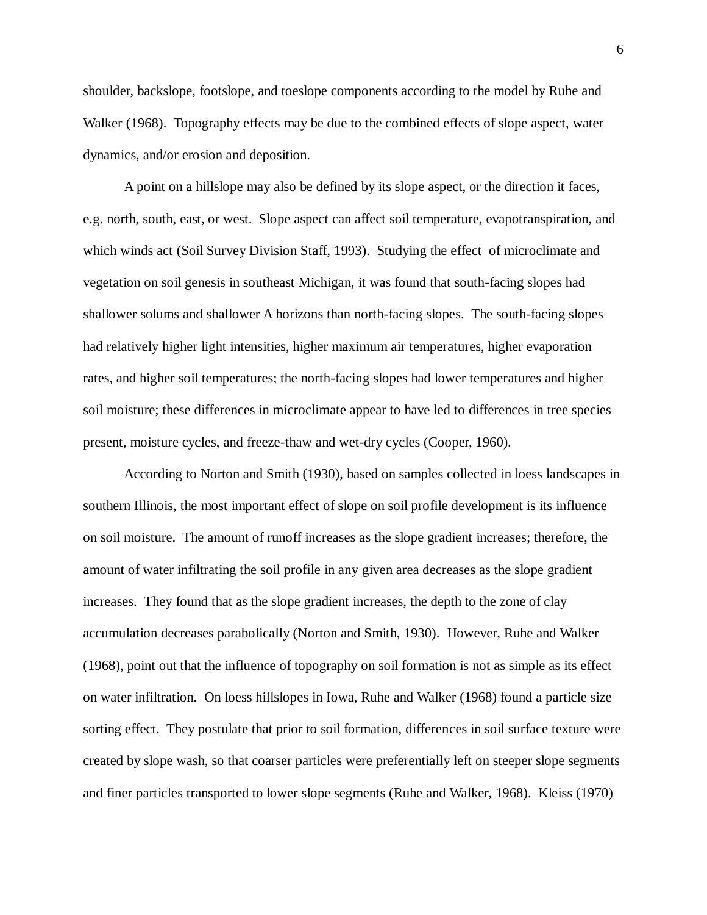shoulder, backslope, footslope, and toeslope components according to the model by Ruhe and Walker (1968). Topography effects may be due to the combined effects of slope aspect, water dynamics, and/or erosion and deposition.

A point on a hillslope may also be defined by its slope aspect, or the direction it faces, e.g. north, south, east, or west. Slope aspect can affect soil temperature, evapotranspiration, and which winds act (Soil Survey Division Staff, 1993). Studying the effect of microclimate and vegetation on soil genesis in southeast Michigan, it was found that south-facing slopes had shallower solums and shallower A horizons than north-facing slopes. The south-facing slopes had relatively higher light intensities, higher maximum air temperatures, higher evaporation rates, and higher soil temperatures; the north-facing slopes had lower temperatures and higher soil moisture; these differences in microclimate appear to have led to differences in tree species present, moisture cycles, and freeze-thaw and wet-dry cycles (Cooper, 1960).

According to Norton and Smith (1930), based on samples collected in loess landscapes in southern Illinois, the most important effect of slope on soil profile development is its influence on soil moisture. The amount of runoff increases as the slope gradient increases; therefore, the amount of water infiltrating the soil profile in any given area decreases as the slope gradient increases. They found that as the slope gradient increases, the depth to the zone of clay accumulation decreases parabolically (Norton and Smith, 1930). However, Ruhe and Walker (1968), point out that the influence of topography on soil formation is not as simple as its effect on water infiltration. On loess hillslopes in Iowa, Ruhe and Walker (1968) found a particle size sorting effect. They postulate that prior to soil formation, differences in soil surface texture were created by slope wash, so that coarser particles were preferentially left on steeper slope segments and finer particles transported to lower slope segments (Ruhe and Walker, 1968). Kleiss (1970)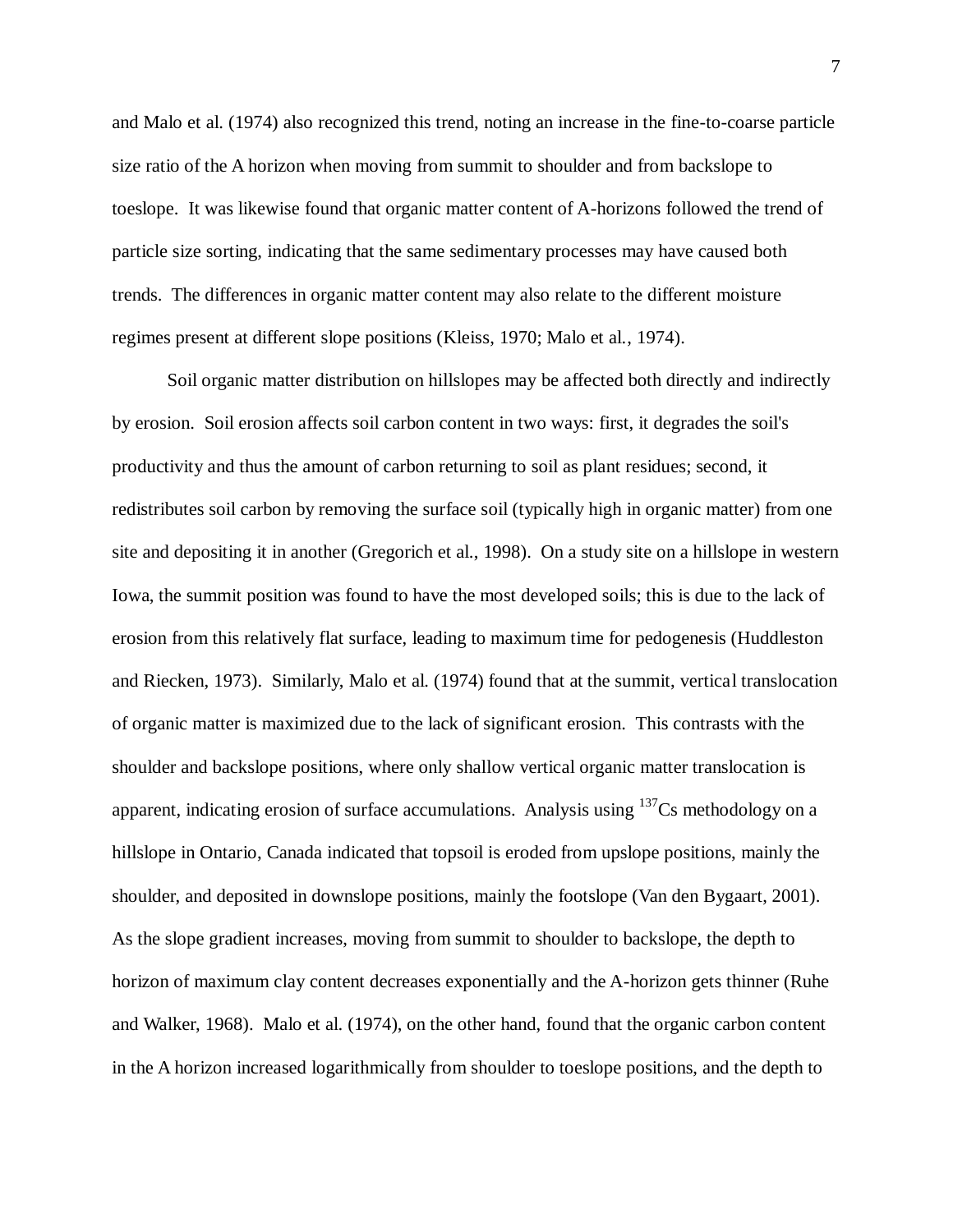and Malo et al. (1974) also recognized this trend, noting an increase in the fine-to-coarse particle size ratio of the A horizon when moving from summit to shoulder and from backslope to toeslope. It was likewise found that organic matter content of A-horizons followed the trend of particle size sorting, indicating that the same sedimentary processes may have caused both trends. The differences in organic matter content may also relate to the different moisture regimes present at different slope positions (Kleiss, 1970; Malo et al., 1974).

Soil organic matter distribution on hillslopes may be affected both directly and indirectly by erosion. Soil erosion affects soil carbon content in two ways: first, it degrades the soil's productivity and thus the amount of carbon returning to soil as plant residues; second, it redistributes soil carbon by removing the surface soil (typically high in organic matter) from one site and depositing it in another (Gregorich et al., 1998). On a study site on a hillslope in western Iowa, the summit position was found to have the most developed soils; this is due to the lack of erosion from this relatively flat surface, leading to maximum time for pedogenesis (Huddleston and Riecken, 1973). Similarly, Malo et al. (1974) found that at the summit, vertical translocation of organic matter is maximized due to the lack of significant erosion. This contrasts with the shoulder and backslope positions, where only shallow vertical organic matter translocation is apparent, indicating erosion of surface accumulations. Analysis using $^{137}$Cs methodology on a hillslope in Ontario, Canada indicated that topsoil is eroded from upslope positions, mainly the shoulder, and deposited in downslope positions, mainly the footslope (Van den Bygaart, 2001). As the slope gradient increases, moving from summit to shoulder to backslope, the depth to horizon of maximum clay content decreases exponentially and the A-horizon gets thinner (Ruhe and Walker, 1968). Malo et al. (1974), on the other hand, found that the organic carbon content in the A horizon increased logarithmically from shoulder to toeslope positions, and the depth to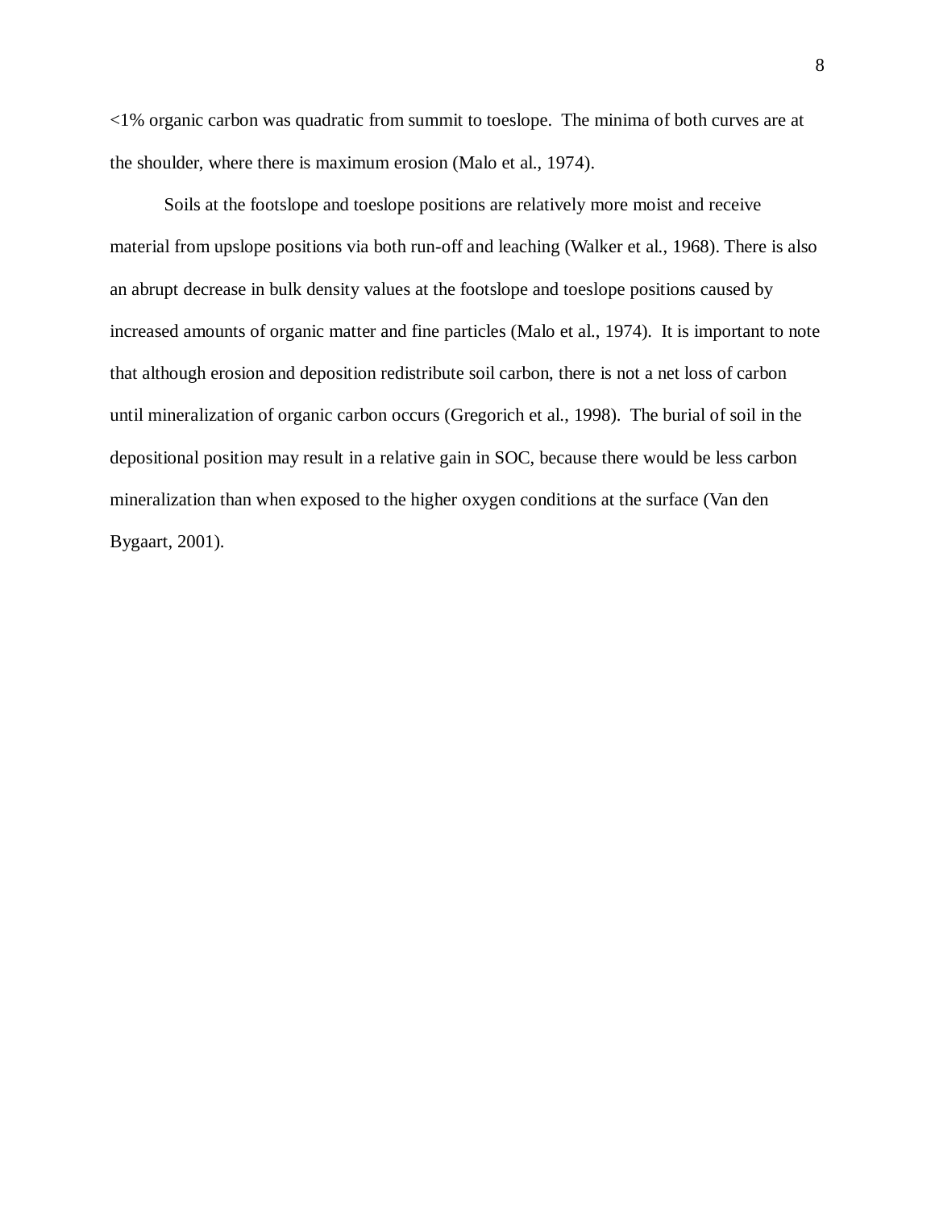<1% organic carbon was quadratic from summit to toeslope. The minima of both curves are at the shoulder, where there is maximum erosion (Malo et al., 1974).

Soils at the footslope and toeslope positions are relatively more moist and receive material from upslope positions via both run-off and leaching (Walker et al., 1968). There is also an abrupt decrease in bulk density values at the footslope and toeslope positions caused by increased amounts of organic matter and fine particles (Malo et al., 1974). It is important to note that although erosion and deposition redistribute soil carbon, there is not a net loss of carbon until mineralization of organic carbon occurs (Gregorich et al., 1998). The burial of soil in the depositional position may result in a relative gain in SOC, because there would be less carbon mineralization than when exposed to the higher oxygen conditions at the surface (Van den Bygaart, 2001).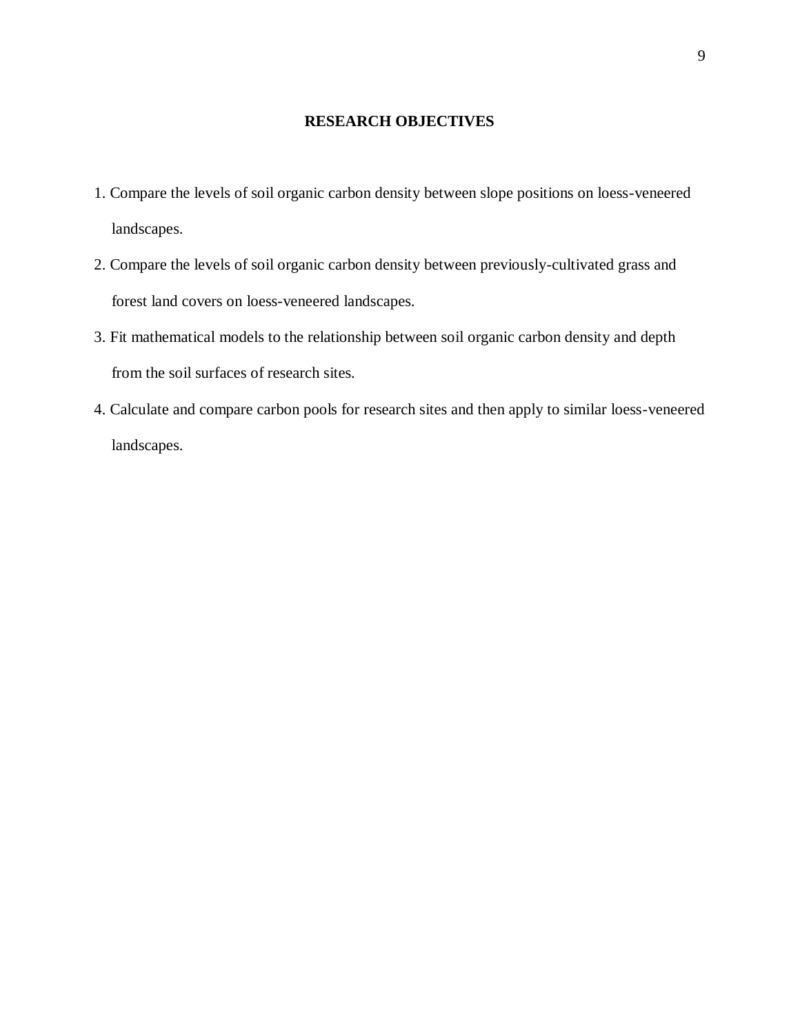## RESEARCH OBJECTIVES

1. Compare the levels of soil organic carbon density between slope positions on loess-veneered landscapes.
2. Compare the levels of soil organic carbon density between previously-cultivated grass and forest land covers on loess-veneered landscapes.
3. Fit mathematical models to the relationship between soil organic carbon density and depth from the soil surfaces of research sites.
4. Calculate and compare carbon pools for research sites and then apply to similar loess-veneered landscapes.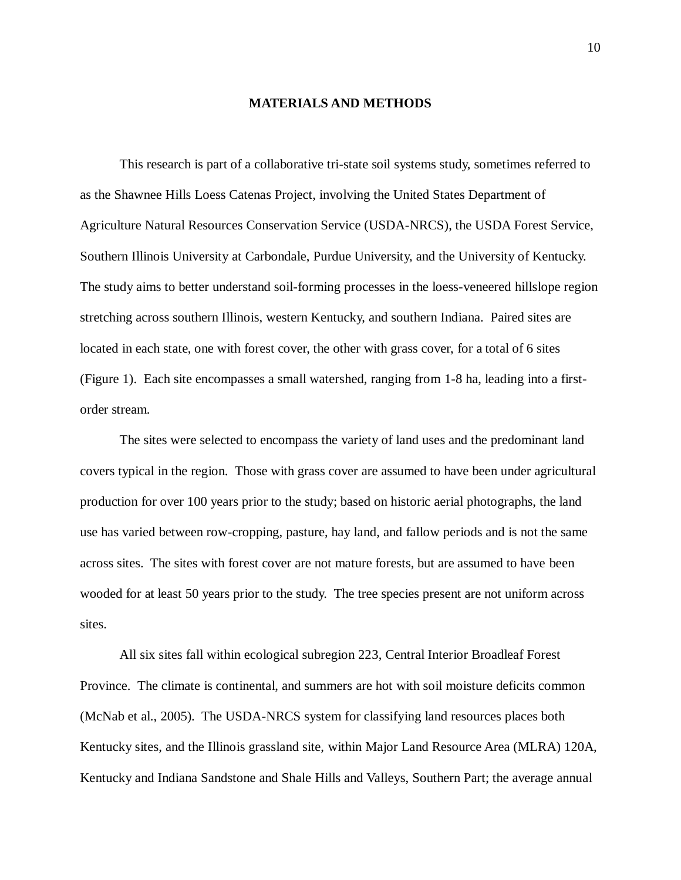# MATERIALS AND METHODS

This research is part of a collaborative tri-state soil systems study, sometimes referred to as the Shawnee Hills Loess Catenas Project, involving the United States Department of Agriculture Natural Resources Conservation Service (USDA-NRCS), the USDA Forest Service, Southern Illinois University at Carbondale, Purdue University, and the University of Kentucky. The study aims to better understand soil-forming processes in the loess-veneered hillslope region stretching across southern Illinois, western Kentucky, and southern Indiana. Paired sites are located in each state, one with forest cover, the other with grass cover, for a total of 6 sites (Figure 1). Each site encompasses a small watershed, ranging from 1-8 ha, leading into a first-order stream.

The sites were selected to encompass the variety of land uses and the predominant land covers typical in the region. Those with grass cover are assumed to have been under agricultural production for over 100 years prior to the study; based on historic aerial photographs, the land use has varied between row-cropping, pasture, hay land, and fallow periods and is not the same across sites. The sites with forest cover are not mature forests, but are assumed to have been wooded for at least 50 years prior to the study. The tree species present are not uniform across sites.

All six sites fall within ecological subregion 223, Central Interior Broadleaf Forest Province. The climate is continental, and summers are hot with soil moisture deficits common (McNab et al., 2005). The USDA-NRCS system for classifying land resources places both Kentucky sites, and the Illinois grassland site, within Major Land Resource Area (MLRA) 120A, Kentucky and Indiana Sandstone and Shale Hills and Valleys, Southern Part; the average annual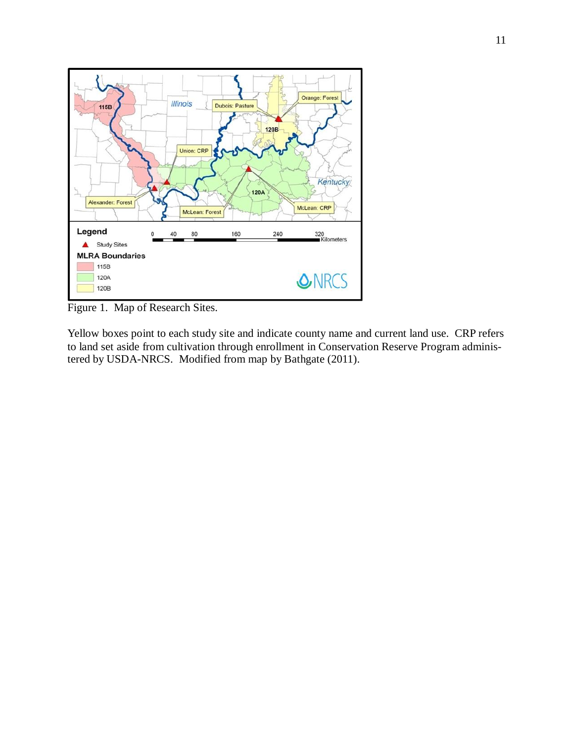Figure 1. Map of Research Sites.

Yellow boxes point to each study site and indicate county name and current land use. CRP refers to land set aside from cultivation through enrollment in Conservation Reserve Program administered by USDA-NRCS. Modified from map by Bathgate (2011).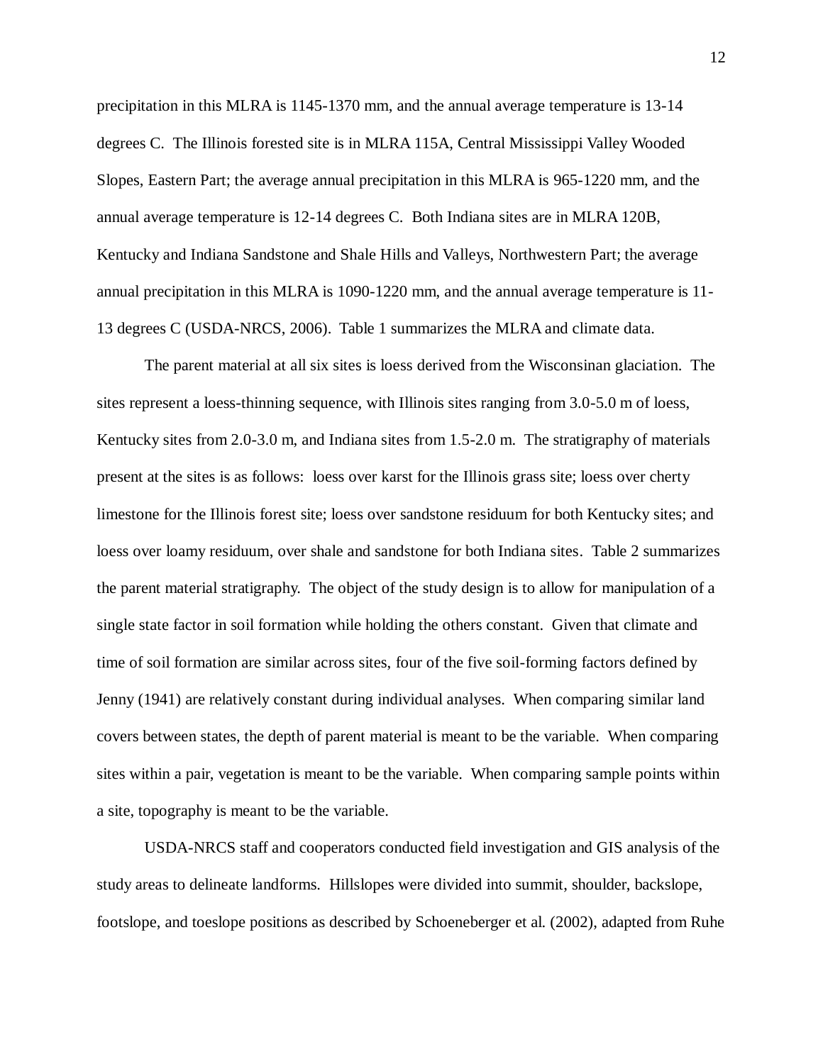precipitation in this MLRA is 1145-1370 mm, and the annual average temperature is 13-14 degrees C. The Illinois forested site is in MLRA 115A, Central Mississippi Valley Wooded Slopes, Eastern Part; the average annual precipitation in this MLRA is 965-1220 mm, and the annual average temperature is 12-14 degrees C. Both Indiana sites are in MLRA 120B, Kentucky and Indiana Sandstone and Shale Hills and Valleys, Northwestern Part; the average annual precipitation in this MLRA is 1090-1220 mm, and the annual average temperature is 11-13 degrees C (USDA-NRCS, 2006). Table 1 summarizes the MLRA and climate data.

The parent material at all six sites is loess derived from the Wisconsinan glaciation. The sites represent a loess-thinning sequence, with Illinois sites ranging from 3.0-5.0 m of loess, Kentucky sites from 2.0-3.0 m, and Indiana sites from 1.5-2.0 m. The stratigraphy of materials present at the sites is as follows: loess over karst for the Illinois grass site; loess over cherty limestone for the Illinois forest site; loess over sandstone residuum for both Kentucky sites; and loess over loamy residuum, over shale and sandstone for both Indiana sites. Table 2 summarizes the parent material stratigraphy. The object of the study design is to allow for manipulation of a single state factor in soil formation while holding the others constant. Given that climate and time of soil formation are similar across sites, four of the five soil-forming factors defined by Jenny (1941) are relatively constant during individual analyses. When comparing similar land covers between states, the depth of parent material is meant to be the variable. When comparing sites within a pair, vegetation is meant to be the variable. When comparing sample points within a site, topography is meant to be the variable.

USDA-NRCS staff and cooperators conducted field investigation and GIS analysis of the study areas to delineate landforms. Hillslopes were divided into summit, shoulder, backslope, footslope, and toeslope positions as described by Schoeneberger et al. (2002), adapted from Ruhe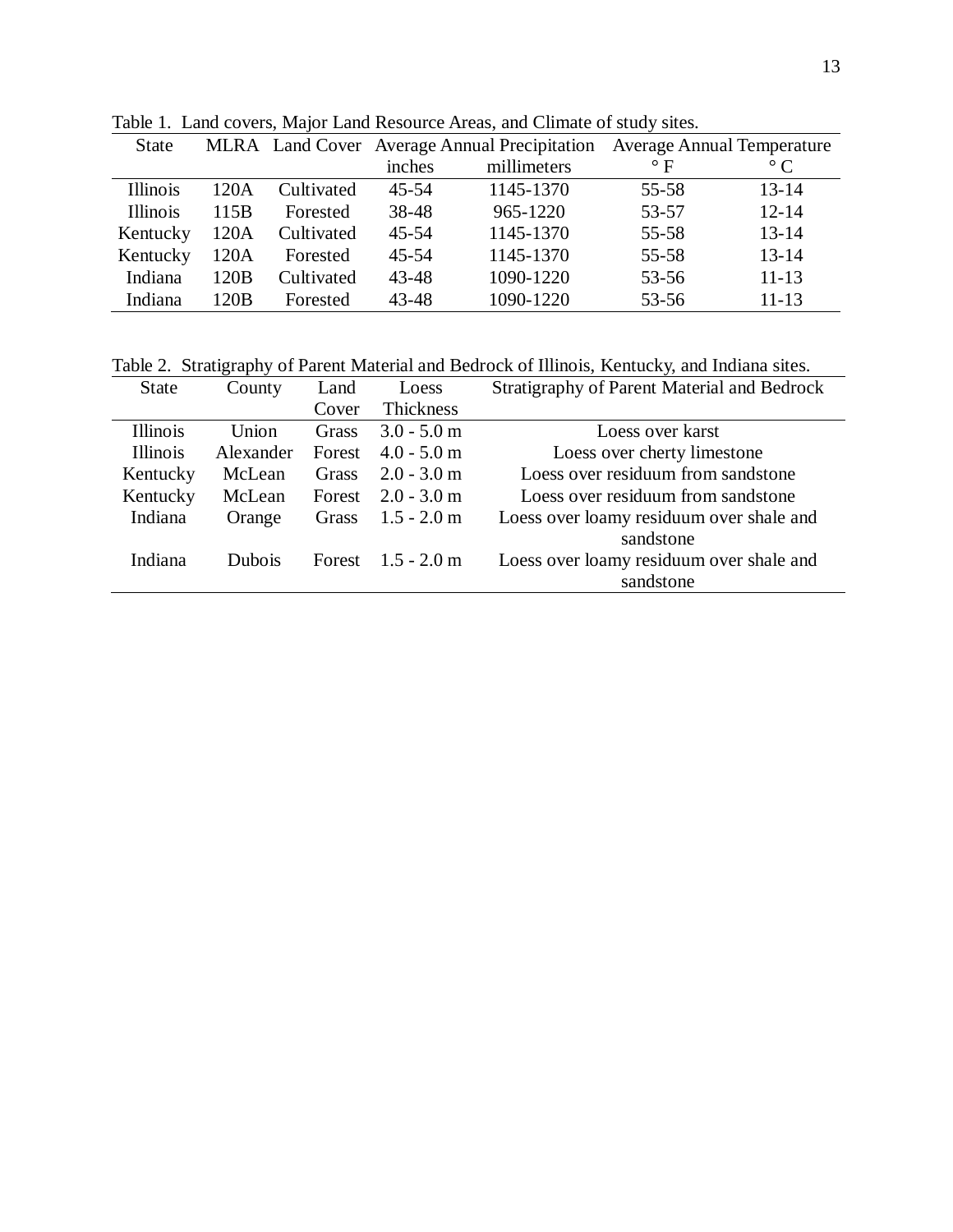Table 1. Land covers, Major Land Resource Areas, and Climate of study sites.

| State | MLRA | Land Cover | Average Annual Precipitation | | Average Annual Temperature | |
|---|---|---|---|---|---|---|
| | | | inches | millimeters | ° F | ° C |
| Illinois | 120A | Cultivated | 45-54 | 1145-1370 | 55-58 | 13-14 |
| Illinois | 115B | Forested | 38-48 | 965-1220 | 53-57 | 12-14 |
| Kentucky | 120A | Cultivated | 45-54 | 1145-1370 | 55-58 | 13-14 |
| Kentucky | 120A | Forested | 45-54 | 1145-1370 | 55-58 | 13-14 |
| Indiana | 120B | Cultivated | 43-48 | 1090-1220 | 53-56 | 11-13 |
| Indiana | 120B | Forested | 43-48 | 1090-1220 | 53-56 | 11-13 |

Table 2. Stratigraphy of Parent Material and Bedrock of Illinois, Kentucky, and Indiana sites.

| State | County | Land Cover | Loess Thickness | Stratigraphy of Parent Material and Bedrock |
|---|---|---|---|---|
| Illinois | Union | Grass | 3.0 - 5.0 m | Loess over karst |
| Illinois | Alexander | Forest | 4.0 - 5.0 m | Loess over cherty limestone |
| Kentucky | McLean | Grass | 2.0 - 3.0 m | Loess over residuum from sandstone |
| Kentucky | McLean | Forest | 2.0 - 3.0 m | Loess over residuum from sandstone |
| Indiana | Orange | Grass | 1.5 - 2.0 m | Loess over loamy residuum over shale and sandstone |
| Indiana | Dubois | Forest | 1.5 - 2.0 m | Loess over loamy residuum over shale and sandstone |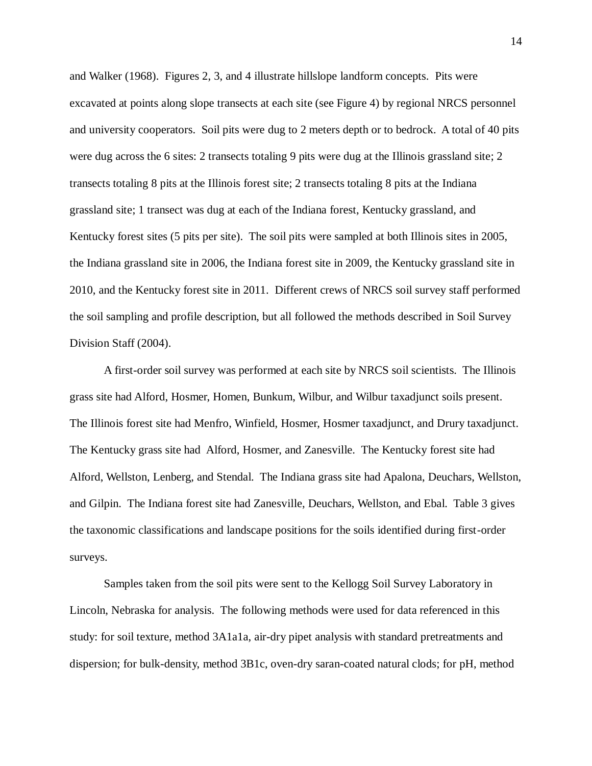and Walker (1968). Figures 2, 3, and 4 illustrate hillslope landform concepts. Pits were excavated at points along slope transects at each site (see Figure 4) by regional NRCS personnel and university cooperators. Soil pits were dug to 2 meters depth or to bedrock. A total of 40 pits were dug across the 6 sites: 2 transects totaling 9 pits were dug at the Illinois grassland site; 2 transects totaling 8 pits at the Illinois forest site; 2 transects totaling 8 pits at the Indiana grassland site; 1 transect was dug at each of the Indiana forest, Kentucky grassland, and Kentucky forest sites (5 pits per site). The soil pits were sampled at both Illinois sites in 2005, the Indiana grassland site in 2006, the Indiana forest site in 2009, the Kentucky grassland site in 2010, and the Kentucky forest site in 2011. Different crews of NRCS soil survey staff performed the soil sampling and profile description, but all followed the methods described in Soil Survey Division Staff (2004).

A first-order soil survey was performed at each site by NRCS soil scientists. The Illinois grass site had Alford, Hosmer, Homen, Bunkum, Wilbur, and Wilbur taxadjunct soils present. The Illinois forest site had Menfro, Winfield, Hosmer, Hosmer taxadjunct, and Drury taxadjunct. The Kentucky grass site had Alford, Hosmer, and Zanesville. The Kentucky forest site had Alford, Wellston, Lenberg, and Stendal. The Indiana grass site had Apalona, Deuchars, Wellston, and Gilpin. The Indiana forest site had Zanesville, Deuchars, Wellston, and Ebal. Table 3 gives the taxonomic classifications and landscape positions for the soils identified during first-order surveys.

Samples taken from the soil pits were sent to the Kellogg Soil Survey Laboratory in Lincoln, Nebraska for analysis. The following methods were used for data referenced in this study: for soil texture, method 3A1a1a, air-dry pipet analysis with standard pretreatments and dispersion; for bulk-density, method 3B1c, oven-dry saran-coated natural clods; for pH, method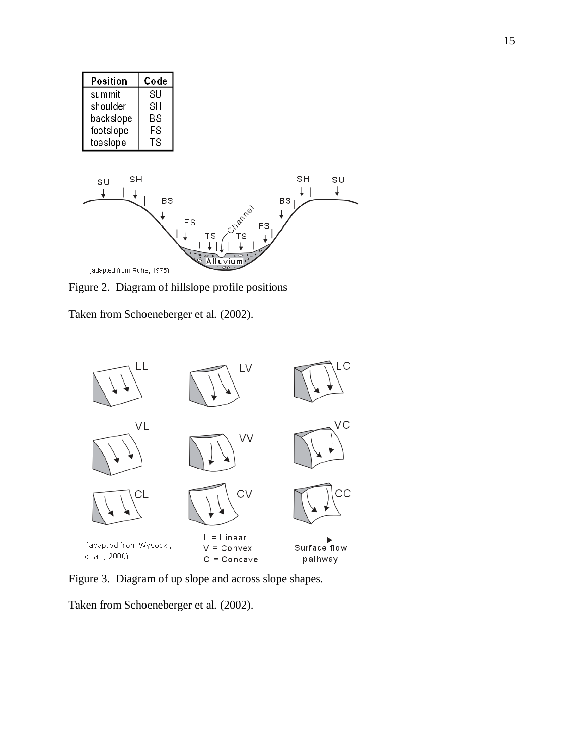| Position | Code |
| --- | --- |
| summit | SU |
| shoulder | SH |
| backslope | BS |
| footslope | FS |
| toeslope | TS |

Figure 2. Diagram of hillslope profile positions

Taken from Schoeneberger et al. (2002).

Figure 3. Diagram of up slope and across slope shapes.

Taken from Schoeneberger et al. (2002).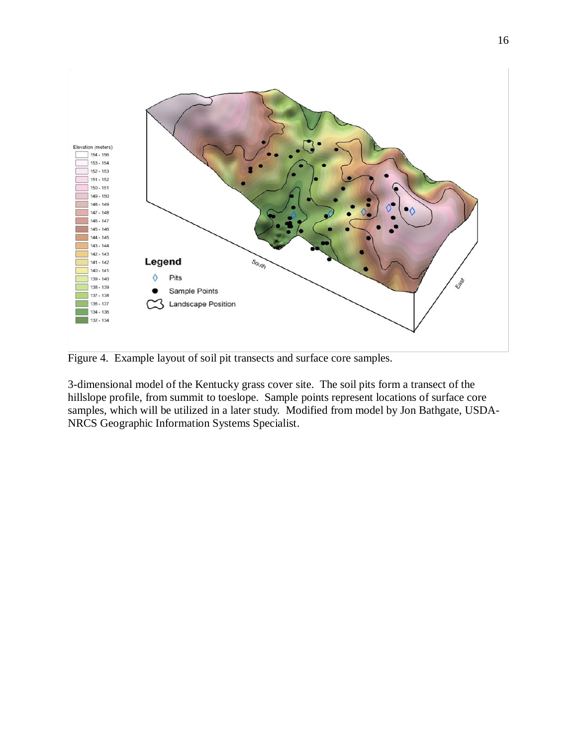Figure 4. Example layout of soil pit transects and surface core samples.

3-dimensional model of the Kentucky grass cover site. The soil pits form a transect of the hillslope profile, from summit to toeslope. Sample points represent locations of surface core samples, which will be utilized in a later study. Modified from model by Jon Bathgate, USDA-NRCS Geographic Information Systems Specialist.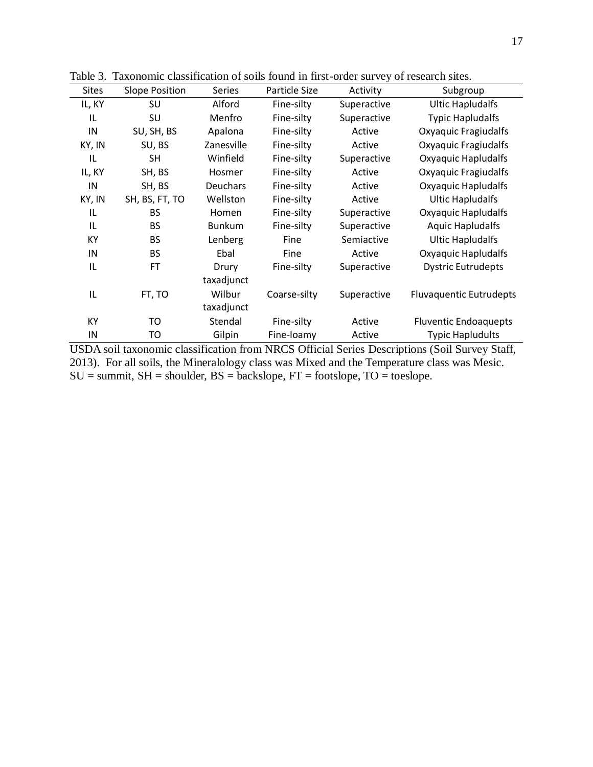Table 3. Taxonomic classification of soils found in first-order survey of research sites.

| Sites | Slope Position | Series | Particle Size | Activity | Subgroup |
|---|---|---|---|---|---|
| IL, KY | SU | Alford | Fine-silty | Superactive | Ultic Hapludalfs |
| IL | SU | Menfro | Fine-silty | Superactive | Typic Hapludalfs |
| IN | SU, SH, BS | Apalona | Fine-silty | Active | Oxyaquic Fragiudalfs |
| KY, IN | SU, BS | Zanesville | Fine-silty | Active | Oxyaquic Fragiudalfs |
| IL | SH | Winfield | Fine-silty | Superactive | Oxyaquic Hapludalfs |
| IL, KY | SH, BS | Hosmer | Fine-silty | Active | Oxyaquic Fragiudalfs |
| IN | SH, BS | Deuchars | Fine-silty | Active | Oxyaquic Hapludalfs |
| KY, IN | SH, BS, FT, TO | Wellston | Fine-silty | Active | Ultic Hapludalfs |
| IL | BS | Homen | Fine-silty | Superactive | Oxyaquic Hapludalfs |
| IL | BS | Bunkum | Fine-silty | Superactive | Aquic Hapludalfs |
| KY | BS | Lenberg | Fine | Semiactive | Ultic Hapludalfs |
| IN | BS | Ebal | Fine | Active | Oxyaquic Hapludalfs |
| IL | FT | Drury taxadjunct | Fine-silty | Superactive | Dystric Eutrudepts |
| IL | FT, TO | Wilbur taxadjunct | Coarse-silty | Superactive | Fluvaquentic Eutrudepts |
| KY | TO | Stendal | Fine-silty | Active | Fluventic Endoaquepts |
| IN | TO | Gilpin | Fine-loamy | Active | Typic Hapludults |

USDA soil taxonomic classification from NRCS Official Series Descriptions (Soil Survey Staff, 2013). For all soils, the Mineralology class was Mixed and the Temperature class was Mesic. SU = summit, SH = shoulder, BS = backslope, FT = footslope, TO = toeslope.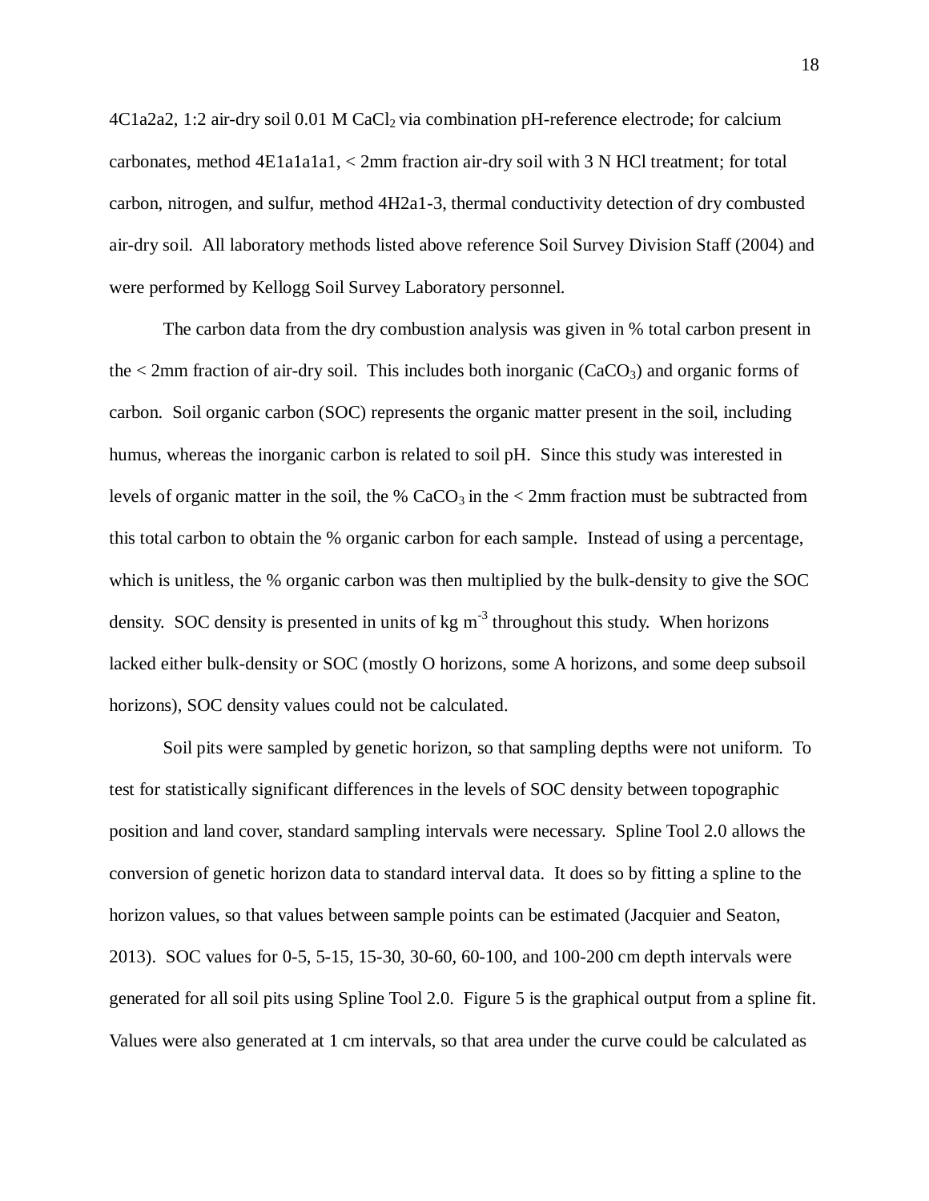4C1a2a2, 1:2 air-dry soil 0.01 M $CaCl_2$ via combination pH-reference electrode; for calcium carbonates, method 4E1a1a1a1, < 2mm fraction air-dry soil with 3 N HCl treatment; for total carbon, nitrogen, and sulfur, method 4H2a1-3, thermal conductivity detection of dry combusted air-dry soil. All laboratory methods listed above reference Soil Survey Division Staff (2004) and were performed by Kellogg Soil Survey Laboratory personnel.

The carbon data from the dry combustion analysis was given in % total carbon present in the < 2mm fraction of air-dry soil. This includes both inorganic ($CaCO_3$) and organic forms of carbon. Soil organic carbon (SOC) represents the organic matter present in the soil, including humus, whereas the inorganic carbon is related to soil pH. Since this study was interested in levels of organic matter in the soil, the % $CaCO_3$ in the < 2mm fraction must be subtracted from this total carbon to obtain the % organic carbon for each sample. Instead of using a percentage, which is unitless, the % organic carbon was then multiplied by the bulk-density to give the SOC density. SOC density is presented in units of kg $m^{-3}$ throughout this study. When horizons lacked either bulk-density or SOC (mostly O horizons, some A horizons, and some deep subsoil horizons), SOC density values could not be calculated.

Soil pits were sampled by genetic horizon, so that sampling depths were not uniform. To test for statistically significant differences in the levels of SOC density between topographic position and land cover, standard sampling intervals were necessary. Spline Tool 2.0 allows the conversion of genetic horizon data to standard interval data. It does so by fitting a spline to the horizon values, so that values between sample points can be estimated (Jacquier and Seaton, 2013). SOC values for 0-5, 5-15, 15-30, 30-60, 60-100, and 100-200 cm depth intervals were generated for all soil pits using Spline Tool 2.0. Figure 5 is the graphical output from a spline fit. Values were also generated at 1 cm intervals, so that area under the curve could be calculated as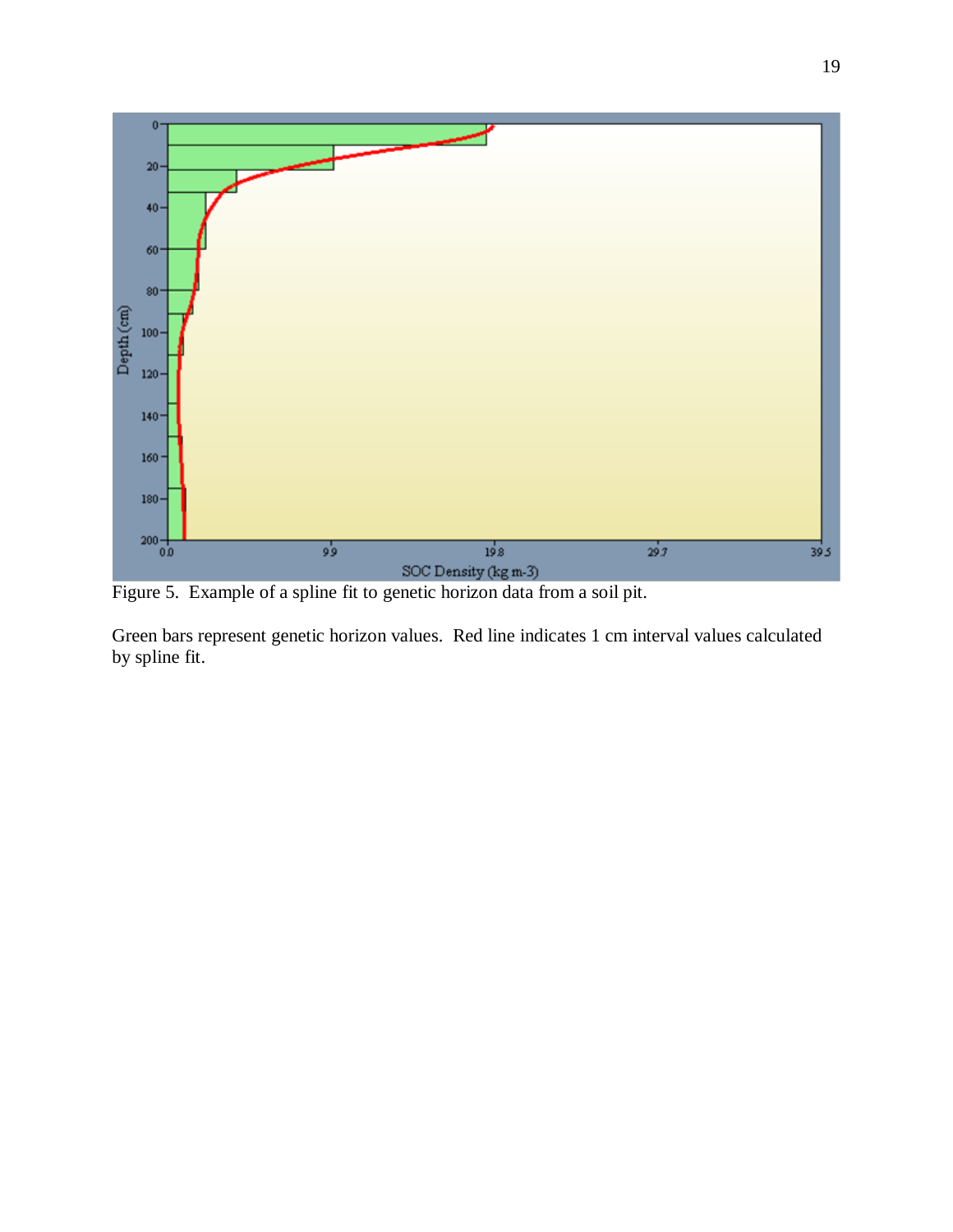Figure 5. Example of a spline fit to genetic horizon data from a soil pit.

Green bars represent genetic horizon values. Red line indicates 1 cm interval values calculated by spline fit.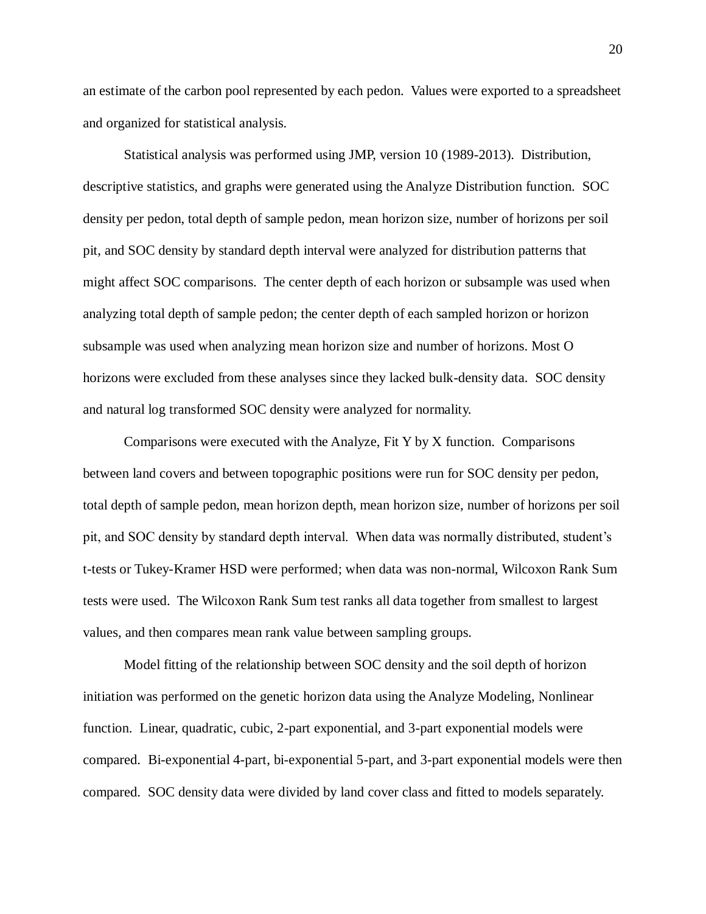an estimate of the carbon pool represented by each pedon. Values were exported to a spreadsheet and organized for statistical analysis.

Statistical analysis was performed using JMP, version 10 (1989-2013). Distribution, descriptive statistics, and graphs were generated using the Analyze Distribution function. SOC density per pedon, total depth of sample pedon, mean horizon size, number of horizons per soil pit, and SOC density by standard depth interval were analyzed for distribution patterns that might affect SOC comparisons. The center depth of each horizon or subsample was used when analyzing total depth of sample pedon; the center depth of each sampled horizon or horizon subsample was used when analyzing mean horizon size and number of horizons. Most O horizons were excluded from these analyses since they lacked bulk-density data. SOC density and natural log transformed SOC density were analyzed for normality.

Comparisons were executed with the Analyze, Fit Y by X function. Comparisons between land covers and between topographic positions were run for SOC density per pedon, total depth of sample pedon, mean horizon depth, mean horizon size, number of horizons per soil pit, and SOC density by standard depth interval. When data was normally distributed, student's t-tests or Tukey-Kramer HSD were performed; when data was non-normal, Wilcoxon Rank Sum tests were used. The Wilcoxon Rank Sum test ranks all data together from smallest to largest values, and then compares mean rank value between sampling groups.

Model fitting of the relationship between SOC density and the soil depth of horizon initiation was performed on the genetic horizon data using the Analyze Modeling, Nonlinear function. Linear, quadratic, cubic, 2-part exponential, and 3-part exponential models were compared. Bi-exponential 4-part, bi-exponential 5-part, and 3-part exponential models were then compared. SOC density data were divided by land cover class and fitted to models separately.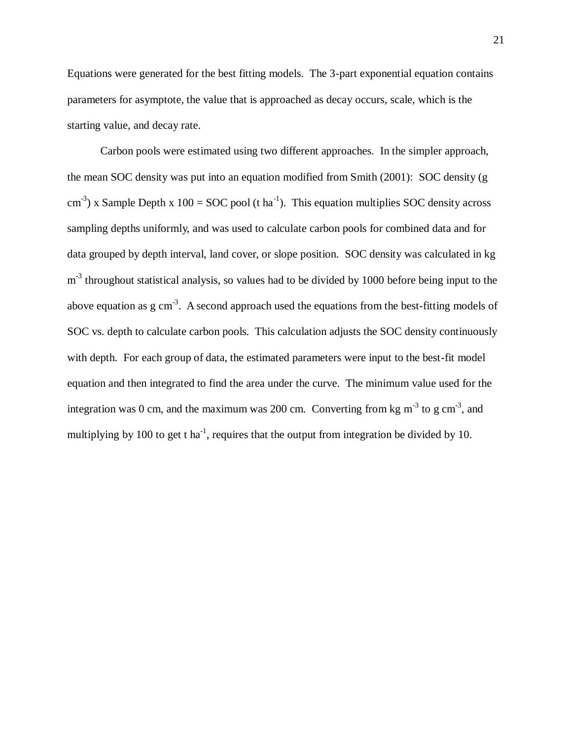Equations were generated for the best fitting models. The 3-part exponential equation contains parameters for asymptote, the value that is approached as decay occurs, scale, which is the starting value, and decay rate.

Carbon pools were estimated using two different approaches. In the simpler approach, the mean SOC density was put into an equation modified from Smith (2001): SOC density (g $cm^{-3}$) x Sample Depth x 100 = SOC pool (t $ha^{-1}$). This equation multiplies SOC density across sampling depths uniformly, and was used to calculate carbon pools for combined data and for data grouped by depth interval, land cover, or slope position. SOC density was calculated in kg $m^{-3}$ throughout statistical analysis, so values had to be divided by 1000 before being input to the above equation as g $cm^{-3}$. A second approach used the equations from the best-fitting models of SOC vs. depth to calculate carbon pools. This calculation adjusts the SOC density continuously with depth. For each group of data, the estimated parameters were input to the best-fit model equation and then integrated to find the area under the curve. The minimum value used for the integration was 0 cm, and the maximum was 200 cm. Converting from kg $m^{-3}$ to g $cm^{-3}$, and multiplying by 100 to get t $ha^{-1}$, requires that the output from integration be divided by 10.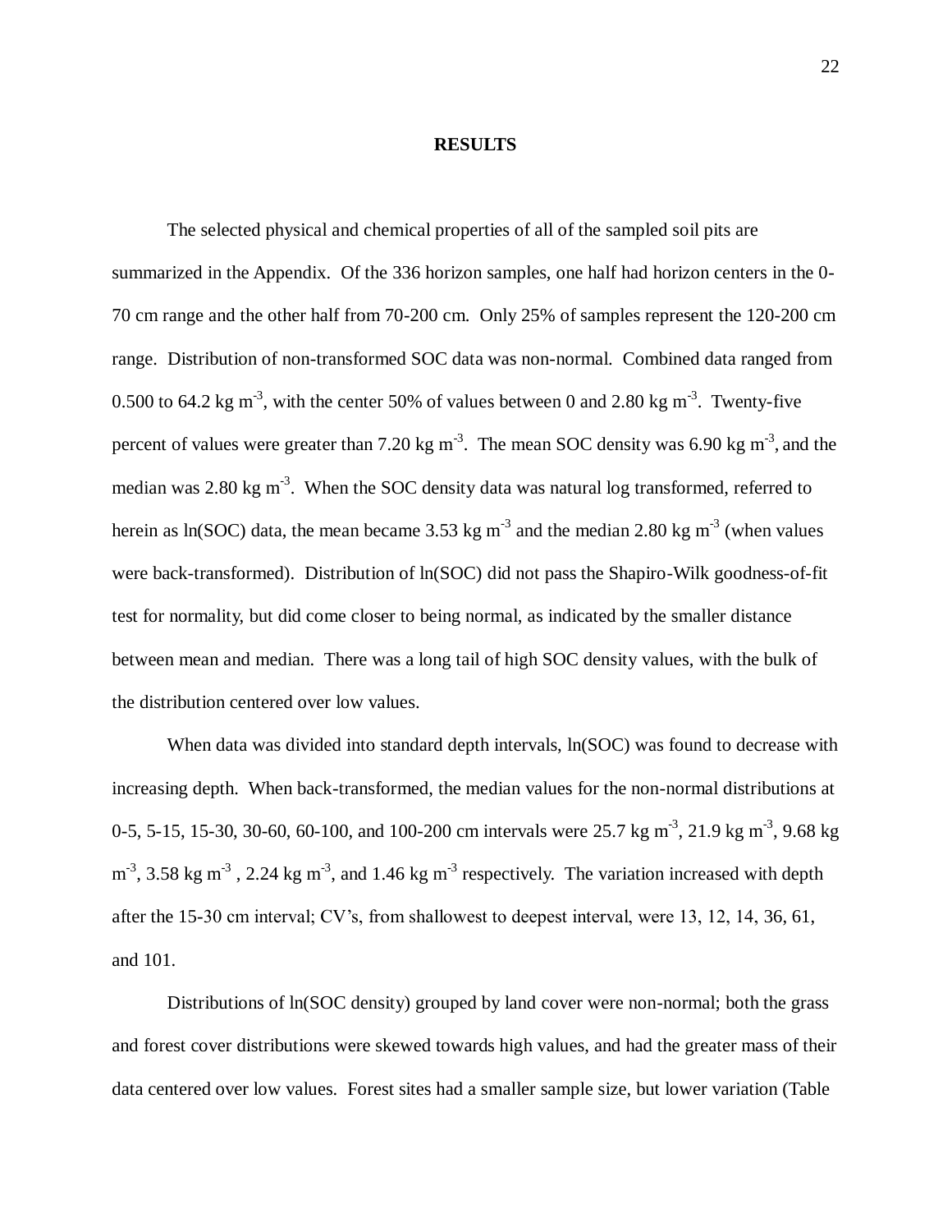# RESULTS

The selected physical and chemical properties of all of the sampled soil pits are summarized in the Appendix. Of the 336 horizon samples, one half had horizon centers in the 0-70 cm range and the other half from 70-200 cm. Only 25% of samples represent the 120-200 cm range. Distribution of non-transformed SOC data was non-normal. Combined data ranged from 0.500 to 64.2 kg $m^{-3}$, with the center 50% of values between 0 and 2.80 kg $m^{-3}$. Twenty-five percent of values were greater than 7.20 kg $m^{-3}$. The mean SOC density was 6.90 kg $m^{-3}$, and the median was 2.80 kg $m^{-3}$. When the SOC density data was natural log transformed, referred to herein as ln(SOC) data, the mean became 3.53 kg $m^{-3}$ and the median 2.80 kg $m^{-3}$ (when values were back-transformed). Distribution of ln(SOC) did not pass the Shapiro-Wilk goodness-of-fit test for normality, but did come closer to being normal, as indicated by the smaller distance between mean and median. There was a long tail of high SOC density values, with the bulk of the distribution centered over low values.

When data was divided into standard depth intervals, ln(SOC) was found to decrease with increasing depth. When back-transformed, the median values for the non-normal distributions at 0-5, 5-15, 15-30, 30-60, 60-100, and 100-200 cm intervals were 25.7 kg $m^{-3}$, 21.9 kg $m^{-3}$, 9.68 kg $m^{-3}$, 3.58 kg $m^{-3}$ , 2.24 kg $m^{-3}$, and 1.46 kg $m^{-3}$ respectively. The variation increased with depth after the 15-30 cm interval; CV's, from shallowest to deepest interval, were 13, 12, 14, 36, 61, and 101.

Distributions of ln(SOC density) grouped by land cover were non-normal; both the grass and forest cover distributions were skewed towards high values, and had the greater mass of their data centered over low values. Forest sites had a smaller sample size, but lower variation (Table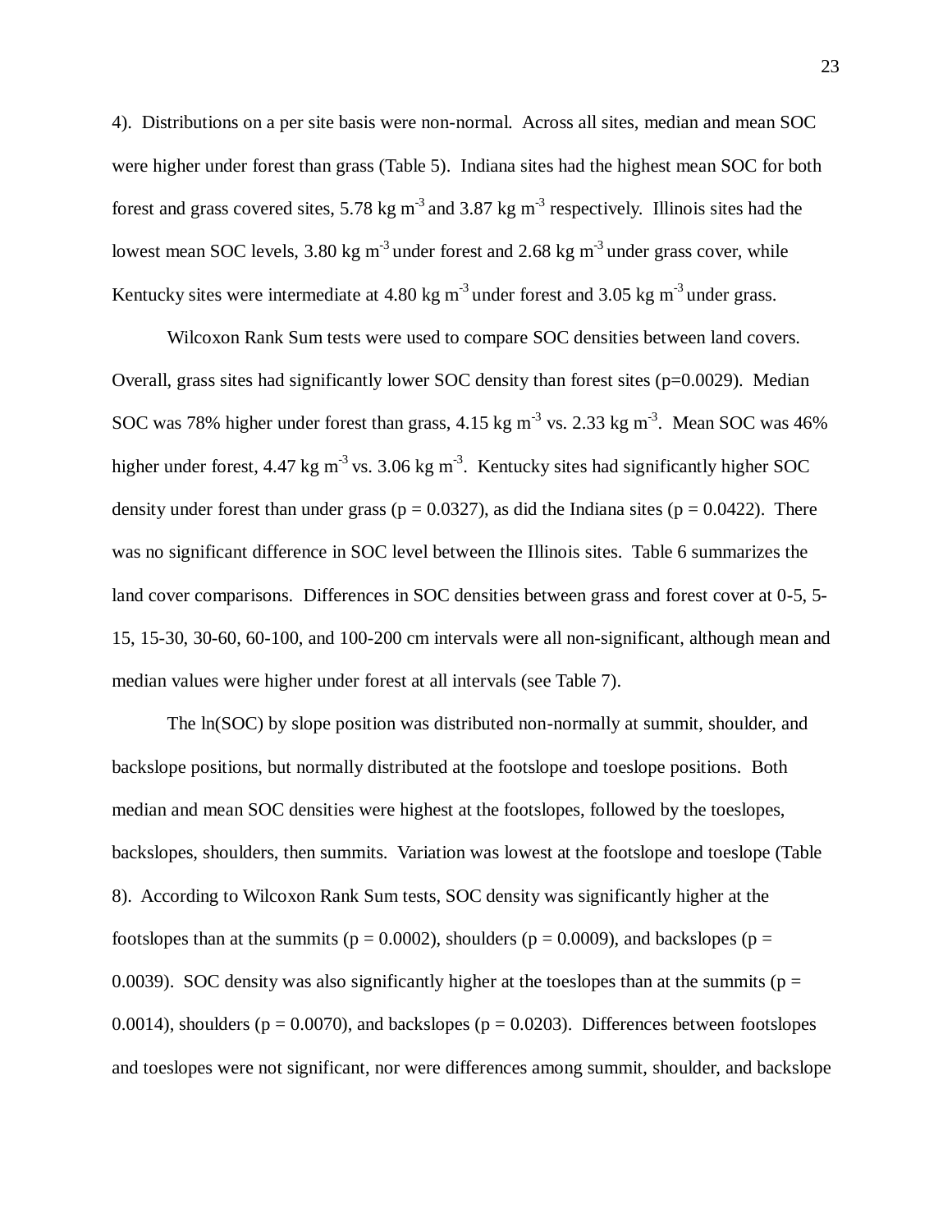4). Distributions on a per site basis were non-normal. Across all sites, median and mean SOC were higher under forest than grass (Table 5). Indiana sites had the highest mean SOC for both forest and grass covered sites, 5.78 kg $m^{-3}$ and 3.87 kg $m^{-3}$ respectively. Illinois sites had the lowest mean SOC levels, 3.80 kg $m^{-3}$ under forest and 2.68 kg $m^{-3}$ under grass cover, while Kentucky sites were intermediate at 4.80 kg $m^{-3}$ under forest and 3.05 kg $m^{-3}$ under grass.

Wilcoxon Rank Sum tests were used to compare SOC densities between land covers. Overall, grass sites had significantly lower SOC density than forest sites ($p=0.0029$). Median SOC was 78% higher under forest than grass, 4.15 kg $m^{-3}$ vs. 2.33 kg $m^{-3}$. Mean SOC was 46% higher under forest, 4.47 kg $m^{-3}$ vs. 3.06 kg $m^{-3}$. Kentucky sites had significantly higher SOC density under forest than under grass ($p = 0.0327$), as did the Indiana sites ($p = 0.0422$). There was no significant difference in SOC level between the Illinois sites. Table 6 summarizes the land cover comparisons. Differences in SOC densities between grass and forest cover at 0-5, 5-15, 15-30, 30-60, 60-100, and 100-200 cm intervals were all non-significant, although mean and median values were higher under forest at all intervals (see Table 7).

The ln(SOC) by slope position was distributed non-normally at summit, shoulder, and backslope positions, but normally distributed at the footslope and toeslope positions. Both median and mean SOC densities were highest at the footslopes, followed by the toeslopes, backslopes, shoulders, then summits. Variation was lowest at the footslope and toeslope (Table 8). According to Wilcoxon Rank Sum tests, SOC density was significantly higher at the footslopes than at the summits ($p = 0.0002$), shoulders ($p = 0.0009$), and backslopes ($p = 0.0039$). SOC density was also significantly higher at the toeslopes than at the summits ($p = 0.0014$), shoulders ($p = 0.0070$), and backslopes ($p = 0.0203$). Differences between footslopes and toeslopes were not significant, nor were differences among summit, shoulder, and backslope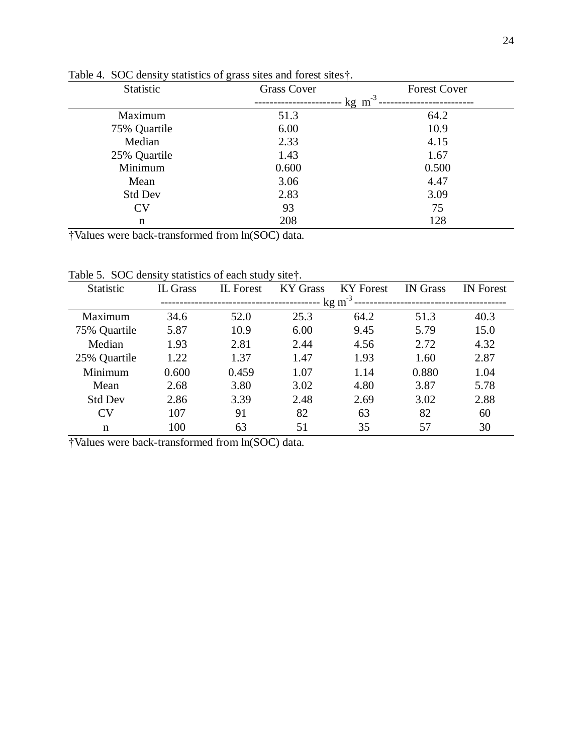Table 4. SOC density statistics of grass sites and forest sites†.

| Statistic | Grass Cover | Forest Cover |
|---|---|---|
| | ----------------------- kg m$^{-3}$ ------------------------- | |
| Maximum | 51.3 | 64.2 |
| 75% Quartile | 6.00 | 10.9 |
| Median | 2.33 | 4.15 |
| 25% Quartile | 1.43 | 1.67 |
| Minimum | 0.600 | 0.500 |
| Mean | 3.06 | 4.47 |
| Std Dev | 2.83 | 3.09 |
| CV | 93 | 75 |
| n | 208 | 128 |

†Values were back-transformed from ln(SOC) data.

Table 5. SOC density statistics of each study site†.

| Statistic | IL Grass | IL Forest | KY Grass | KY Forest | IN Grass | IN Forest |
|---|---|---|---|---|---|---|
| | ------------------------------------------ kg m$^{-3}$ ---------------------------------------- | | | | | |
| Maximum | 34.6 | 52.0 | 25.3 | 64.2 | 51.3 | 40.3 |
| 75% Quartile | 5.87 | 10.9 | 6.00 | 9.45 | 5.79 | 15.0 |
| Median | 1.93 | 2.81 | 2.44 | 4.56 | 2.72 | 4.32 |
| 25% Quartile | 1.22 | 1.37 | 1.47 | 1.93 | 1.60 | 2.87 |
| Minimum | 0.600 | 0.459 | 1.07 | 1.14 | 0.880 | 1.04 |
| Mean | 2.68 | 3.80 | 3.02 | 4.80 | 3.87 | 5.78 |
| Std Dev | 2.86 | 3.39 | 2.48 | 2.69 | 3.02 | 2.88 |
| CV | 107 | 91 | 82 | 63 | 82 | 60 |
| n | 100 | 63 | 51 | 35 | 57 | 30 |

†Values were back-transformed from ln(SOC) data.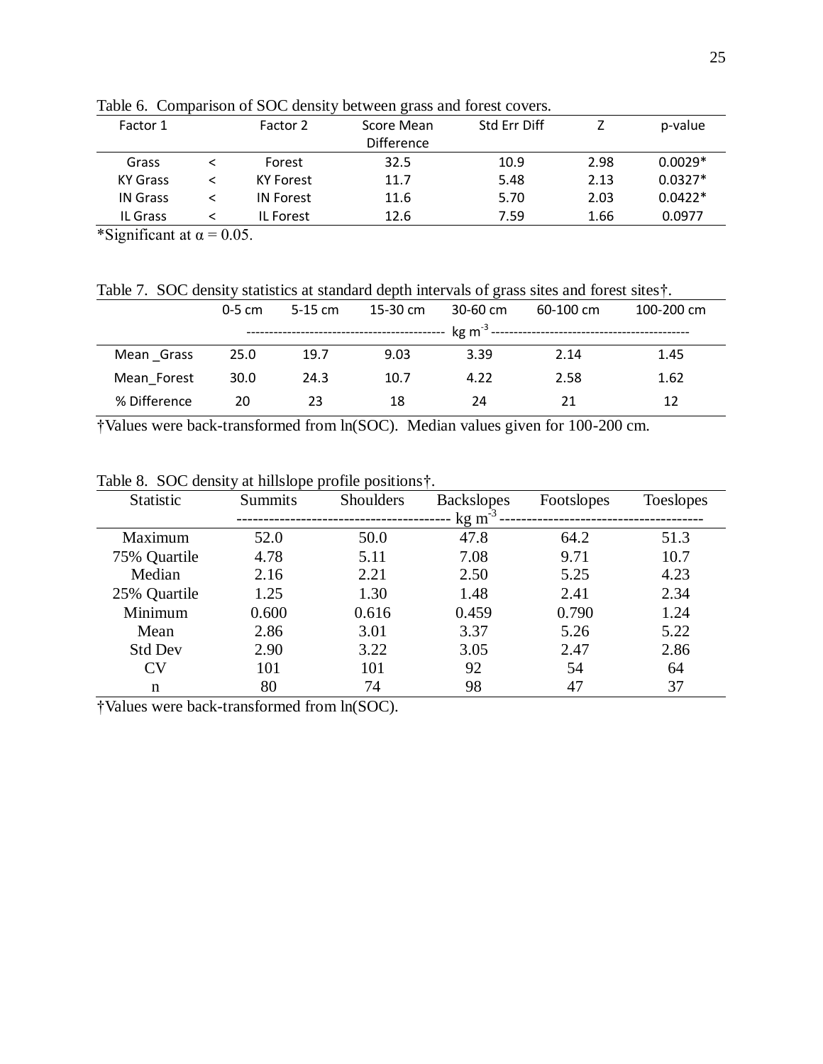Table 6. Comparison of SOC density between grass and forest covers.

| Factor 1 | | Factor 2 | Score Mean Difference | Std Err Diff | Z | p-value |
|---|---|---|---|---|---|---|
| Grass | < | Forest | 32.5 | 10.9 | 2.98 | 0.0029* |
| KY Grass | < | KY Forest | 11.7 | 5.48 | 2.13 | 0.0327* |
| IN Grass | < | IN Forest | 11.6 | 5.70 | 2.03 | 0.0422* |
| IL Grass | < | IL Forest | 12.6 | 7.59 | 1.66 | 0.0977 |

*Significant at $\alpha = 0.05$.

Table 7. SOC density statistics at standard depth intervals of grass sites and forest sites†.

| | 0-5 cm | 5-15 cm | 15-30 cm | 30-60 cm | 60-100 cm | 100-200 cm |
|---|---|---|---|---|---|---|
| | kg $m^{-3}$ | | | | | |
| Mean _Grass | 25.0 | 19.7 | 9.03 | 3.39 | 2.14 | 1.45 |
| Mean_Forest | 30.0 | 24.3 | 10.7 | 4.22 | 2.58 | 1.62 |
| % Difference | 20 | 23 | 18 | 24 | 21 | 12 |

†Values were back-transformed from ln(SOC). Median values given for 100-200 cm.

Table 8. SOC density at hillslope profile positions†.

| Statistic | Summits | Shoulders | Backslopes | Footslopes | Toeslopes |
|---|---|---|---|---|---|
| | kg $m^{-3}$ | | | | |
| Maximum | 52.0 | 50.0 | 47.8 | 64.2 | 51.3 |
| 75% Quartile | 4.78 | 5.11 | 7.08 | 9.71 | 10.7 |
| Median | 2.16 | 2.21 | 2.50 | 5.25 | 4.23 |
| 25% Quartile | 1.25 | 1.30 | 1.48 | 2.41 | 2.34 |
| Minimum | 0.600 | 0.616 | 0.459 | 0.790 | 1.24 |
| Mean | 2.86 | 3.01 | 3.37 | 5.26 | 5.22 |
| Std Dev | 2.90 | 3.22 | 3.05 | 2.47 | 2.86 |
| CV | 101 | 101 | 92 | 54 | 64 |
| n | 80 | 74 | 98 | 47 | 37 |

†Values were back-transformed from ln(SOC).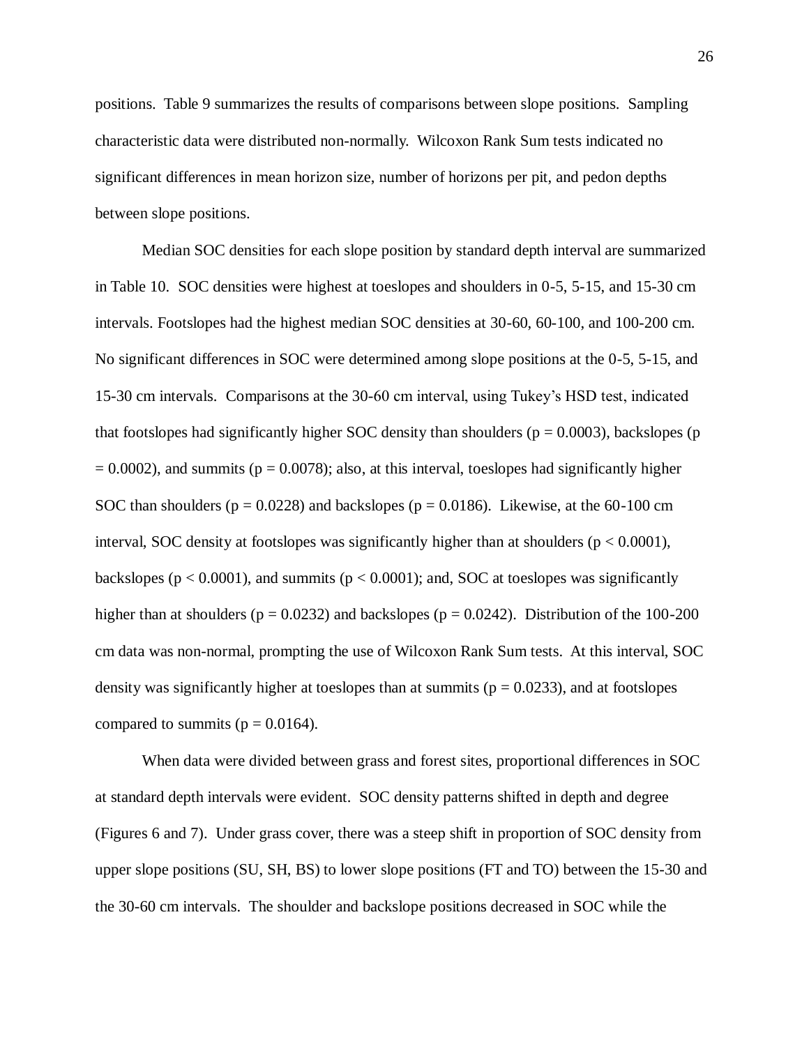positions. Table 9 summarizes the results of comparisons between slope positions. Sampling characteristic data were distributed non-normally. Wilcoxon Rank Sum tests indicated no significant differences in mean horizon size, number of horizons per pit, and pedon depths between slope positions.

Median SOC densities for each slope position by standard depth interval are summarized in Table 10. SOC densities were highest at toeslopes and shoulders in 0-5, 5-15, and 15-30 cm intervals. Footslopes had the highest median SOC densities at 30-60, 60-100, and 100-200 cm. No significant differences in SOC were determined among slope positions at the 0-5, 5-15, and 15-30 cm intervals. Comparisons at the 30-60 cm interval, using Tukey's HSD test, indicated that footslopes had significantly higher SOC density than shoulders ($p = 0.0003$), backslopes ($p = 0.0002$), and summits ($p = 0.0078$); also, at this interval, toeslopes had significantly higher SOC than shoulders ($p = 0.0228$) and backslopes ($p = 0.0186$). Likewise, at the 60-100 cm interval, SOC density at footslopes was significantly higher than at shoulders ($p < 0.0001$), backslopes ($p < 0.0001$), and summits ($p < 0.0001$); and, SOC at toeslopes was significantly higher than at shoulders ($p = 0.0232$) and backslopes ($p = 0.0242$). Distribution of the 100-200 cm data was non-normal, prompting the use of Wilcoxon Rank Sum tests. At this interval, SOC density was significantly higher at toeslopes than at summits ($p = 0.0233$), and at footslopes compared to summits ($p = 0.0164$).

When data were divided between grass and forest sites, proportional differences in SOC at standard depth intervals were evident. SOC density patterns shifted in depth and degree (Figures 6 and 7). Under grass cover, there was a steep shift in proportion of SOC density from upper slope positions (SU, SH, BS) to lower slope positions (FT and TO) between the 15-30 and the 30-60 cm intervals. The shoulder and backslope positions decreased in SOC while the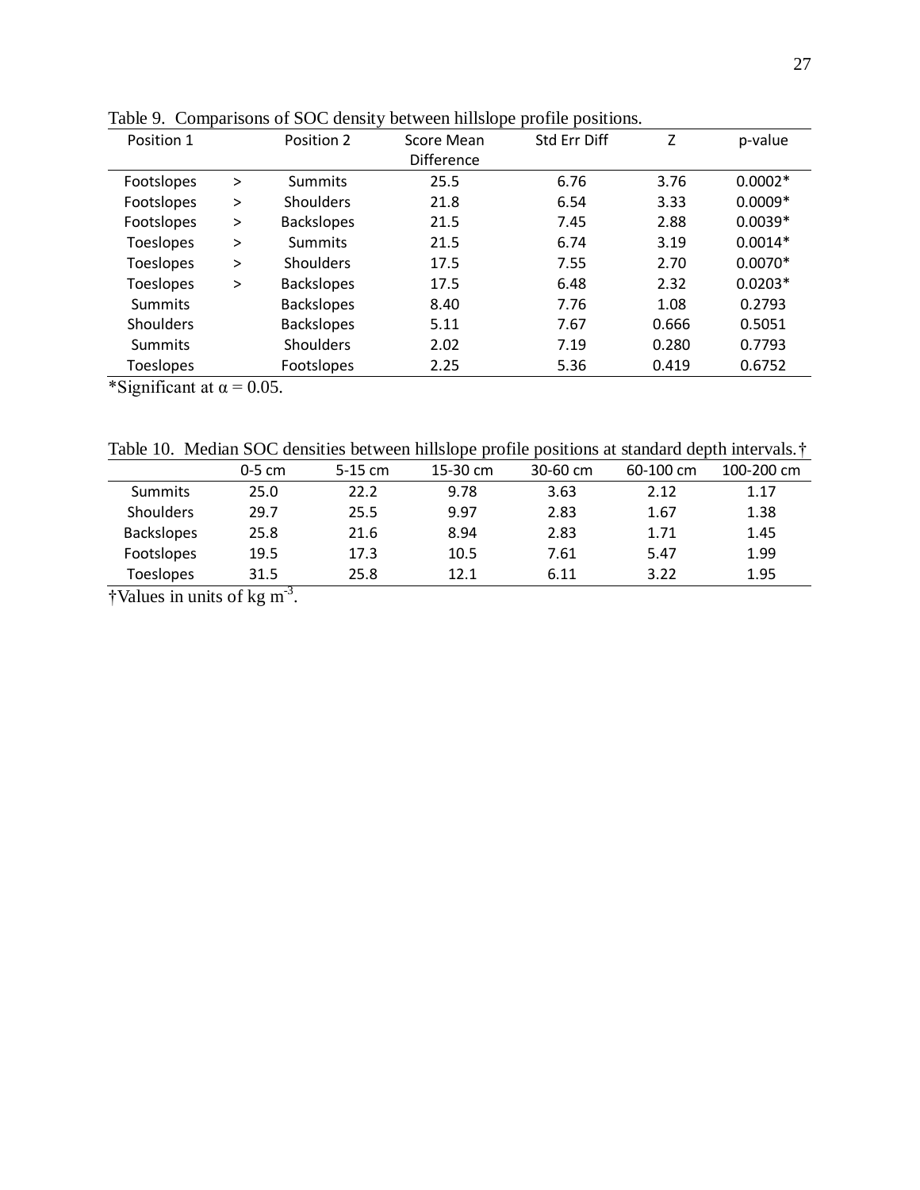Table 9. Comparisons of SOC density between hillslope profile positions.

| Position 1 | | Position 2 | Score Mean Difference | Std Err Diff | Z | p-value |
|---|---|---|---|---|---|---|
| Footslopes | > | Summits | 25.5 | 6.76 | 3.76 | 0.0002* |
| Footslopes | > | Shoulders | 21.8 | 6.54 | 3.33 | 0.0009* |
| Footslopes | > | Backslopes | 21.5 | 7.45 | 2.88 | 0.0039* |
| Toeslopes | > | Summits | 21.5 | 6.74 | 3.19 | 0.0014* |
| Toeslopes | > | Shoulders | 17.5 | 7.55 | 2.70 | 0.0070* |
| Toeslopes | > | Backslopes | 17.5 | 6.48 | 2.32 | 0.0203* |
| Summits | | Backslopes | 8.40 | 7.76 | 1.08 | 0.2793 |
| Shoulders | | Backslopes | 5.11 | 7.67 | 0.666 | 0.5051 |
| Summits | | Shoulders | 2.02 | 7.19 | 0.280 | 0.7793 |
| Toeslopes | | Footslopes | 2.25 | 5.36 | 0.419 | 0.6752 |

*Significant at $\alpha = 0.05$.

Table 10. Median SOC densities between hillslope profile positions at standard depth intervals.†

| | 0-5 cm | 5-15 cm | 15-30 cm | 30-60 cm | 60-100 cm | 100-200 cm |
|---|---|---|---|---|---|---|
| Summits | 25.0 | 22.2 | 9.78 | 3.63 | 2.12 | 1.17 |
| Shoulders | 29.7 | 25.5 | 9.97 | 2.83 | 1.67 | 1.38 |
| Backslopes | 25.8 | 21.6 | 8.94 | 2.83 | 1.71 | 1.45 |
| Footslopes | 19.5 | 17.3 | 10.5 | 7.61 | 5.47 | 1.99 |
| Toeslopes | 31.5 | 25.8 | 12.1 | 6.11 | 3.22 | 1.95 |

†Values in units of kg $m^{-3}$.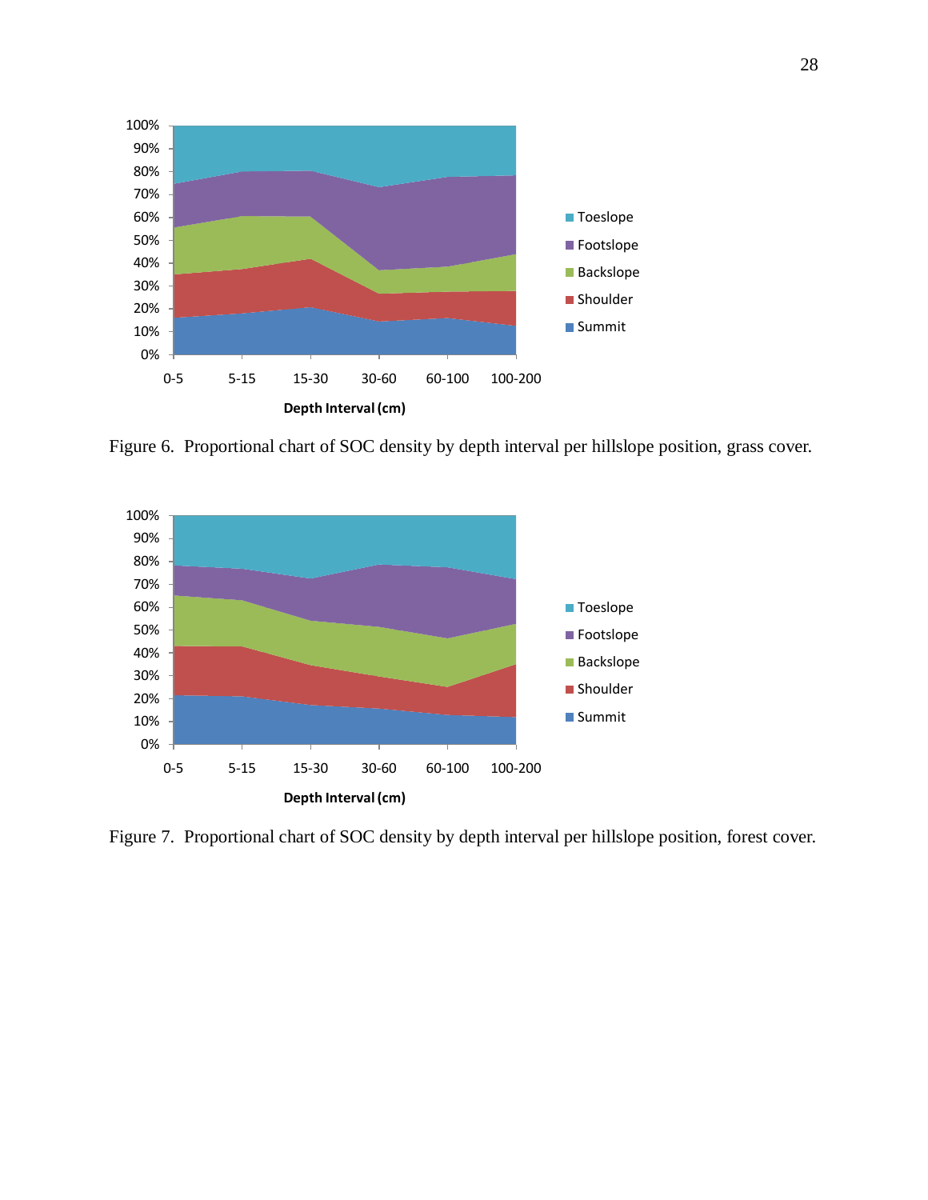Figure 6. Proportional chart of SOC density by depth interval per hillslope position, grass cover.

Figure 7. Proportional chart of SOC density by depth interval per hillslope position, forest cover.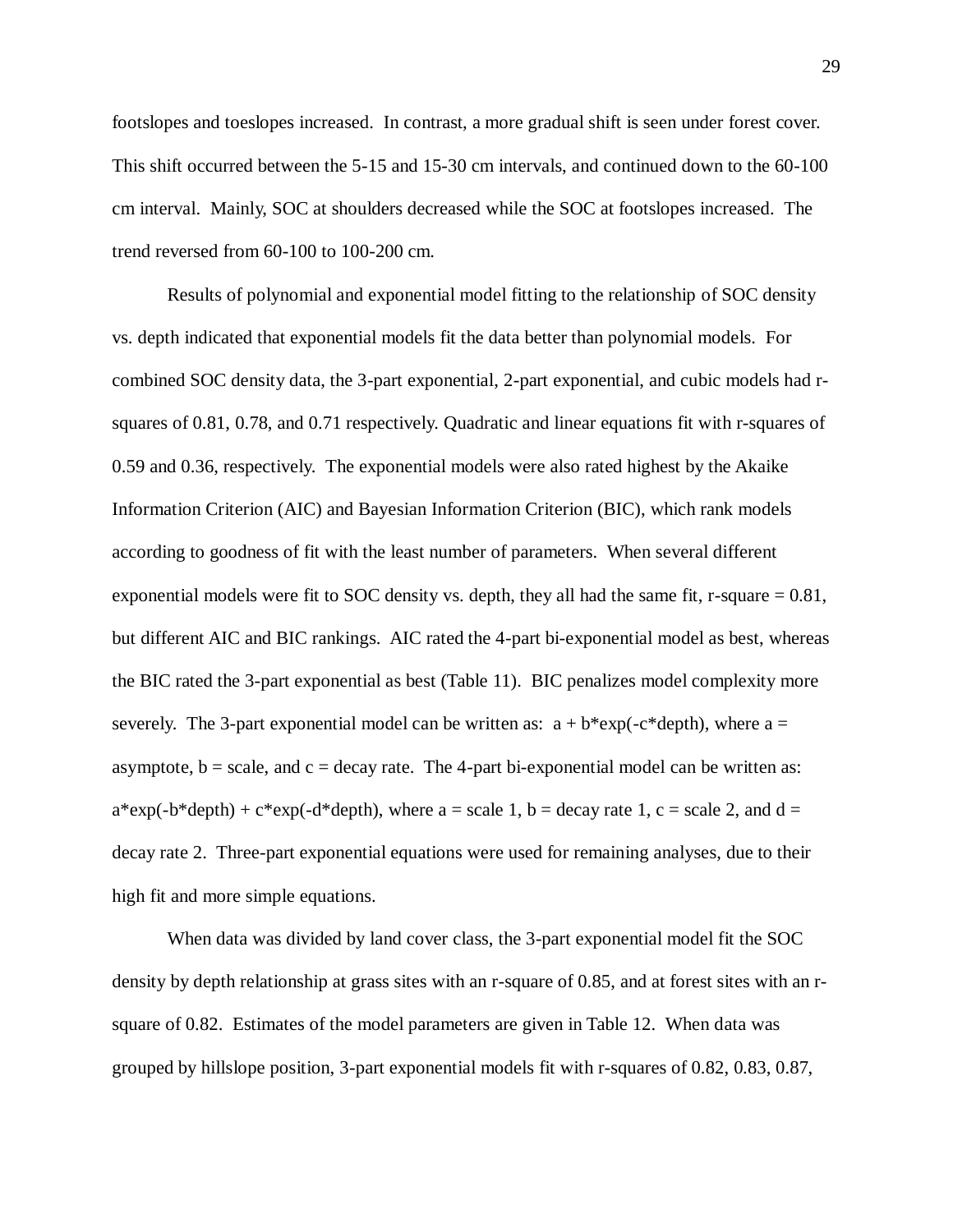footslopes and toeslopes increased. In contrast, a more gradual shift is seen under forest cover. This shift occurred between the 5-15 and 15-30 cm intervals, and continued down to the 60-100 cm interval. Mainly, SOC at shoulders decreased while the SOC at footslopes increased. The trend reversed from 60-100 to 100-200 cm.

Results of polynomial and exponential model fitting to the relationship of SOC density vs. depth indicated that exponential models fit the data better than polynomial models. For combined SOC density data, the 3-part exponential, 2-part exponential, and cubic models had r-squares of 0.81, 0.78, and 0.71 respectively. Quadratic and linear equations fit with r-squares of 0.59 and 0.36, respectively. The exponential models were also rated highest by the Akaike Information Criterion (AIC) and Bayesian Information Criterion (BIC), which rank models according to goodness of fit with the least number of parameters. When several different exponential models were fit to SOC density vs. depth, they all had the same fit, r-square = 0.81, but different AIC and BIC rankings. AIC rated the 4-part bi-exponential model as best, whereas the BIC rated the 3-part exponential as best (Table 11). BIC penalizes model complexity more severely. The 3-part exponential model can be written as: $a + b*\exp(-c*depth)$, where a = asymptote, b = scale, and c = decay rate. The 4-part bi-exponential model can be written as: $a*\exp(-b*depth) + c*\exp(-d*depth)$, where a = scale 1, b = decay rate 1, c = scale 2, and d = decay rate 2. Three-part exponential equations were used for remaining analyses, due to their high fit and more simple equations.

When data was divided by land cover class, the 3-part exponential model fit the SOC density by depth relationship at grass sites with an r-square of 0.85, and at forest sites with an r-square of 0.82. Estimates of the model parameters are given in Table 12. When data was grouped by hillslope position, 3-part exponential models fit with r-squares of 0.82, 0.83, 0.87,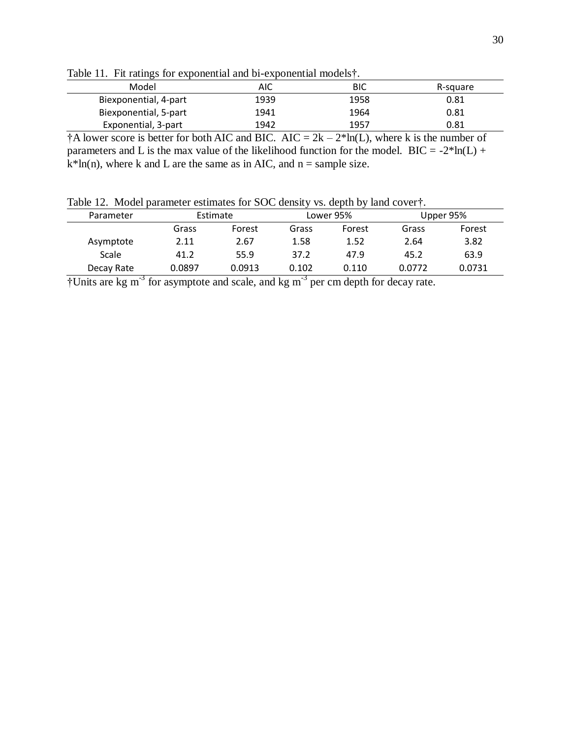Table 11. Fit ratings for exponential and bi-exponential models†.

| Model | AIC | BIC | R-square |
|---|---|---|---|
| Biexponential, 4-part | 1939 | 1958 | 0.81 |
| Biexponential, 5-part | 1941 | 1964 | 0.81 |
| Exponential, 3-part | 1942 | 1957 | 0.81 |

†A lower score is better for both AIC and BIC. $AIC = 2k - 2*\ln(L)$, where k is the number of parameters and L is the max value of the likelihood function for the model. $BIC = -2*\ln(L) + k*\ln(n)$, where k and L are the same as in AIC, and n = sample size.

Table 12. Model parameter estimates for SOC density vs. depth by land cover†.

| Parameter | Estimate | | Lower 95% | | Upper 95% | |
|---|---|---|---|---|---|---|
| | Grass | Forest | Grass | Forest | Grass | Forest |
| Asymptote | 2.11 | 2.67 | 1.58 | 1.52 | 2.64 | 3.82 |
| Scale | 41.2 | 55.9 | 37.2 | 47.9 | 45.2 | 63.9 |
| Decay Rate | 0.0897 | 0.0913 | 0.102 | 0.110 | 0.0772 | 0.0731 |

†Units are kg $m^{-3}$ for asymptote and scale, and kg $m^{-3}$ per cm depth for decay rate.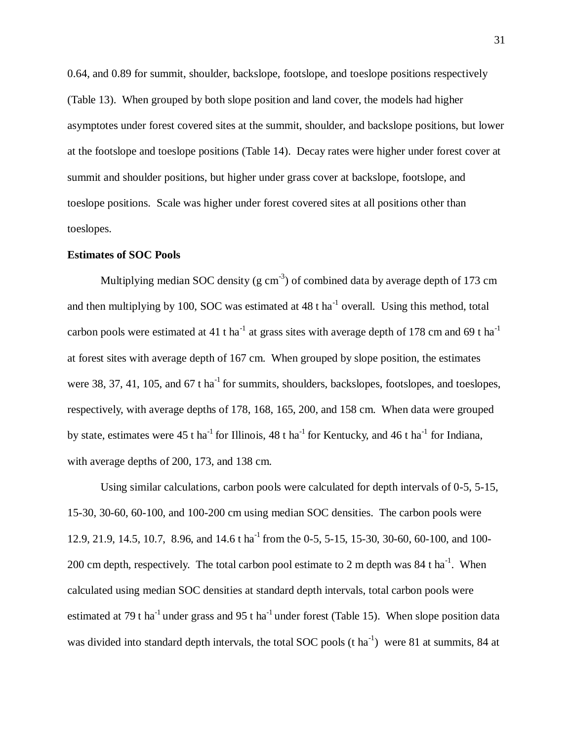0.64, and 0.89 for summit, shoulder, backslope, footslope, and toeslope positions respectively (Table 13). When grouped by both slope position and land cover, the models had higher asymptotes under forest covered sites at the summit, shoulder, and backslope positions, but lower at the footslope and toeslope positions (Table 14). Decay rates were higher under forest cover at summit and shoulder positions, but higher under grass cover at backslope, footslope, and toeslope positions. Scale was higher under forest covered sites at all positions other than toeslopes.

**Estimates of SOC Pools**

Multiplying median SOC density (g $cm^{-3}$) of combined data by average depth of 173 cm and then multiplying by 100, SOC was estimated at 48 t $ha^{-1}$ overall. Using this method, total carbon pools were estimated at 41 t $ha^{-1}$ at grass sites with average depth of 178 cm and 69 t $ha^{-1}$ at forest sites with average depth of 167 cm. When grouped by slope position, the estimates were 38, 37, 41, 105, and 67 t $ha^{-1}$ for summits, shoulders, backslopes, footslopes, and toeslopes, respectively, with average depths of 178, 168, 165, 200, and 158 cm. When data were grouped by state, estimates were 45 t $ha^{-1}$ for Illinois, 48 t $ha^{-1}$ for Kentucky, and 46 t $ha^{-1}$ for Indiana, with average depths of 200, 173, and 138 cm.

Using similar calculations, carbon pools were calculated for depth intervals of 0-5, 5-15, 15-30, 30-60, 60-100, and 100-200 cm using median SOC densities. The carbon pools were 12.9, 21.9, 14.5, 10.7, 8.96, and 14.6 t $ha^{-1}$ from the 0-5, 5-15, 15-30, 30-60, 60-100, and 100-200 cm depth, respectively. The total carbon pool estimate to 2 m depth was 84 t $ha^{-1}$. When calculated using median SOC densities at standard depth intervals, total carbon pools were estimated at 79 t $ha^{-1}$ under grass and 95 t $ha^{-1}$ under forest (Table 15). When slope position data was divided into standard depth intervals, the total SOC pools (t $ha^{-1}$) were 81 at summits, 84 at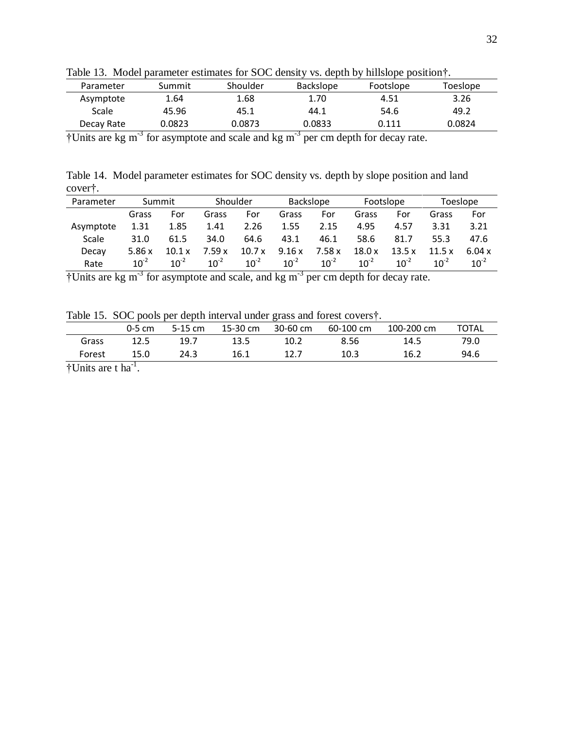Table 13. Model parameter estimates for SOC density vs. depth by hillslope position†.

| Parameter | Summit | Shoulder | Backslope | Footslope | Toeslope |
|---|---|---|---|---|---|
| Asymptote | 1.64 | 1.68 | 1.70 | 4.51 | 3.26 |
| Scale | 45.96 | 45.1 | 44.1 | 54.6 | 49.2 |
| Decay Rate | 0.0823 | 0.0873 | 0.0833 | 0.111 | 0.0824 |

†Units are kg $m^{-3}$ for asymptote and scale and kg $m^{-3}$ per cm depth for decay rate.

Table 14. Model parameter estimates for SOC density vs. depth by slope position and land cover†.

| Parameter | Summit | | Shoulder | | Backslope | | Footslope | | Toeslope | |
|---|---|---|---|---|---|---|---|---|---|---|
| | Grass | For | Grass | For | Grass | For | Grass | For | Grass | For |
| Asymptote | 1.31 | 1.85 | 1.41 | 2.26 | 1.55 | 2.15 | 4.95 | 4.57 | 3.31 | 3.21 |
| Scale | 31.0 | 61.5 | 34.0 | 64.6 | 43.1 | 46.1 | 58.6 | 81.7 | 55.3 | 47.6 |
| Decay Rate | $5.86 \times 10^{-2}$ | $10.1 \times 10^{-2}$ | $7.59 \times 10^{-2}$ | $10.7 \times 10^{-2}$ | $9.16 \times 10^{-2}$ | $7.58 \times 10^{-2}$ | $18.0 \times 10^{-2}$ | $13.5 \times 10^{-2}$ | $11.5 \times 10^{-2}$ | $6.04 \times 10^{-2}$ |

†Units are kg $m^{-3}$ for asymptote and scale, and kg $m^{-3}$ per cm depth for decay rate.

Table 15. SOC pools per depth interval under grass and forest covers†.

| | 0-5 cm | 5-15 cm | 15-30 cm | 30-60 cm | 60-100 cm | 100-200 cm | TOTAL |
|---|---|---|---|---|---|---|---|
| Grass | 12.5 | 19.7 | 13.5 | 10.2 | 8.56 | 14.5 | 79.0 |
| Forest | 15.0 | 24.3 | 16.1 | 12.7 | 10.3 | 16.2 | 94.6 |

†Units are t $ha^{-1}$.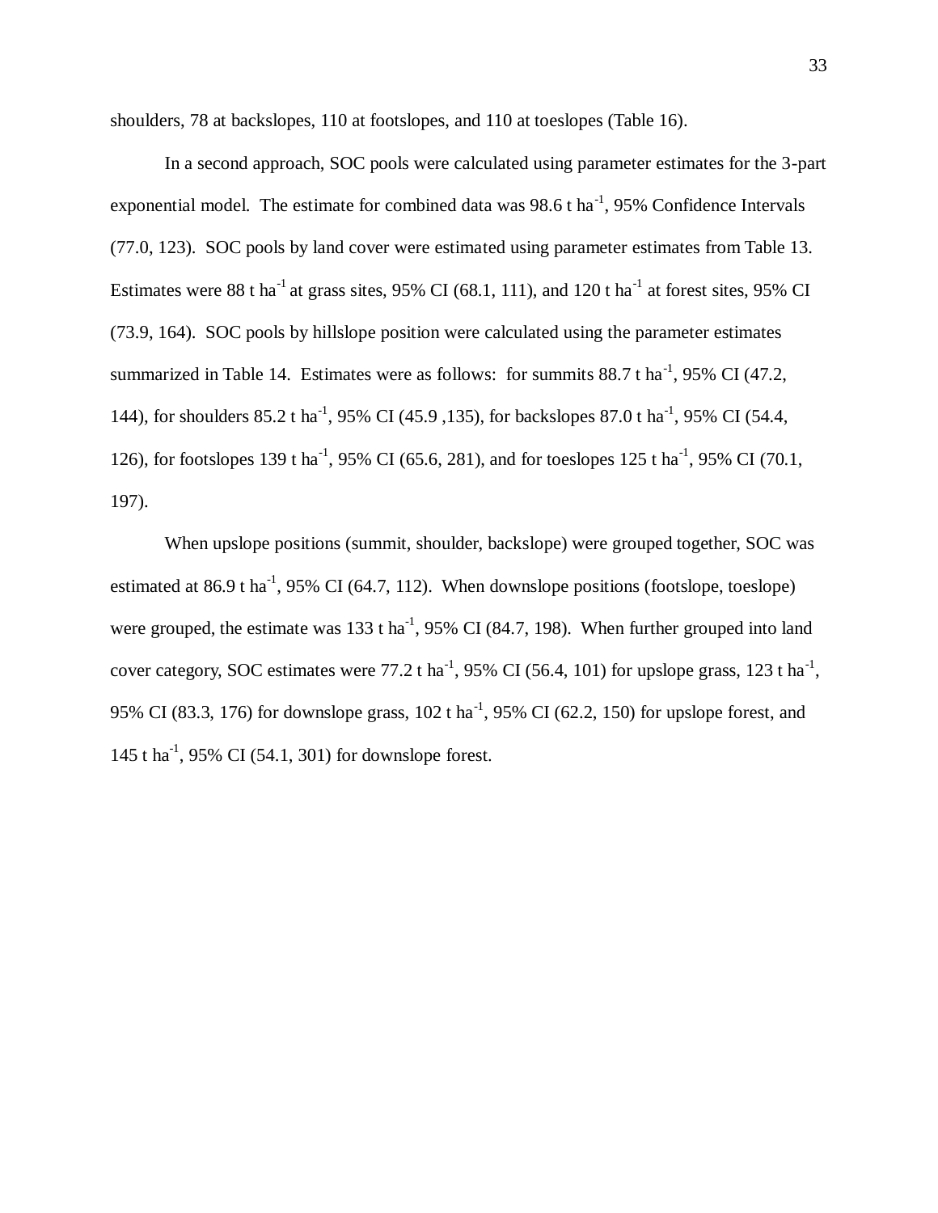shoulders, 78 at backslopes, 110 at footslopes, and 110 at toeslopes (Table 16).

In a second approach, SOC pools were calculated using parameter estimates for the 3-part exponential model. The estimate for combined data was 98.6 t $ha^{-1}$, 95% Confidence Intervals (77.0, 123). SOC pools by land cover were estimated using parameter estimates from Table 13. Estimates were 88 t $ha^{-1}$ at grass sites, 95% CI (68.1, 111), and 120 t $ha^{-1}$ at forest sites, 95% CI (73.9, 164). SOC pools by hillslope position were calculated using the parameter estimates summarized in Table 14. Estimates were as follows: for summits 88.7 t $ha^{-1}$, 95% CI (47.2, 144), for shoulders 85.2 t $ha^{-1}$, 95% CI (45.9 ,135), for backslopes 87.0 t $ha^{-1}$, 95% CI (54.4, 126), for footslopes 139 t $ha^{-1}$, 95% CI (65.6, 281), and for toeslopes 125 t $ha^{-1}$, 95% CI (70.1, 197).

When upslope positions (summit, shoulder, backslope) were grouped together, SOC was estimated at 86.9 t $ha^{-1}$, 95% CI (64.7, 112). When downslope positions (footslope, toeslope) were grouped, the estimate was 133 t $ha^{-1}$, 95% CI (84.7, 198). When further grouped into land cover category, SOC estimates were 77.2 t $ha^{-1}$, 95% CI (56.4, 101) for upslope grass, 123 t $ha^{-1}$, 95% CI (83.3, 176) for downslope grass, 102 t $ha^{-1}$, 95% CI (62.2, 150) for upslope forest, and 145 t $ha^{-1}$, 95% CI (54.1, 301) for downslope forest.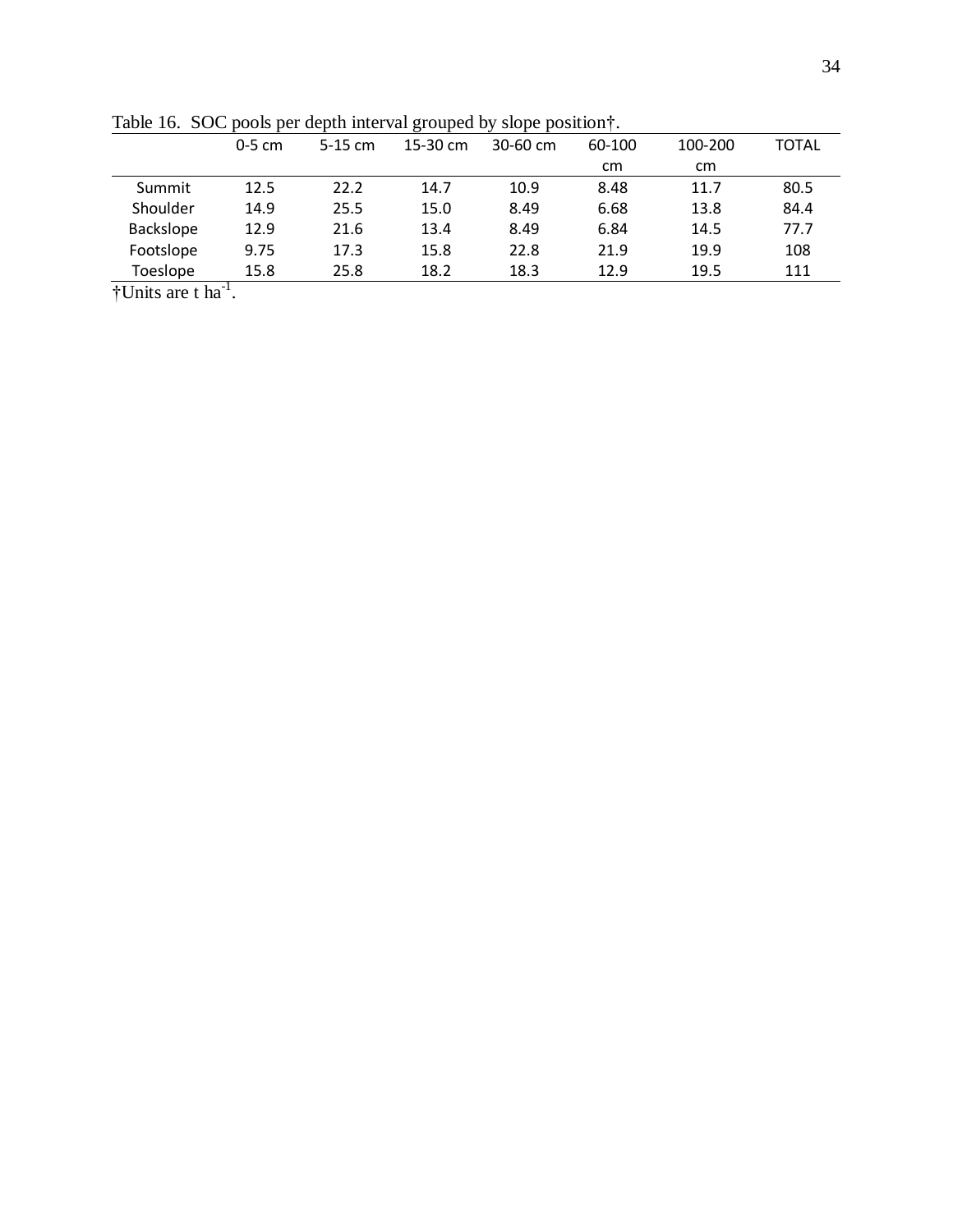Table 16. SOC pools per depth interval grouped by slope position†.

| | 0-5 cm | 5-15 cm | 15-30 cm | 30-60 cm | 60-100 cm | 100-200 cm | TOTAL |
|---|---|---|---|---|---|---|---|
| Summit | 12.5 | 22.2 | 14.7 | 10.9 | 8.48 | 11.7 | 80.5 |
| Shoulder | 14.9 | 25.5 | 15.0 | 8.49 | 6.68 | 13.8 | 84.4 |
| Backslope | 12.9 | 21.6 | 13.4 | 8.49 | 6.84 | 14.5 | 77.7 |
| Footslope | 9.75 | 17.3 | 15.8 | 22.8 | 21.9 | 19.9 | 108 |
| Toeslope | 15.8 | 25.8 | 18.2 | 18.3 | 12.9 | 19.5 | 111 |

†Units are t $ha^{-1}$.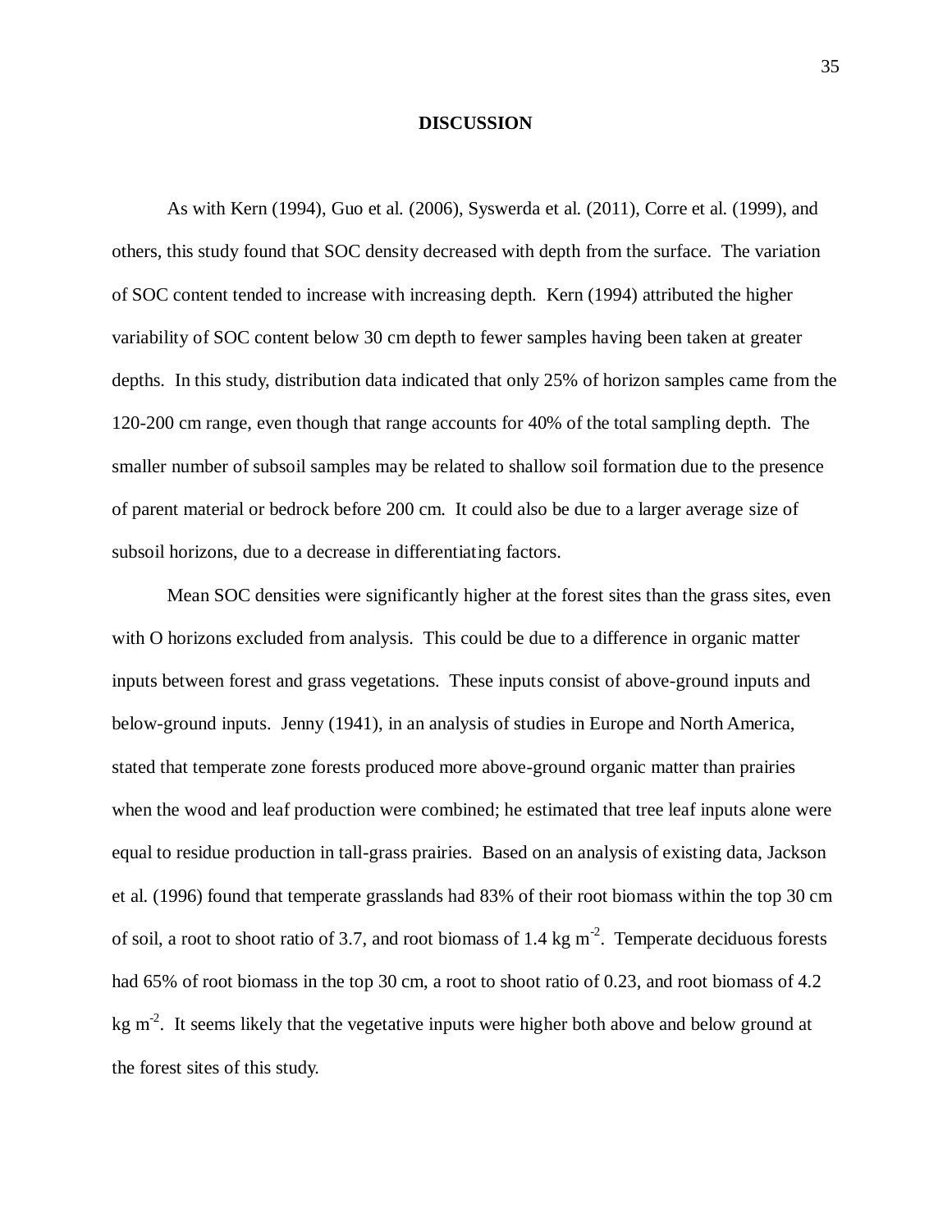# DISCUSSION

As with Kern (1994), Guo et al. (2006), Syswerda et al. (2011), Corre et al. (1999), and others, this study found that SOC density decreased with depth from the surface. The variation of SOC content tended to increase with increasing depth. Kern (1994) attributed the higher variability of SOC content below 30 cm depth to fewer samples having been taken at greater depths. In this study, distribution data indicated that only 25% of horizon samples came from the 120-200 cm range, even though that range accounts for 40% of the total sampling depth. The smaller number of subsoil samples may be related to shallow soil formation due to the presence of parent material or bedrock before 200 cm. It could also be due to a larger average size of subsoil horizons, due to a decrease in differentiating factors.

Mean SOC densities were significantly higher at the forest sites than the grass sites, even with O horizons excluded from analysis. This could be due to a difference in organic matter inputs between forest and grass vegetations. These inputs consist of above-ground inputs and below-ground inputs. Jenny (1941), in an analysis of studies in Europe and North America, stated that temperate zone forests produced more above-ground organic matter than prairies when the wood and leaf production were combined; he estimated that tree leaf inputs alone were equal to residue production in tall-grass prairies. Based on an analysis of existing data, Jackson et al. (1996) found that temperate grasslands had 83% of their root biomass within the top 30 cm of soil, a root to shoot ratio of 3.7, and root biomass of 1.4 kg $m^{-2}$. Temperate deciduous forests had 65% of root biomass in the top 30 cm, a root to shoot ratio of 0.23, and root biomass of 4.2 kg $m^{-2}$. It seems likely that the vegetative inputs were higher both above and below ground at the forest sites of this study.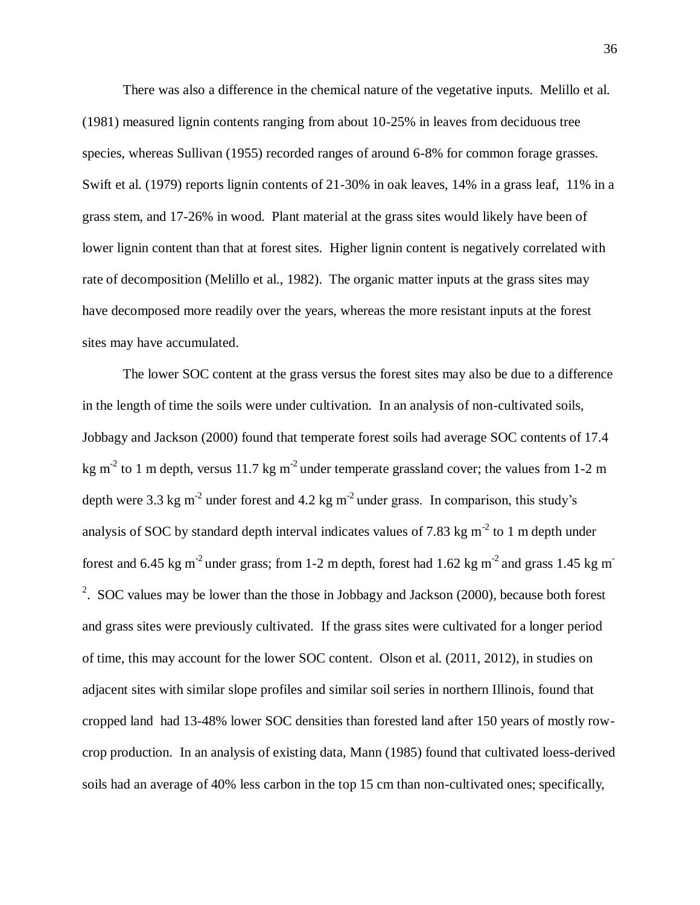There was also a difference in the chemical nature of the vegetative inputs. Melillo et al. (1981) measured lignin contents ranging from about 10-25% in leaves from deciduous tree species, whereas Sullivan (1955) recorded ranges of around 6-8% for common forage grasses. Swift et al. (1979) reports lignin contents of 21-30% in oak leaves, 14% in a grass leaf, 11% in a grass stem, and 17-26% in wood. Plant material at the grass sites would likely have been of lower lignin content than that at forest sites. Higher lignin content is negatively correlated with rate of decomposition (Melillo et al., 1982). The organic matter inputs at the grass sites may have decomposed more readily over the years, whereas the more resistant inputs at the forest sites may have accumulated.

The lower SOC content at the grass versus the forest sites may also be due to a difference in the length of time the soils were under cultivation. In an analysis of non-cultivated soils, Jobbagy and Jackson (2000) found that temperate forest soils had average SOC contents of 17.4 kg $m^{-2}$ to 1 m depth, versus 11.7 kg $m^{-2}$ under temperate grassland cover; the values from 1-2 m depth were 3.3 kg $m^{-2}$ under forest and 4.2 kg $m^{-2}$ under grass. In comparison, this study's analysis of SOC by standard depth interval indicates values of 7.83 kg $m^{-2}$ to 1 m depth under forest and 6.45 kg $m^{-2}$ under grass; from 1-2 m depth, forest had 1.62 kg $m^{-2}$ and grass 1.45 kg $m^{-2}$. SOC values may be lower than the those in Jobbagy and Jackson (2000), because both forest and grass sites were previously cultivated. If the grass sites were cultivated for a longer period of time, this may account for the lower SOC content. Olson et al. (2011, 2012), in studies on adjacent sites with similar slope profiles and similar soil series in northern Illinois, found that cropped land had 13-48% lower SOC densities than forested land after 150 years of mostly row-crop production. In an analysis of existing data, Mann (1985) found that cultivated loess-derived soils had an average of 40% less carbon in the top 15 cm than non-cultivated ones; specifically,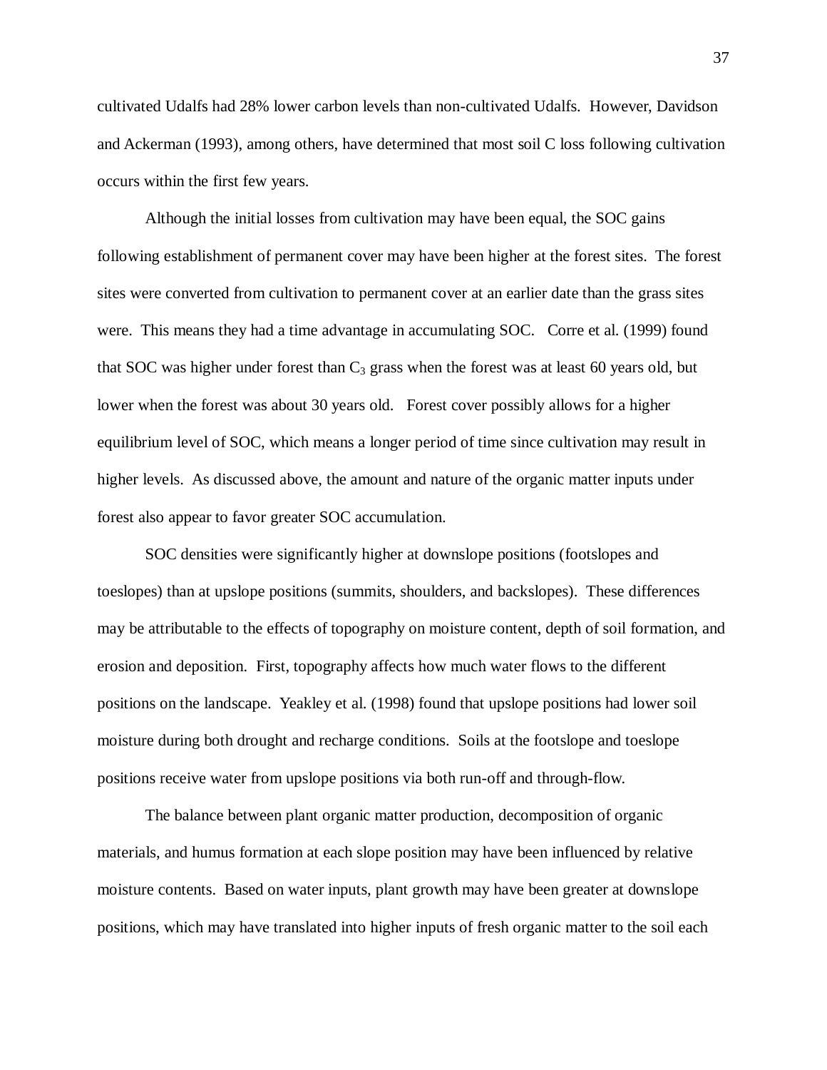cultivated Udalfs had 28% lower carbon levels than non-cultivated Udalfs. However, Davidson and Ackerman (1993), among others, have determined that most soil C loss following cultivation occurs within the first few years.

Although the initial losses from cultivation may have been equal, the SOC gains following establishment of permanent cover may have been higher at the forest sites. The forest sites were converted from cultivation to permanent cover at an earlier date than the grass sites were. This means they had a time advantage in accumulating SOC. Corre et al. (1999) found that SOC was higher under forest than $C_3$ grass when the forest was at least 60 years old, but lower when the forest was about 30 years old. Forest cover possibly allows for a higher equilibrium level of SOC, which means a longer period of time since cultivation may result in higher levels. As discussed above, the amount and nature of the organic matter inputs under forest also appear to favor greater SOC accumulation.

SOC densities were significantly higher at downslope positions (footslopes and toeslopes) than at upslope positions (summits, shoulders, and backslopes). These differences may be attributable to the effects of topography on moisture content, depth of soil formation, and erosion and deposition. First, topography affects how much water flows to the different positions on the landscape. Yeakley et al. (1998) found that upslope positions had lower soil moisture during both drought and recharge conditions. Soils at the footslope and toeslope positions receive water from upslope positions via both run-off and through-flow.

The balance between plant organic matter production, decomposition of organic materials, and humus formation at each slope position may have been influenced by relative moisture contents. Based on water inputs, plant growth may have been greater at downslope positions, which may have translated into higher inputs of fresh organic matter to the soil each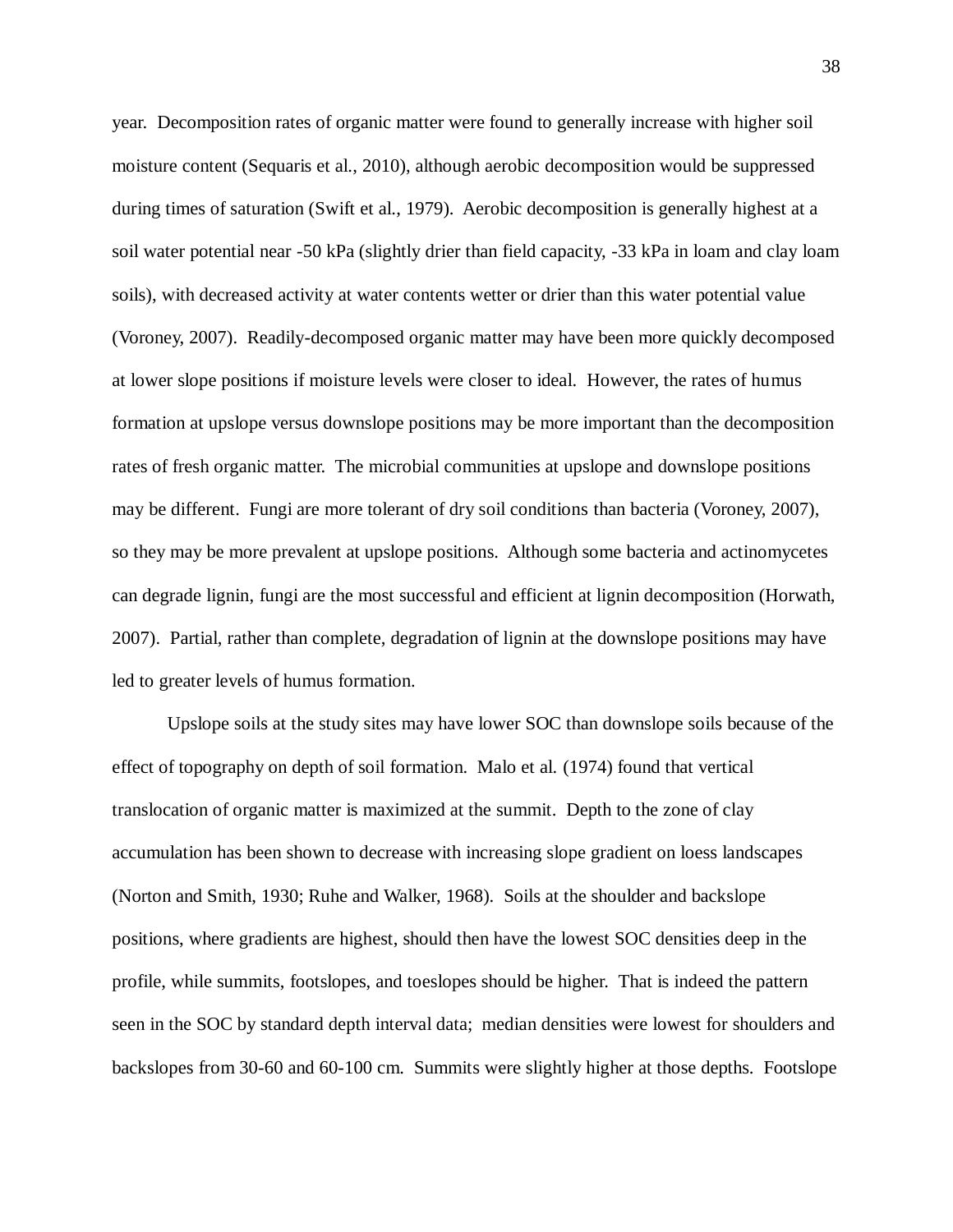year. Decomposition rates of organic matter were found to generally increase with higher soil moisture content (Sequaris et al., 2010), although aerobic decomposition would be suppressed during times of saturation (Swift et al., 1979). Aerobic decomposition is generally highest at a soil water potential near -50 kPa (slightly drier than field capacity, -33 kPa in loam and clay loam soils), with decreased activity at water contents wetter or drier than this water potential value (Voroney, 2007). Readily-decomposed organic matter may have been more quickly decomposed at lower slope positions if moisture levels were closer to ideal. However, the rates of humus formation at upslope versus downslope positions may be more important than the decomposition rates of fresh organic matter. The microbial communities at upslope and downslope positions may be different. Fungi are more tolerant of dry soil conditions than bacteria (Voroney, 2007), so they may be more prevalent at upslope positions. Although some bacteria and actinomycetes can degrade lignin, fungi are the most successful and efficient at lignin decomposition (Horwath, 2007). Partial, rather than complete, degradation of lignin at the downslope positions may have led to greater levels of humus formation.

Upslope soils at the study sites may have lower SOC than downslope soils because of the effect of topography on depth of soil formation. Malo et al. (1974) found that vertical translocation of organic matter is maximized at the summit. Depth to the zone of clay accumulation has been shown to decrease with increasing slope gradient on loess landscapes (Norton and Smith, 1930; Ruhe and Walker, 1968). Soils at the shoulder and backslope positions, where gradients are highest, should then have the lowest SOC densities deep in the profile, while summits, footslopes, and toeslopes should be higher. That is indeed the pattern seen in the SOC by standard depth interval data; median densities were lowest for shoulders and backslopes from 30-60 and 60-100 cm. Summits were slightly higher at those depths. Footslope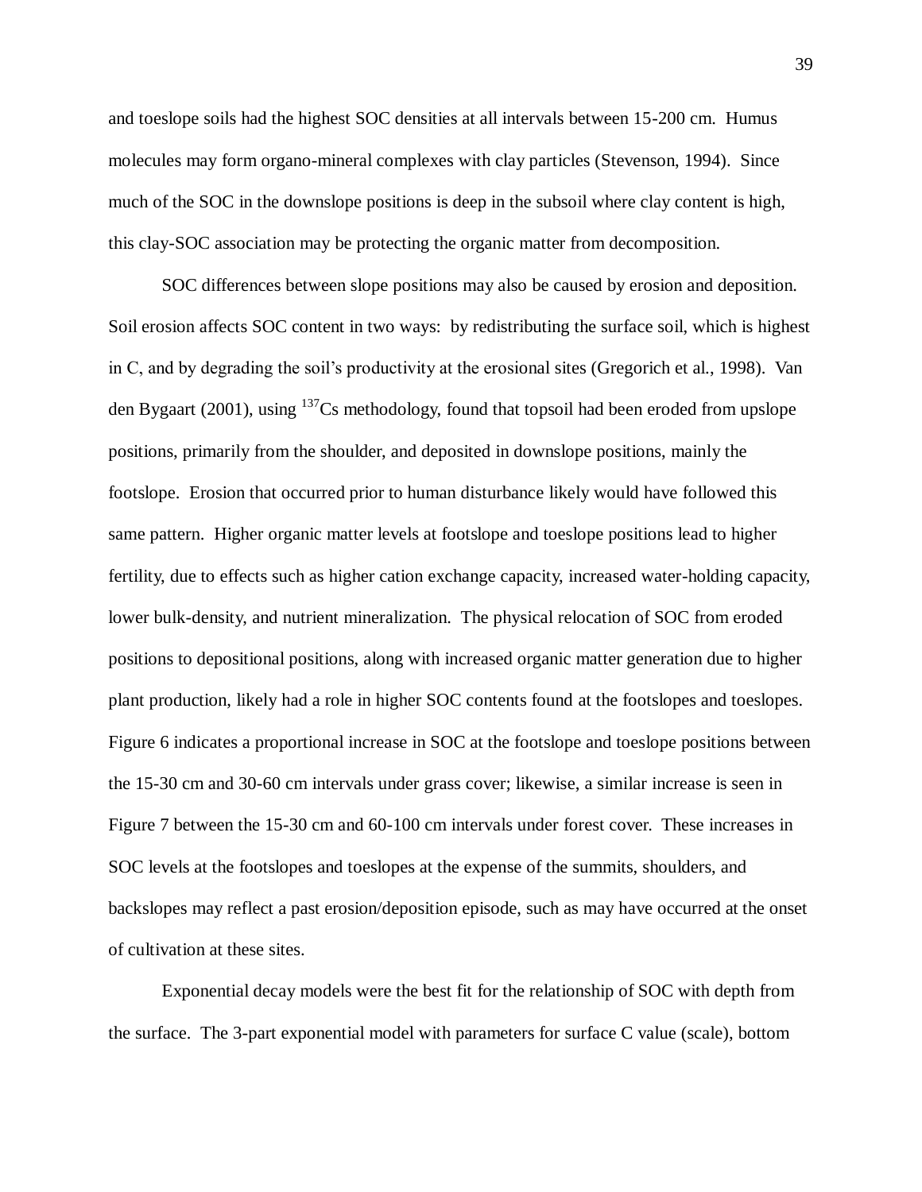and toeslope soils had the highest SOC densities at all intervals between 15-200 cm. Humus molecules may form organo-mineral complexes with clay particles (Stevenson, 1994). Since much of the SOC in the downslope positions is deep in the subsoil where clay content is high, this clay-SOC association may be protecting the organic matter from decomposition.

SOC differences between slope positions may also be caused by erosion and deposition. Soil erosion affects SOC content in two ways: by redistributing the surface soil, which is highest in C, and by degrading the soil's productivity at the erosional sites (Gregorich et al., 1998). Van den Bygaart (2001), using $^{137}Cs$ methodology, found that topsoil had been eroded from upslope positions, primarily from the shoulder, and deposited in downslope positions, mainly the footslope. Erosion that occurred prior to human disturbance likely would have followed this same pattern. Higher organic matter levels at footslope and toeslope positions lead to higher fertility, due to effects such as higher cation exchange capacity, increased water-holding capacity, lower bulk-density, and nutrient mineralization. The physical relocation of SOC from eroded positions to depositional positions, along with increased organic matter generation due to higher plant production, likely had a role in higher SOC contents found at the footslopes and toeslopes. Figure 6 indicates a proportional increase in SOC at the footslope and toeslope positions between the 15-30 cm and 30-60 cm intervals under grass cover; likewise, a similar increase is seen in Figure 7 between the 15-30 cm and 60-100 cm intervals under forest cover. These increases in SOC levels at the footslopes and toeslopes at the expense of the summits, shoulders, and backslopes may reflect a past erosion/deposition episode, such as may have occurred at the onset of cultivation at these sites.

Exponential decay models were the best fit for the relationship of SOC with depth from the surface. The 3-part exponential model with parameters for surface C value (scale), bottom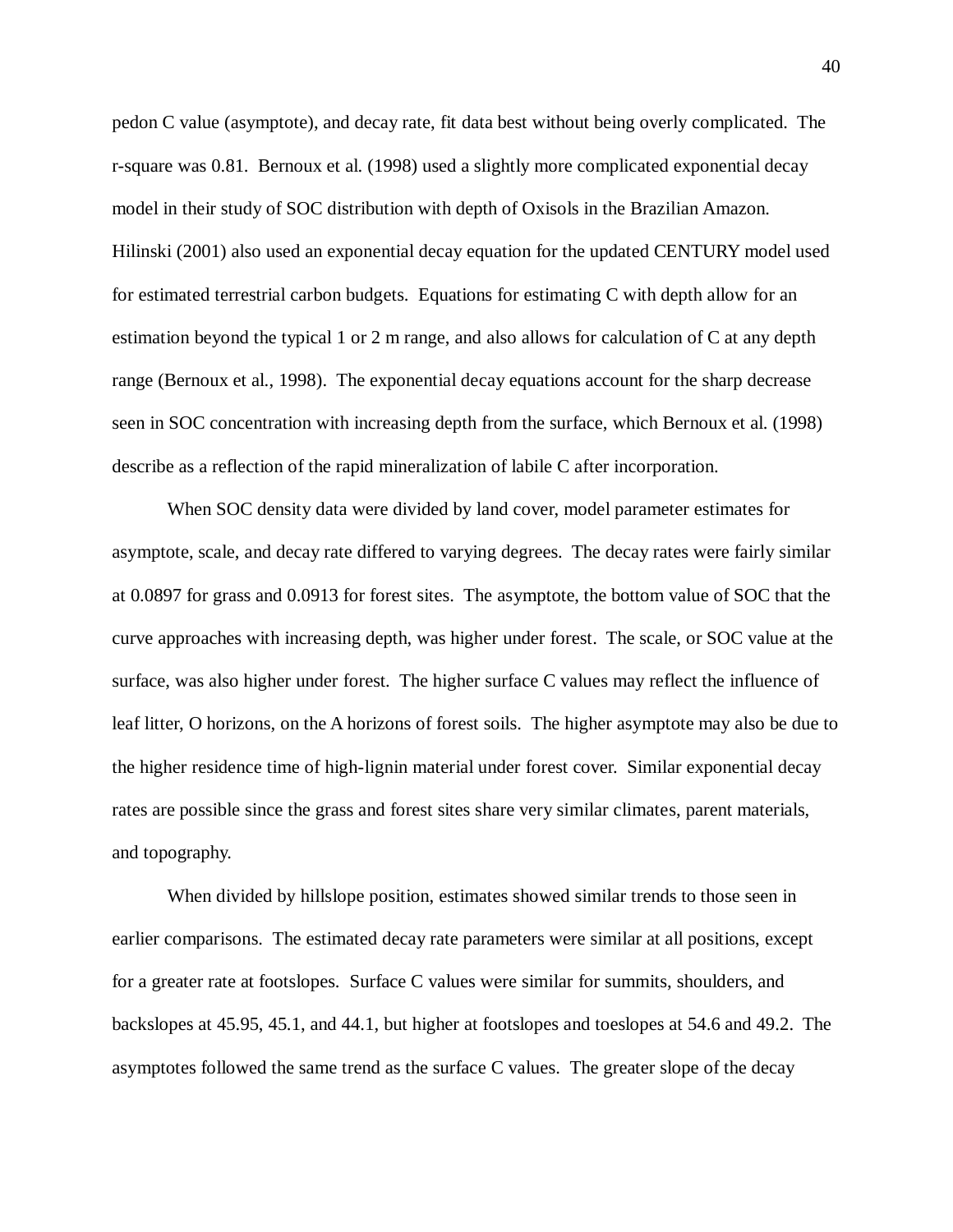pedon C value (asymptote), and decay rate, fit data best without being overly complicated. The r-square was 0.81. Bernoux et al. (1998) used a slightly more complicated exponential decay model in their study of SOC distribution with depth of Oxisols in the Brazilian Amazon. Hilinski (2001) also used an exponential decay equation for the updated CENTURY model used for estimated terrestrial carbon budgets. Equations for estimating C with depth allow for an estimation beyond the typical 1 or 2 m range, and also allows for calculation of C at any depth range (Bernoux et al., 1998). The exponential decay equations account for the sharp decrease seen in SOC concentration with increasing depth from the surface, which Bernoux et al. (1998) describe as a reflection of the rapid mineralization of labile C after incorporation.

When SOC density data were divided by land cover, model parameter estimates for asymptote, scale, and decay rate differed to varying degrees. The decay rates were fairly similar at 0.0897 for grass and 0.0913 for forest sites. The asymptote, the bottom value of SOC that the curve approaches with increasing depth, was higher under forest. The scale, or SOC value at the surface, was also higher under forest. The higher surface C values may reflect the influence of leaf litter, O horizons, on the A horizons of forest soils. The higher asymptote may also be due to the higher residence time of high-lignin material under forest cover. Similar exponential decay rates are possible since the grass and forest sites share very similar climates, parent materials, and topography.

When divided by hillslope position, estimates showed similar trends to those seen in earlier comparisons. The estimated decay rate parameters were similar at all positions, except for a greater rate at footslopes. Surface C values were similar for summits, shoulders, and backslopes at 45.95, 45.1, and 44.1, but higher at footslopes and toeslopes at 54.6 and 49.2. The asymptotes followed the same trend as the surface C values. The greater slope of the decay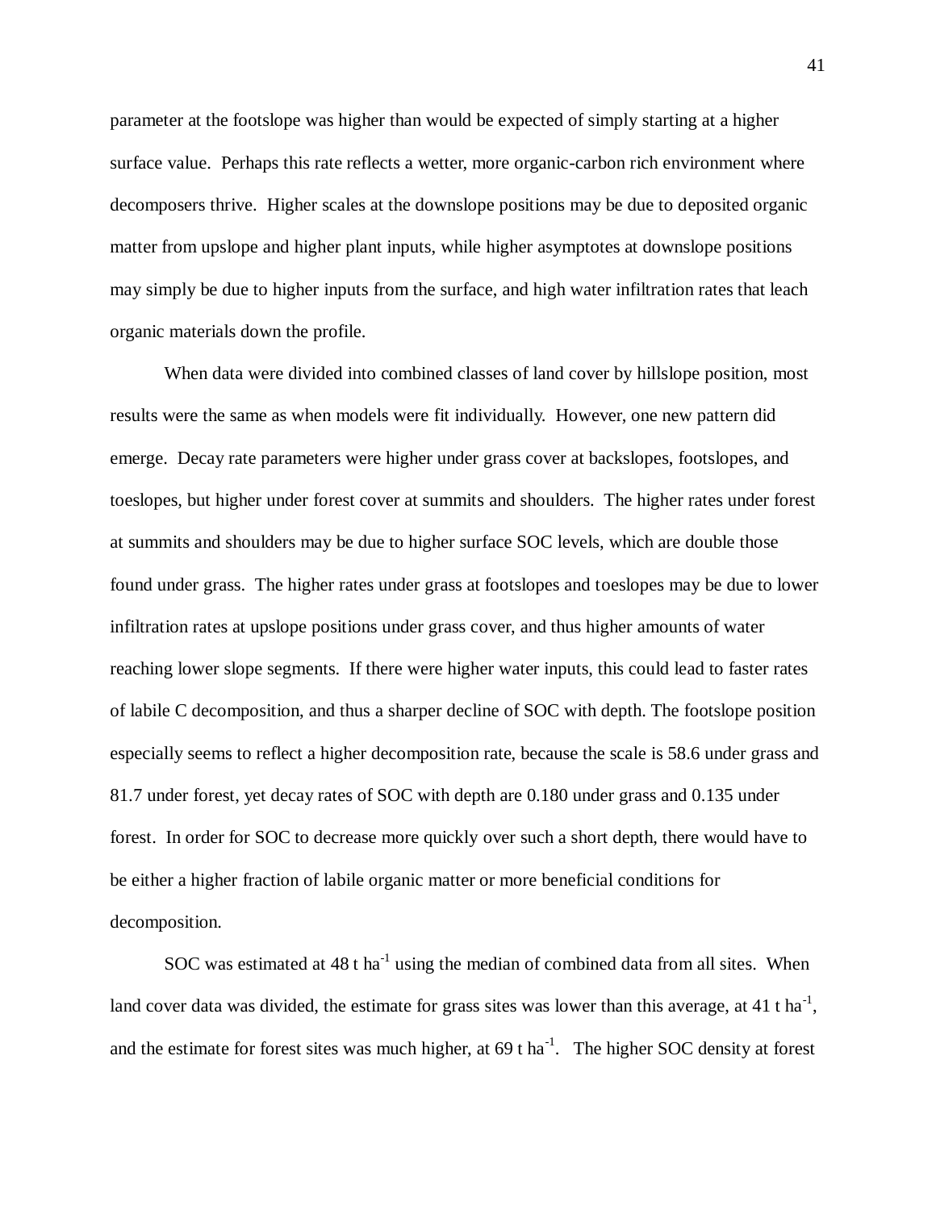parameter at the footslope was higher than would be expected of simply starting at a higher surface value. Perhaps this rate reflects a wetter, more organic-carbon rich environment where decomposers thrive. Higher scales at the downslope positions may be due to deposited organic matter from upslope and higher plant inputs, while higher asymptotes at downslope positions may simply be due to higher inputs from the surface, and high water infiltration rates that leach organic materials down the profile.

When data were divided into combined classes of land cover by hillslope position, most results were the same as when models were fit individually. However, one new pattern did emerge. Decay rate parameters were higher under grass cover at backslopes, footslopes, and toeslopes, but higher under forest cover at summits and shoulders. The higher rates under forest at summits and shoulders may be due to higher surface SOC levels, which are double those found under grass. The higher rates under grass at footslopes and toeslopes may be due to lower infiltration rates at upslope positions under grass cover, and thus higher amounts of water reaching lower slope segments. If there were higher water inputs, this could lead to faster rates of labile C decomposition, and thus a sharper decline of SOC with depth. The footslope position especially seems to reflect a higher decomposition rate, because the scale is 58.6 under grass and 81.7 under forest, yet decay rates of SOC with depth are 0.180 under grass and 0.135 under forest. In order for SOC to decrease more quickly over such a short depth, there would have to be either a higher fraction of labile organic matter or more beneficial conditions for decomposition.

SOC was estimated at 48 t $ha^{-1}$ using the median of combined data from all sites. When land cover data was divided, the estimate for grass sites was lower than this average, at 41 t $ha^{-1}$, and the estimate for forest sites was much higher, at 69 t $ha^{-1}$. The higher SOC density at forest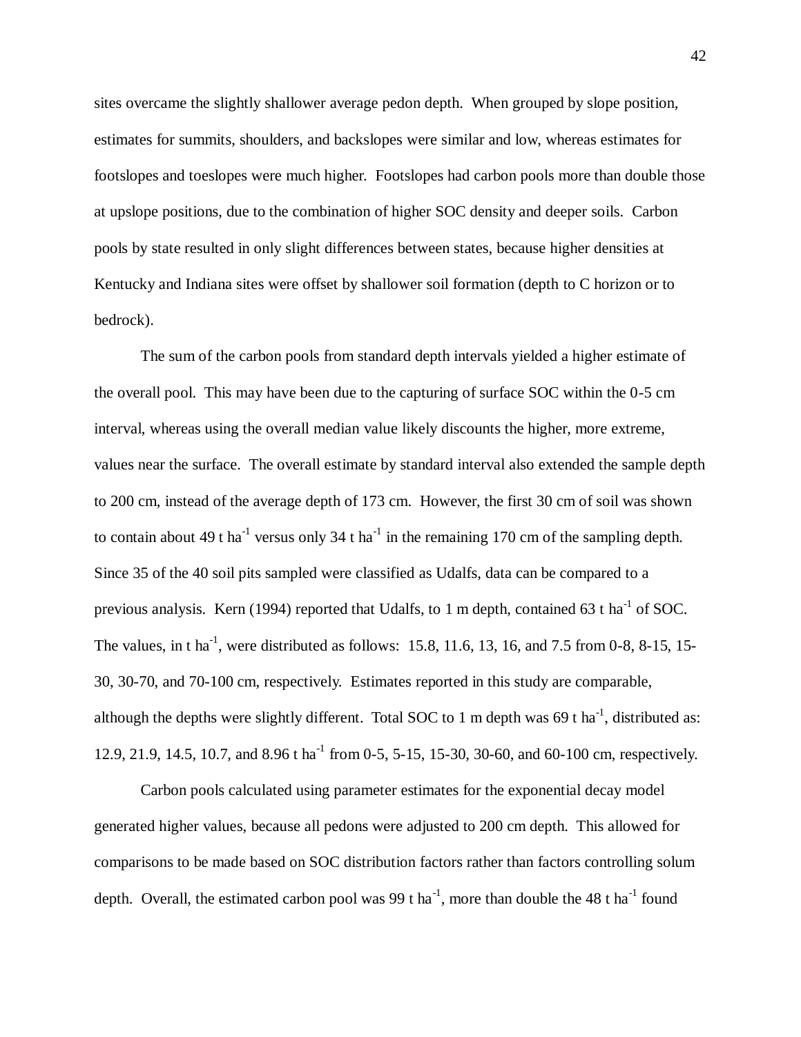sites overcame the slightly shallower average pedon depth. When grouped by slope position, estimates for summits, shoulders, and backslopes were similar and low, whereas estimates for footslopes and toeslopes were much higher. Footslopes had carbon pools more than double those at upslope positions, due to the combination of higher SOC density and deeper soils. Carbon pools by state resulted in only slight differences between states, because higher densities at Kentucky and Indiana sites were offset by shallower soil formation (depth to C horizon or to bedrock).

The sum of the carbon pools from standard depth intervals yielded a higher estimate of the overall pool. This may have been due to the capturing of surface SOC within the 0-5 cm interval, whereas using the overall median value likely discounts the higher, more extreme, values near the surface. The overall estimate by standard interval also extended the sample depth to 200 cm, instead of the average depth of 173 cm. However, the first 30 cm of soil was shown to contain about 49 t $ha^{-1}$ versus only 34 t $ha^{-1}$ in the remaining 170 cm of the sampling depth. Since 35 of the 40 soil pits sampled were classified as Udalfs, data can be compared to a previous analysis. Kern (1994) reported that Udalfs, to 1 m depth, contained 63 t $ha^{-1}$ of SOC. The values, in t $ha^{-1}$, were distributed as follows: 15.8, 11.6, 13, 16, and 7.5 from 0-8, 8-15, 15-30, 30-70, and 70-100 cm, respectively. Estimates reported in this study are comparable, although the depths were slightly different. Total SOC to 1 m depth was 69 t $ha^{-1}$, distributed as: 12.9, 21.9, 14.5, 10.7, and 8.96 t $ha^{-1}$ from 0-5, 5-15, 15-30, 30-60, and 60-100 cm, respectively.

Carbon pools calculated using parameter estimates for the exponential decay model generated higher values, because all pedons were adjusted to 200 cm depth. This allowed for comparisons to be made based on SOC distribution factors rather than factors controlling solum depth. Overall, the estimated carbon pool was 99 t $ha^{-1}$, more than double the 48 t $ha^{-1}$ found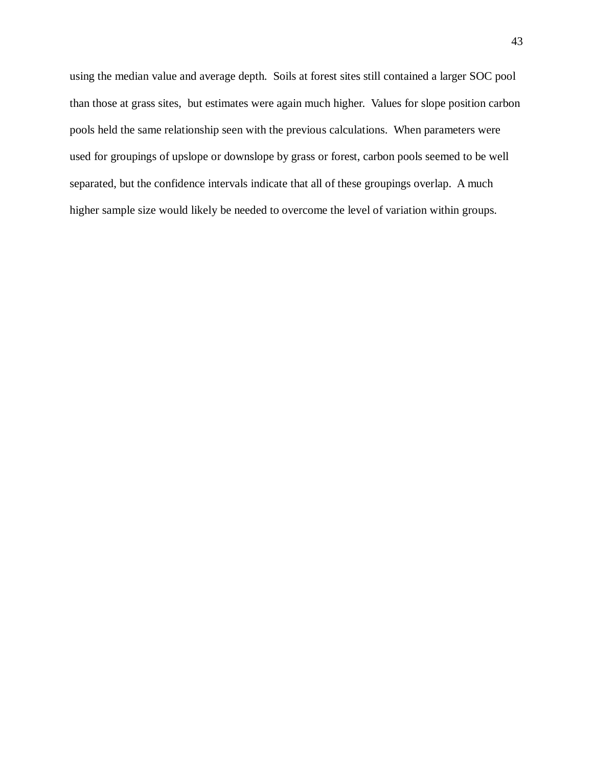using the median value and average depth. Soils at forest sites still contained a larger SOC pool than those at grass sites, but estimates were again much higher. Values for slope position carbon pools held the same relationship seen with the previous calculations. When parameters were used for groupings of upslope or downslope by grass or forest, carbon pools seemed to be well separated, but the confidence intervals indicate that all of these groupings overlap. A much higher sample size would likely be needed to overcome the level of variation within groups.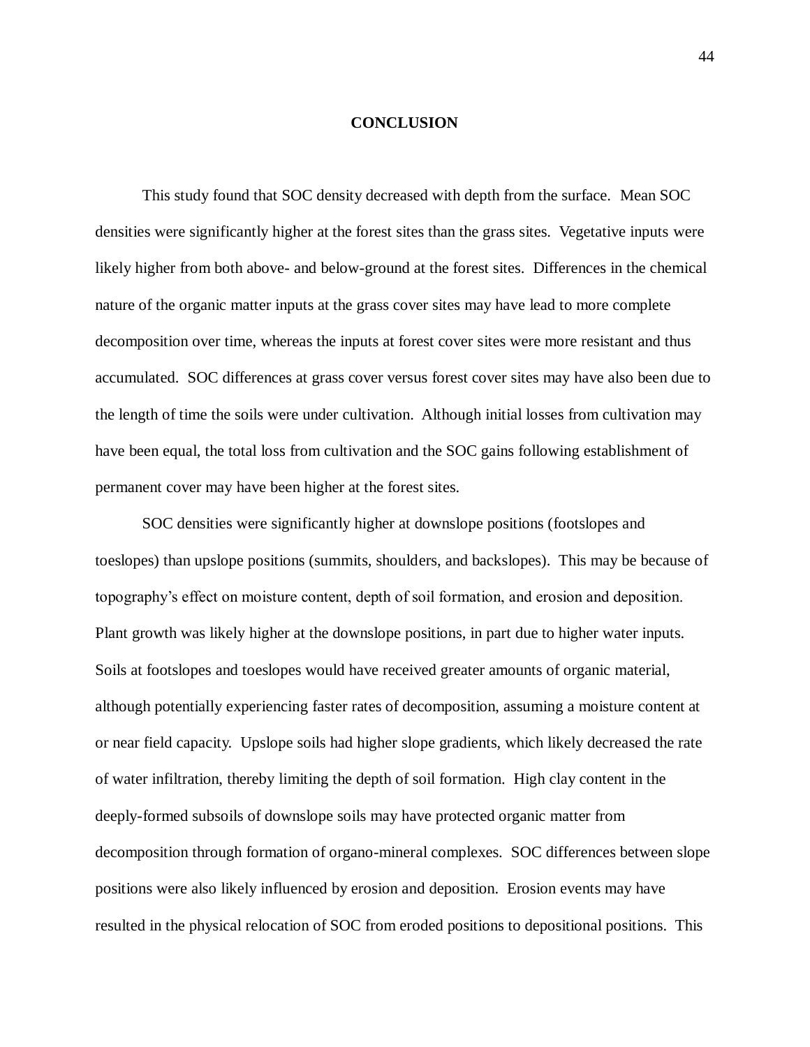# CONCLUSION

This study found that SOC density decreased with depth from the surface. Mean SOC densities were significantly higher at the forest sites than the grass sites. Vegetative inputs were likely higher from both above- and below-ground at the forest sites. Differences in the chemical nature of the organic matter inputs at the grass cover sites may have lead to more complete decomposition over time, whereas the inputs at forest cover sites were more resistant and thus accumulated. SOC differences at grass cover versus forest cover sites may have also been due to the length of time the soils were under cultivation. Although initial losses from cultivation may have been equal, the total loss from cultivation and the SOC gains following establishment of permanent cover may have been higher at the forest sites.

SOC densities were significantly higher at downslope positions (footslopes and toeslopes) than upslope positions (summits, shoulders, and backslopes). This may be because of topography's effect on moisture content, depth of soil formation, and erosion and deposition. Plant growth was likely higher at the downslope positions, in part due to higher water inputs. Soils at footslopes and toeslopes would have received greater amounts of organic material, although potentially experiencing faster rates of decomposition, assuming a moisture content at or near field capacity. Upslope soils had higher slope gradients, which likely decreased the rate of water infiltration, thereby limiting the depth of soil formation. High clay content in the deeply-formed subsoils of downslope soils may have protected organic matter from decomposition through formation of organo-mineral complexes. SOC differences between slope positions were also likely influenced by erosion and deposition. Erosion events may have resulted in the physical relocation of SOC from eroded positions to depositional positions. This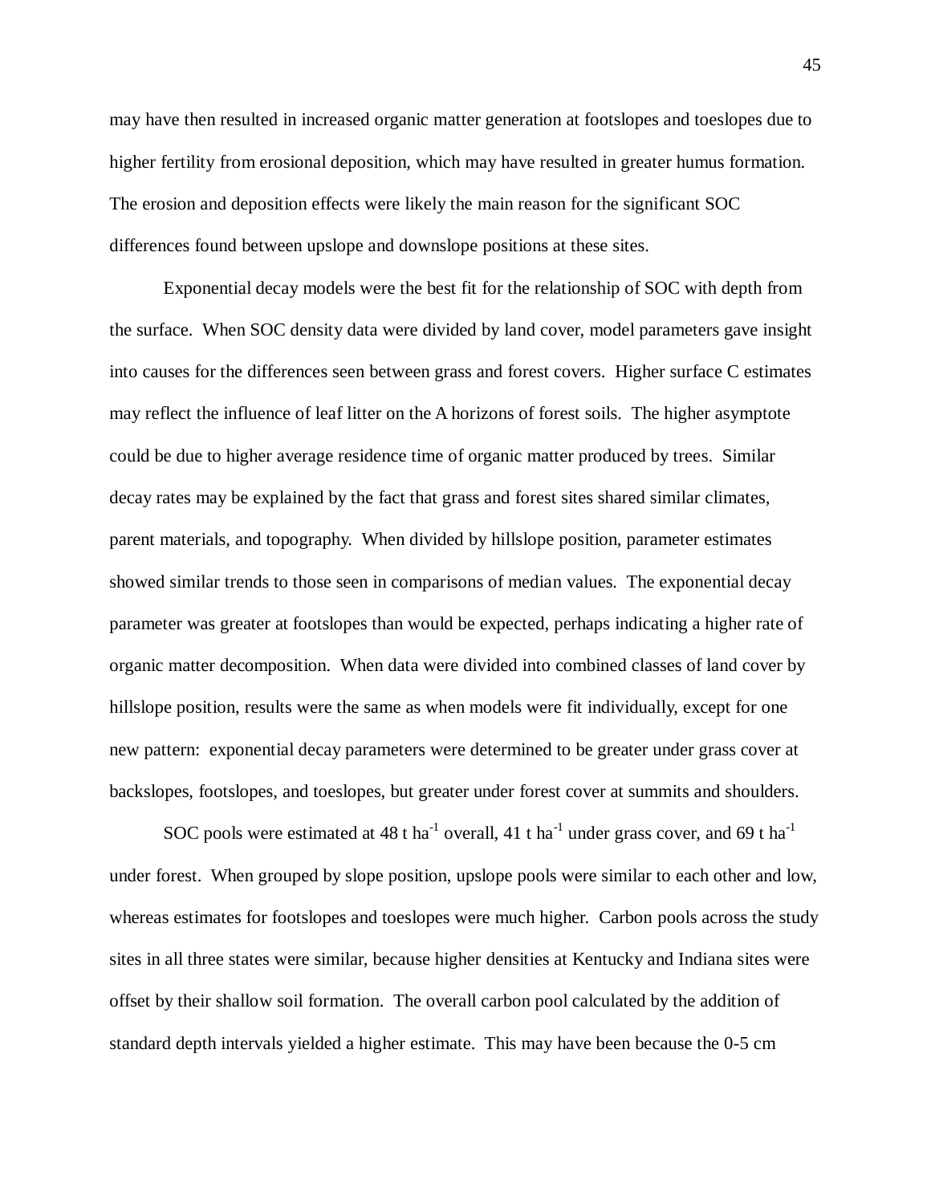may have then resulted in increased organic matter generation at footslopes and toeslopes due to higher fertility from erosional deposition, which may have resulted in greater humus formation. The erosion and deposition effects were likely the main reason for the significant SOC differences found between upslope and downslope positions at these sites.

Exponential decay models were the best fit for the relationship of SOC with depth from the surface. When SOC density data were divided by land cover, model parameters gave insight into causes for the differences seen between grass and forest covers. Higher surface C estimates may reflect the influence of leaf litter on the A horizons of forest soils. The higher asymptote could be due to higher average residence time of organic matter produced by trees. Similar decay rates may be explained by the fact that grass and forest sites shared similar climates, parent materials, and topography. When divided by hillslope position, parameter estimates showed similar trends to those seen in comparisons of median values. The exponential decay parameter was greater at footslopes than would be expected, perhaps indicating a higher rate of organic matter decomposition. When data were divided into combined classes of land cover by hillslope position, results were the same as when models were fit individually, except for one new pattern: exponential decay parameters were determined to be greater under grass cover at backslopes, footslopes, and toeslopes, but greater under forest cover at summits and shoulders.

SOC pools were estimated at 48 t ha$^{-1}$ overall, 41 t ha$^{-1}$ under grass cover, and 69 t ha$^{-1}$ under forest. When grouped by slope position, upslope pools were similar to each other and low, whereas estimates for footslopes and toeslopes were much higher. Carbon pools across the study sites in all three states were similar, because higher densities at Kentucky and Indiana sites were offset by their shallow soil formation. The overall carbon pool calculated by the addition of standard depth intervals yielded a higher estimate. This may have been because the 0-5 cm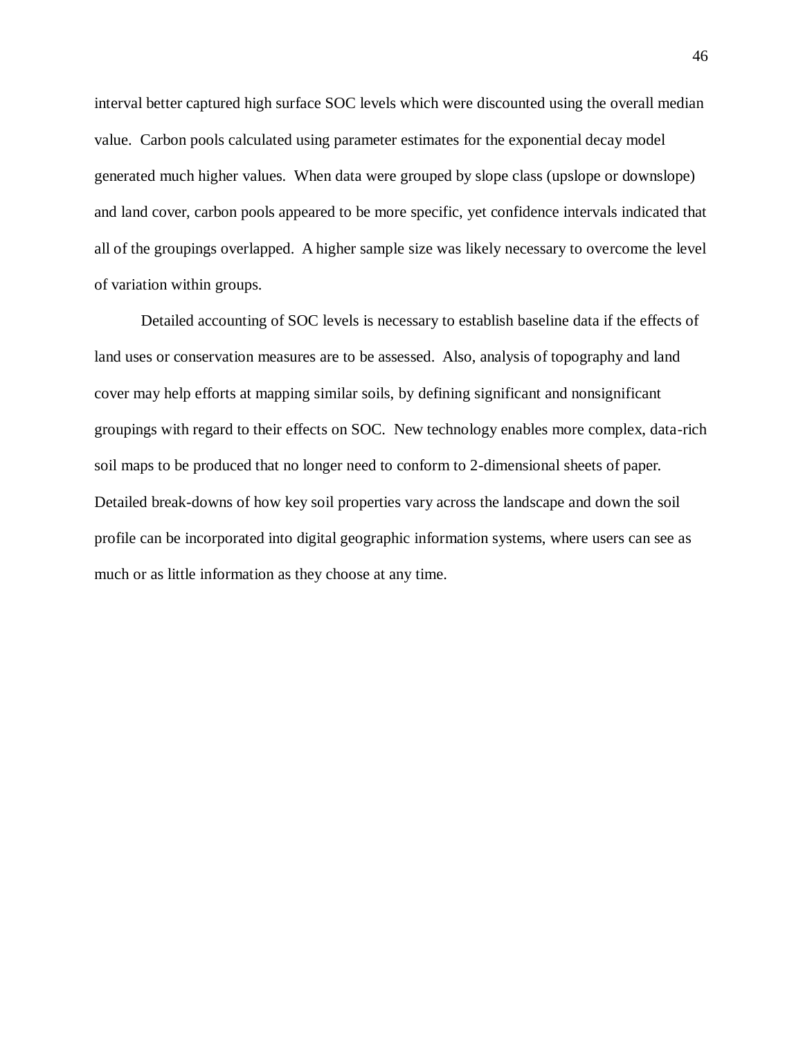interval better captured high surface SOC levels which were discounted using the overall median value. Carbon pools calculated using parameter estimates for the exponential decay model generated much higher values. When data were grouped by slope class (upslope or downslope) and land cover, carbon pools appeared to be more specific, yet confidence intervals indicated that all of the groupings overlapped. A higher sample size was likely necessary to overcome the level of variation within groups.

Detailed accounting of SOC levels is necessary to establish baseline data if the effects of land uses or conservation measures are to be assessed. Also, analysis of topography and land cover may help efforts at mapping similar soils, by defining significant and nonsignificant groupings with regard to their effects on SOC. New technology enables more complex, data-rich soil maps to be produced that no longer need to conform to 2-dimensional sheets of paper. Detailed break-downs of how key soil properties vary across the landscape and down the soil profile can be incorporated into digital geographic information systems, where users can see as much or as little information as they choose at any time.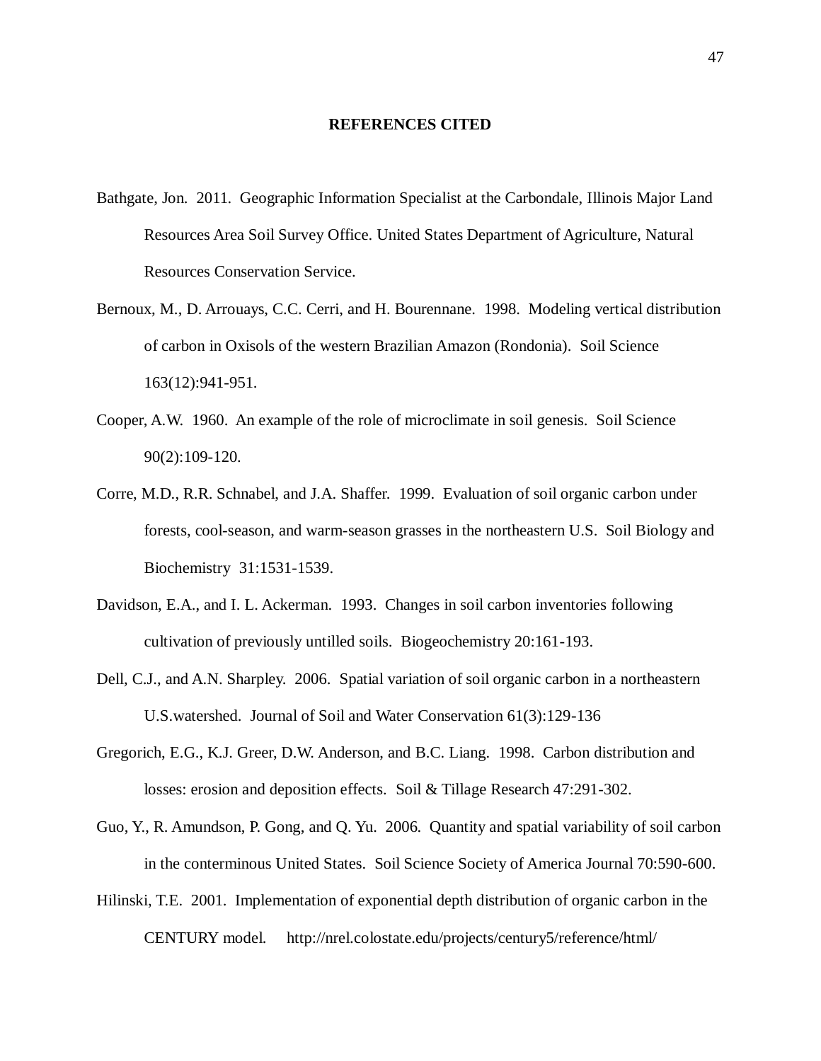# REFERENCES CITED

Bathgate, Jon. 2011. Geographic Information Specialist at the Carbondale, Illinois Major Land Resources Area Soil Survey Office. United States Department of Agriculture, Natural Resources Conservation Service.

Bernoux, M., D. Arrouays, C.C. Cerri, and H. Bourennane. 1998. Modeling vertical distribution of carbon in Oxisols of the western Brazilian Amazon (Rondonia). Soil Science 163(12):941-951.

Cooper, A.W. 1960. An example of the role of microclimate in soil genesis. Soil Science 90(2):109-120.

Corre, M.D., R.R. Schnabel, and J.A. Shaffer. 1999. Evaluation of soil organic carbon under forests, cool-season, and warm-season grasses in the northeastern U.S. Soil Biology and Biochemistry 31:1531-1539.

Davidson, E.A., and I. L. Ackerman. 1993. Changes in soil carbon inventories following cultivation of previously untilled soils. Biogeochemistry 20:161-193.

Dell, C.J., and A.N. Sharpley. 2006. Spatial variation of soil organic carbon in a northeastern U.S.watershed. Journal of Soil and Water Conservation 61(3):129-136

Gregorich, E.G., K.J. Greer, D.W. Anderson, and B.C. Liang. 1998. Carbon distribution and losses: erosion and deposition effects. Soil & Tillage Research 47:291-302.

Guo, Y., R. Amundson, P. Gong, and Q. Yu. 2006. Quantity and spatial variability of soil carbon in the conterminous United States. Soil Science Society of America Journal 70:590-600.

Hilinski, T.E. 2001. Implementation of exponential depth distribution of organic carbon in the CENTURY model. http://nrel.colostate.edu/projects/century5/reference/html/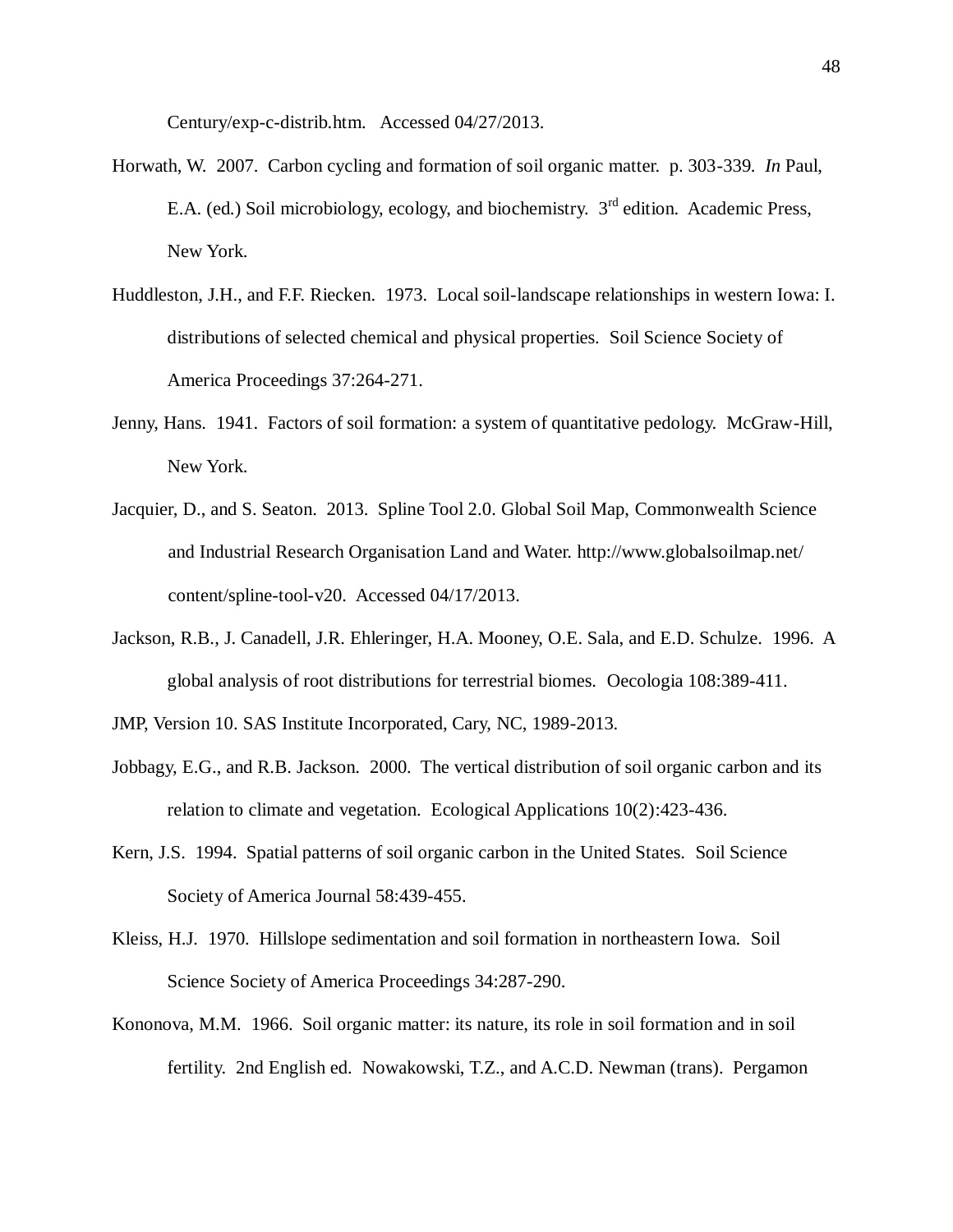Century/exp-c-distrib.htm. Accessed 04/27/2013.

Horwath, W. 2007. Carbon cycling and formation of soil organic matter. p. 303-339. *In* Paul, E.A. (ed.) Soil microbiology, ecology, and biochemistry. 3rd edition. Academic Press, New York.

Huddleston, J.H., and F.F. Riecken. 1973. Local soil-landscape relationships in western Iowa: I. distributions of selected chemical and physical properties. Soil Science Society of America Proceedings 37:264-271.

Jenny, Hans. 1941. Factors of soil formation: a system of quantitative pedology. McGraw-Hill, New York.

Jacquier, D., and S. Seaton. 2013. Spline Tool 2.0. Global Soil Map, Commonwealth Science and Industrial Research Organisation Land and Water. http://www.globalsoilmap.net/content/spline-tool-v20. Accessed 04/17/2013.

Jackson, R.B., J. Canadell, J.R. Ehleringer, H.A. Mooney, O.E. Sala, and E.D. Schulze. 1996. A global analysis of root distributions for terrestrial biomes. Oecologia 108:389-411.

JMP, Version 10. SAS Institute Incorporated, Cary, NC, 1989-2013.

Jobbagy, E.G., and R.B. Jackson. 2000. The vertical distribution of soil organic carbon and its relation to climate and vegetation. Ecological Applications 10(2):423-436.

Kern, J.S. 1994. Spatial patterns of soil organic carbon in the United States. Soil Science Society of America Journal 58:439-455.

Kleiss, H.J. 1970. Hillslope sedimentation and soil formation in northeastern Iowa. Soil Science Society of America Proceedings 34:287-290.

Kononova, M.M. 1966. Soil organic matter: its nature, its role in soil formation and in soil fertility. 2nd English ed. Nowakowski, T.Z., and A.C.D. Newman (trans). Pergamon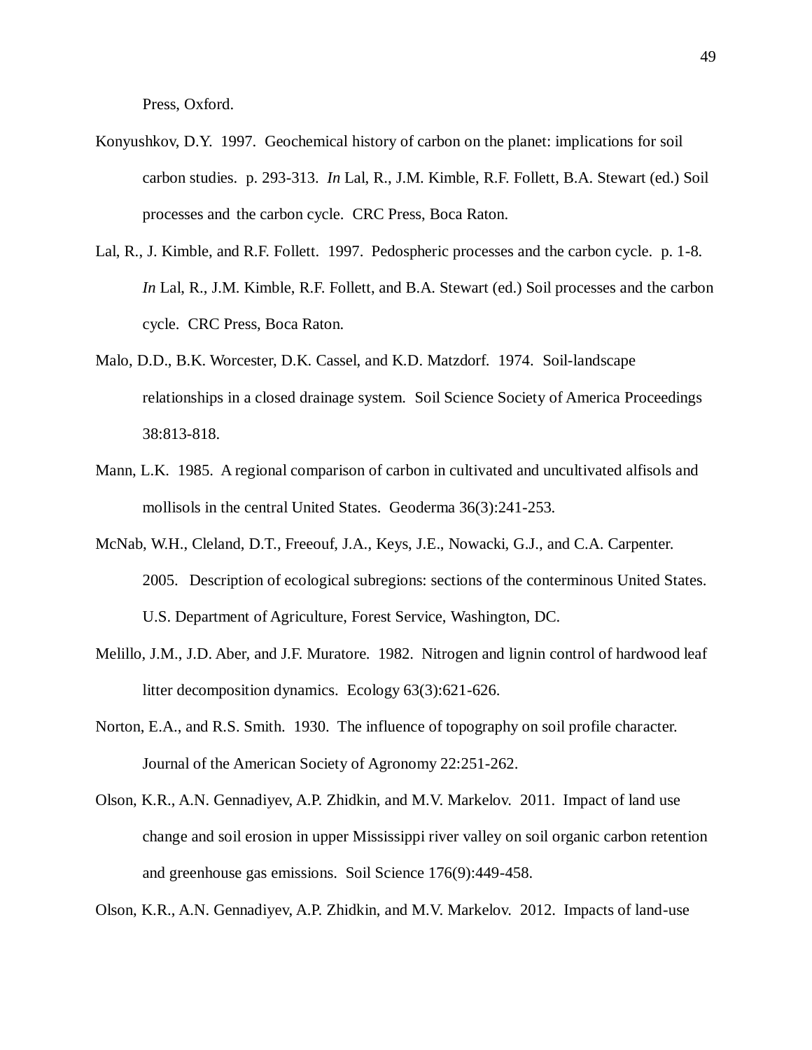Press, Oxford.

Konyushkov, D.Y. 1997. Geochemical history of carbon on the planet: implications for soil carbon studies. p. 293-313. *In* Lal, R., J.M. Kimble, R.F. Follett, B.A. Stewart (ed.) Soil processes and the carbon cycle. CRC Press, Boca Raton.

Lal, R., J. Kimble, and R.F. Follett. 1997. Pedospheric processes and the carbon cycle. p. 1-8. *In* Lal, R., J.M. Kimble, R.F. Follett, and B.A. Stewart (ed.) Soil processes and the carbon cycle. CRC Press, Boca Raton.

Malo, D.D., B.K. Worcester, D.K. Cassel, and K.D. Matzdorf. 1974. Soil-landscape relationships in a closed drainage system. Soil Science Society of America Proceedings 38:813-818.

Mann, L.K. 1985. A regional comparison of carbon in cultivated and uncultivated alfisols and mollisols in the central United States. Geoderma 36(3):241-253.

McNab, W.H., Cleland, D.T., Freeouf, J.A., Keys, J.E., Nowacki, G.J., and C.A. Carpenter. 2005. Description of ecological subregions: sections of the conterminous United States. U.S. Department of Agriculture, Forest Service, Washington, DC.

Melillo, J.M., J.D. Aber, and J.F. Muratore. 1982. Nitrogen and lignin control of hardwood leaf litter decomposition dynamics. Ecology 63(3):621-626.

Norton, E.A., and R.S. Smith. 1930. The influence of topography on soil profile character. Journal of the American Society of Agronomy 22:251-262.

Olson, K.R., A.N. Gennadiyev, A.P. Zhidkin, and M.V. Markelov. 2011. Impact of land use change and soil erosion in upper Mississippi river valley on soil organic carbon retention and greenhouse gas emissions. Soil Science 176(9):449-458.

Olson, K.R., A.N. Gennadiyev, A.P. Zhidkin, and M.V. Markelov. 2012. Impacts of land-use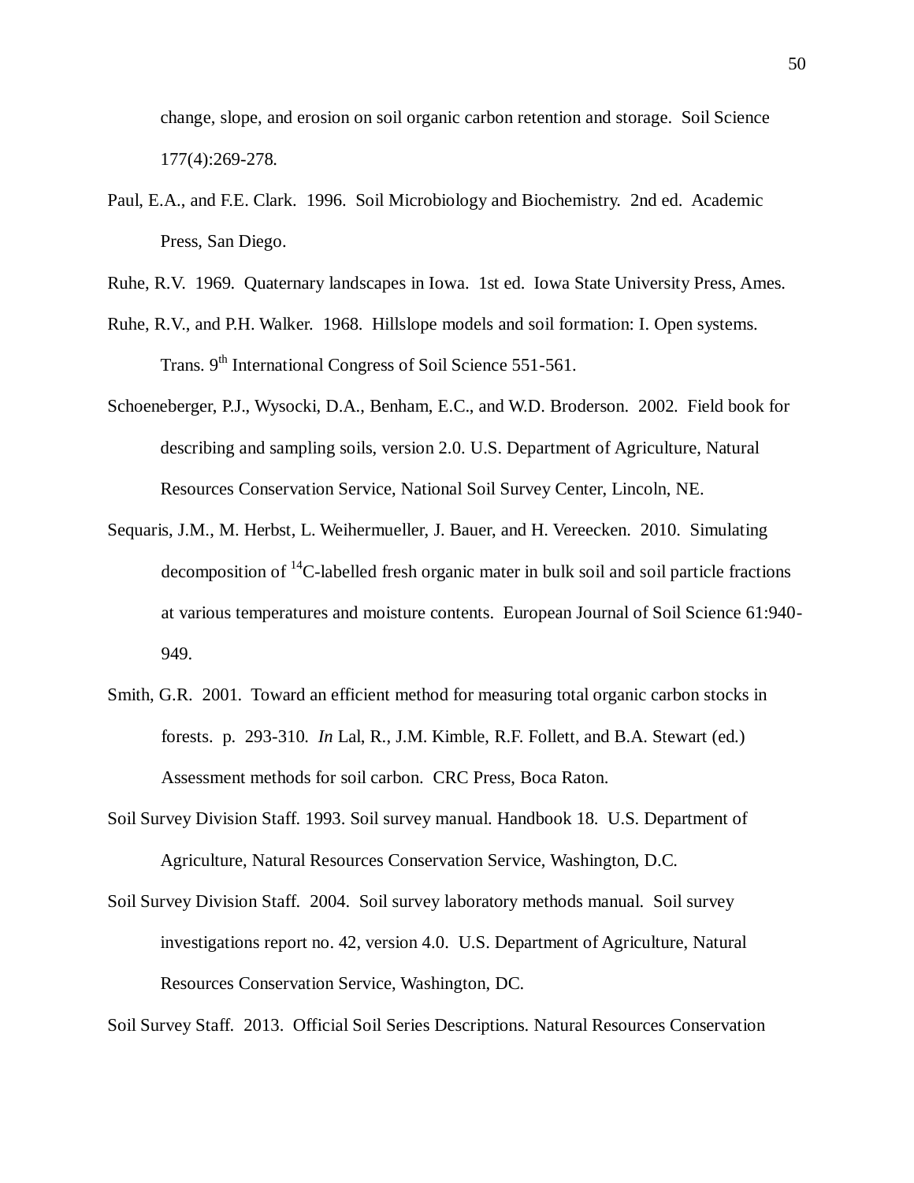change, slope, and erosion on soil organic carbon retention and storage. Soil Science 177(4):269-278.

Paul, E.A., and F.E. Clark. 1996. Soil Microbiology and Biochemistry. 2nd ed. Academic Press, San Diego.

Ruhe, R.V. 1969. Quaternary landscapes in Iowa. 1st ed. Iowa State University Press, Ames.

Ruhe, R.V., and P.H. Walker. 1968. Hillslope models and soil formation: I. Open systems. Trans. 9$^{th}$ International Congress of Soil Science 551-561.

Schoeneberger, P.J., Wysocki, D.A., Benham, E.C., and W.D. Broderson. 2002. Field book for describing and sampling soils, version 2.0. U.S. Department of Agriculture, Natural Resources Conservation Service, National Soil Survey Center, Lincoln, NE.

Sequaris, J.M., M. Herbst, L. Weihermueller, J. Bauer, and H. Vereecken. 2010. Simulating decomposition of $^{14}$C-labelled fresh organic mater in bulk soil and soil particle fractions at various temperatures and moisture contents. European Journal of Soil Science 61:940-949.

Smith, G.R. 2001. Toward an efficient method for measuring total organic carbon stocks in forests. p. 293-310. *In* Lal, R., J.M. Kimble, R.F. Follett, and B.A. Stewart (ed.) Assessment methods for soil carbon. CRC Press, Boca Raton.

Soil Survey Division Staff. 1993. Soil survey manual. Handbook 18. U.S. Department of Agriculture, Natural Resources Conservation Service, Washington, D.C.

Soil Survey Division Staff. 2004. Soil survey laboratory methods manual. Soil survey investigations report no. 42, version 4.0. U.S. Department of Agriculture, Natural Resources Conservation Service, Washington, DC.

Soil Survey Staff. 2013. Official Soil Series Descriptions. Natural Resources Conservation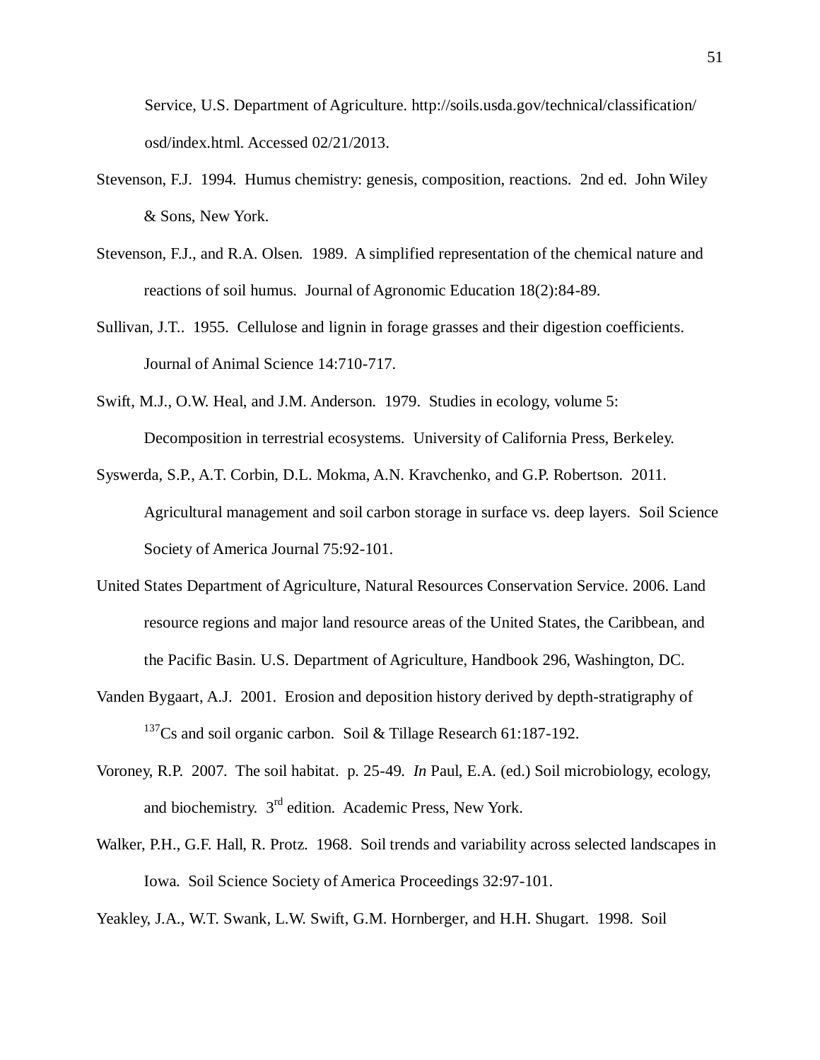Service, U.S. Department of Agriculture. http://soils.usda.gov/technical/classification/osd/index.html. Accessed 02/21/2013.

Stevenson, F.J. 1994. Humus chemistry: genesis, composition, reactions. 2nd ed. John Wiley & Sons, New York.

Stevenson, F.J., and R.A. Olsen. 1989. A simplified representation of the chemical nature and reactions of soil humus. Journal of Agronomic Education 18(2):84-89.

Sullivan, J.T.. 1955. Cellulose and lignin in forage grasses and their digestion coefficients. Journal of Animal Science 14:710-717.

Swift, M.J., O.W. Heal, and J.M. Anderson. 1979. Studies in ecology, volume 5: Decomposition in terrestrial ecosystems. University of California Press, Berkeley.

Syswerda, S.P., A.T. Corbin, D.L. Mokma, A.N. Kravchenko, and G.P. Robertson. 2011. Agricultural management and soil carbon storage in surface vs. deep layers. Soil Science Society of America Journal 75:92-101.

United States Department of Agriculture, Natural Resources Conservation Service. 2006. Land resource regions and major land resource areas of the United States, the Caribbean, and the Pacific Basin. U.S. Department of Agriculture, Handbook 296, Washington, DC.

Vanden Bygaart, A.J. 2001. Erosion and deposition history derived by depth-stratigraphy of $^{137}$Cs and soil organic carbon. Soil & Tillage Research 61:187-192.

Voroney, R.P. 2007. The soil habitat. p. 25-49. *In* Paul, E.A. (ed.) Soil microbiology, ecology, and biochemistry. 3$^{rd}$ edition. Academic Press, New York.

Walker, P.H., G.F. Hall, R. Protz. 1968. Soil trends and variability across selected landscapes in Iowa. Soil Science Society of America Proceedings 32:97-101.

Yeakley, J.A., W.T. Swank, L.W. Swift, G.M. Hornberger, and H.H. Shugart. 1998. Soil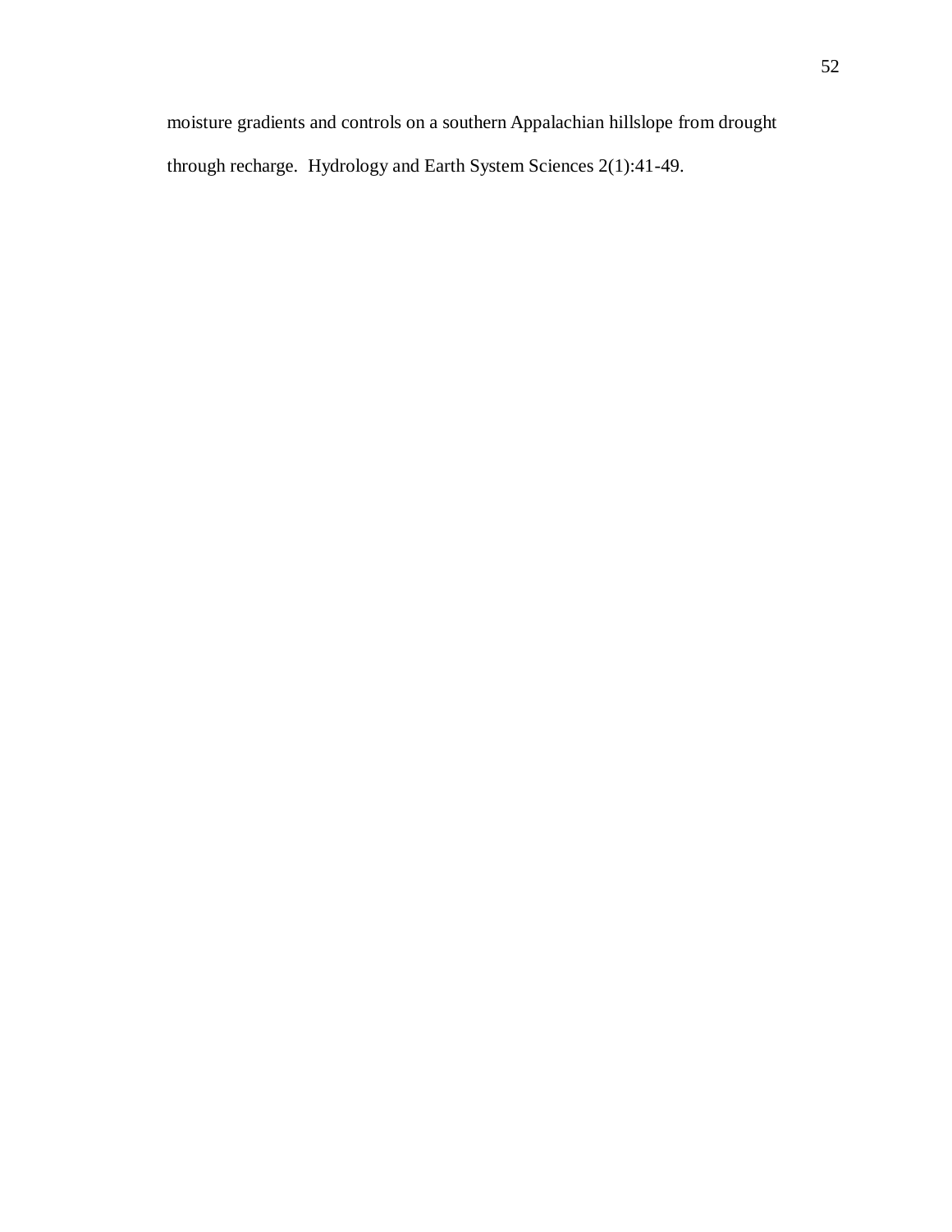moisture gradients and controls on a southern Appalachian hillslope from drought through recharge. Hydrology and Earth System Sciences 2(1):41-49.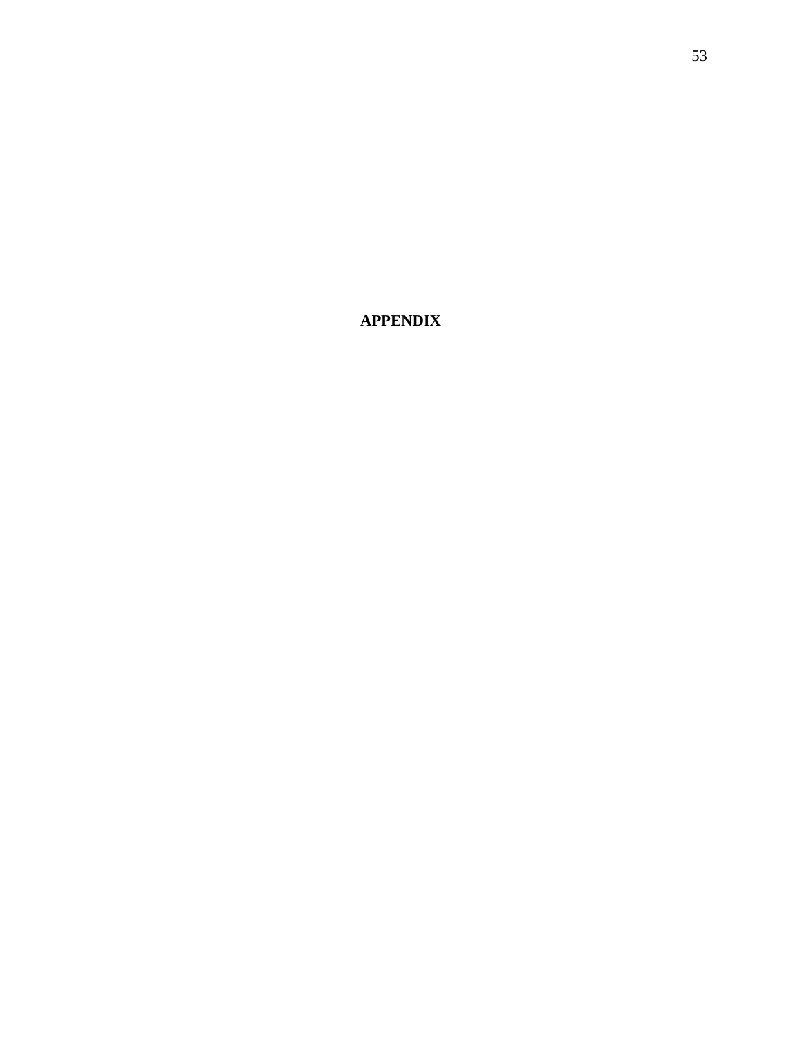# APPENDIX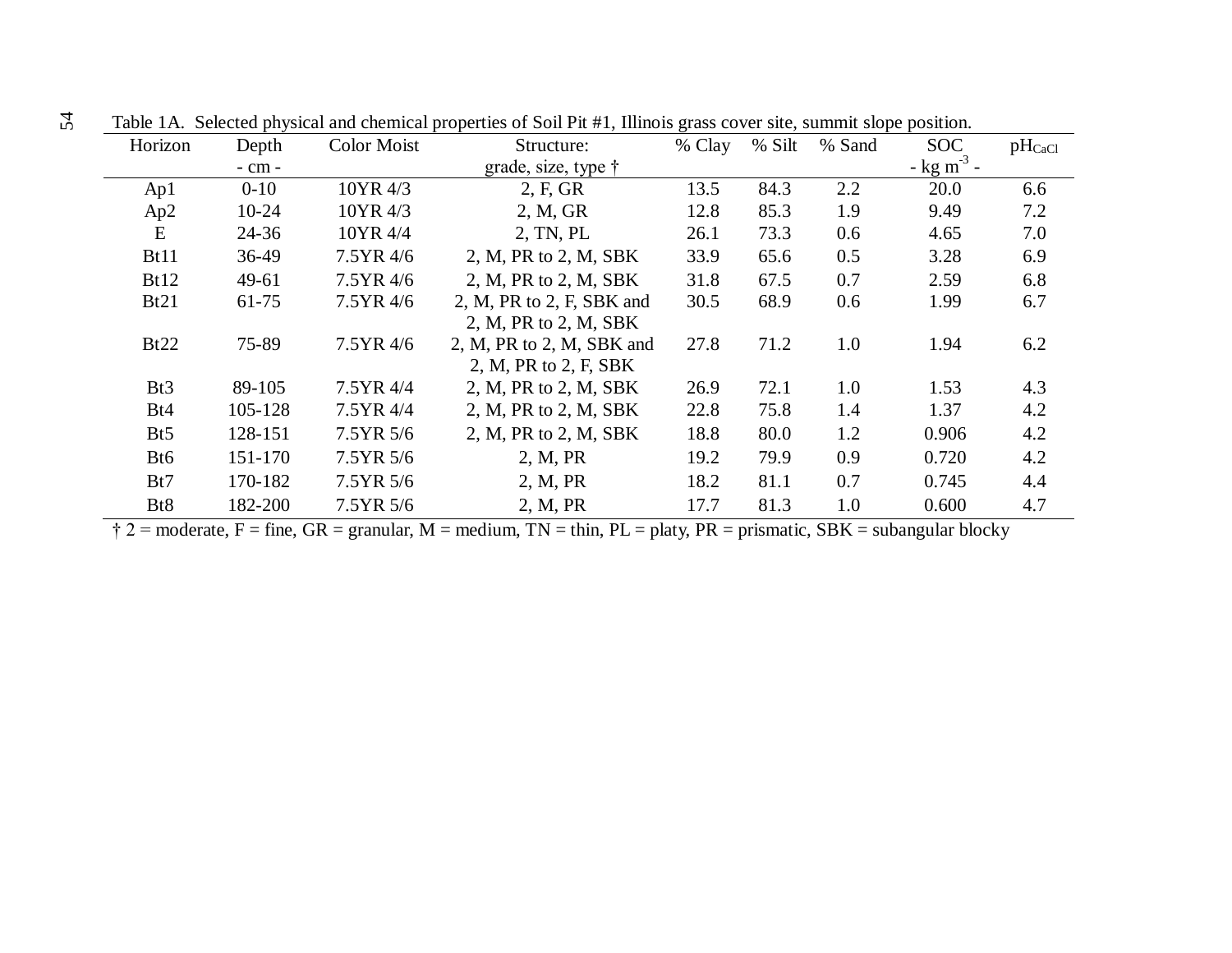Table 1A. Selected physical and chemical properties of Soil Pit #1, Illinois grass cover site, summit slope position.

| Horizon | Depth<br>- cm - | Color Moist | Structure:<br>grade, size, type † | % Clay | % Silt | % Sand | SOC<br>- kg $m^{-3}$ - | $pH_{CaCl}$ |
|---|---|---|---|---|---|---|---|---|
| Ap1 | 0-10 | 10YR 4/3 | 2, F, GR | 13.5 | 84.3 | 2.2 | 20.0 | 6.6 |
| Ap2 | 10-24 | 10YR 4/3 | 2, M, GR | 12.8 | 85.3 | 1.9 | 9.49 | 7.2 |
| E | 24-36 | 10YR 4/4 | 2, TN, PL | 26.1 | 73.3 | 0.6 | 4.65 | 7.0 |
| Bt11 | 36-49 | 7.5YR 4/6 | 2, M, PR to 2, M, SBK | 33.9 | 65.6 | 0.5 | 3.28 | 6.9 |
| Bt12 | 49-61 | 7.5YR 4/6 | 2, M, PR to 2, M, SBK | 31.8 | 67.5 | 0.7 | 2.59 | 6.8 |
| Bt21 | 61-75 | 7.5YR 4/6 | 2, M, PR to 2, F, SBK and 2, M, PR to 2, M, SBK | 30.5 | 68.9 | 0.6 | 1.99 | 6.7 |
| Bt22 | 75-89 | 7.5YR 4/6 | 2, M, PR to 2, M, SBK and 2, M, PR to 2, F, SBK | 27.8 | 71.2 | 1.0 | 1.94 | 6.2 |
| Bt3 | 89-105 | 7.5YR 4/4 | 2, M, PR to 2, M, SBK | 26.9 | 72.1 | 1.0 | 1.53 | 4.3 |
| Bt4 | 105-128 | 7.5YR 4/4 | 2, M, PR to 2, M, SBK | 22.8 | 75.8 | 1.4 | 1.37 | 4.2 |
| Bt5 | 128-151 | 7.5YR 5/6 | 2, M, PR to 2, M, SBK | 18.8 | 80.0 | 1.2 | 0.906 | 4.2 |
| Bt6 | 151-170 | 7.5YR 5/6 | 2, M, PR | 19.2 | 79.9 | 0.9 | 0.720 | 4.2 |
| Bt7 | 170-182 | 7.5YR 5/6 | 2, M, PR | 18.2 | 81.1 | 0.7 | 0.745 | 4.4 |
| Bt8 | 182-200 | 7.5YR 5/6 | 2, M, PR | 17.7 | 81.3 | 1.0 | 0.600 | 4.7 |

† 2 = moderate, F = fine, GR = granular, M = medium, TN = thin, PL = platy, PR = prismatic, SBK = subangular blocky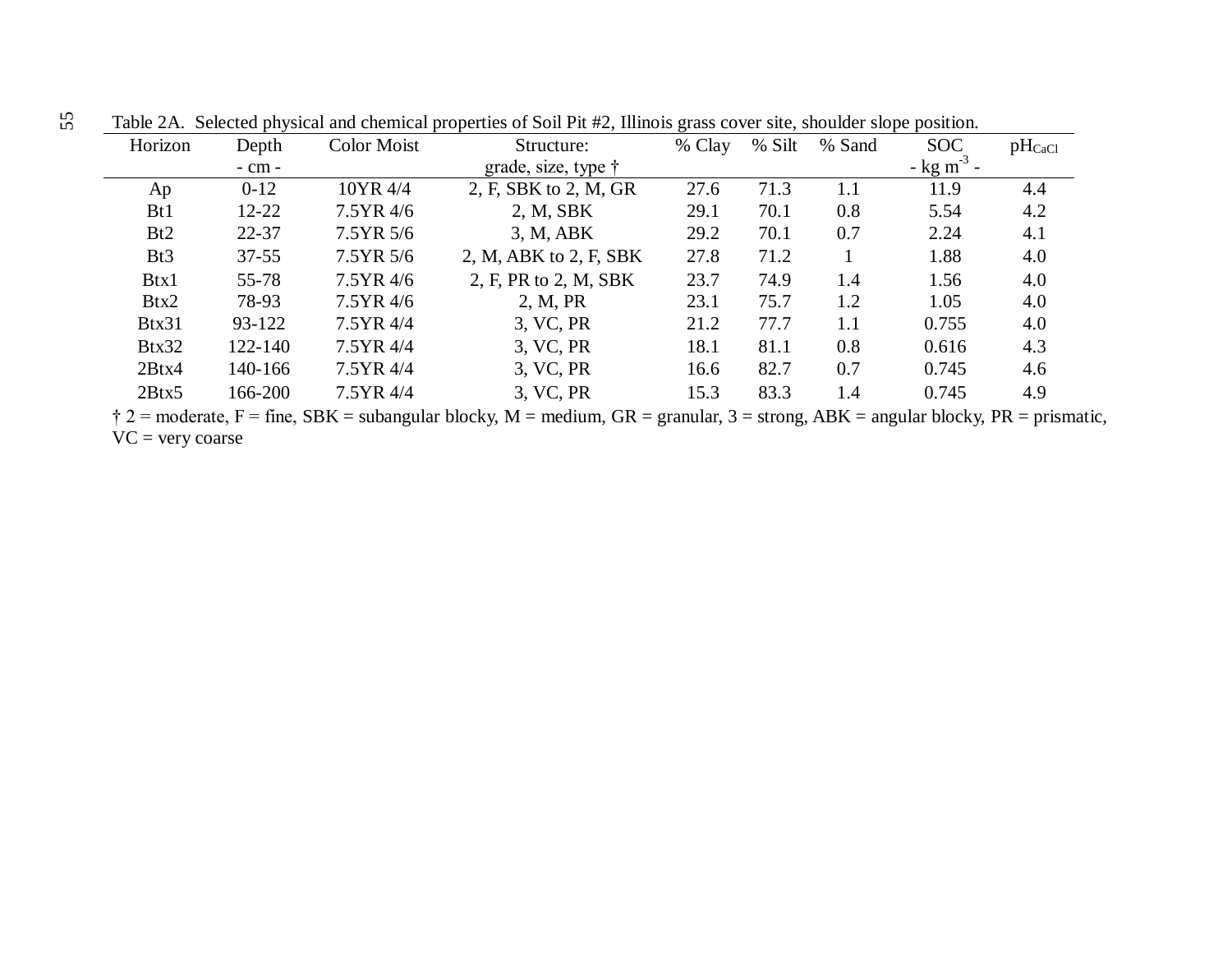Table 2A. Selected physical and chemical properties of Soil Pit #2, Illinois grass cover site, shoulder slope position.

| Horizon | Depth<br>- cm - | Color Moist | Structure:<br>grade, size, type † | % Clay | % Silt | % Sand | SOC<br>- kg $m^{-3}$ - | $pH_{CaCl}$ |
|---|---|---|---|---|---|---|---|---|
| Ap | 0-12 | 10YR 4/4 | 2, F, SBK to 2, M, GR | 27.6 | 71.3 | 1.1 | 11.9 | 4.4 |
| Bt1 | 12-22 | 7.5YR 4/6 | 2, M, SBK | 29.1 | 70.1 | 0.8 | 5.54 | 4.2 |
| Bt2 | 22-37 | 7.5YR 5/6 | 3, M, ABK | 29.2 | 70.1 | 0.7 | 2.24 | 4.1 |
| Bt3 | 37-55 | 7.5YR 5/6 | 2, M, ABK to 2, F, SBK | 27.8 | 71.2 | 1 | 1.88 | 4.0 |
| Btx1 | 55-78 | 7.5YR 4/6 | 2, F, PR to 2, M, SBK | 23.7 | 74.9 | 1.4 | 1.56 | 4.0 |
| Btx2 | 78-93 | 7.5YR 4/6 | 2, M, PR | 23.1 | 75.7 | 1.2 | 1.05 | 4.0 |
| Btx31 | 93-122 | 7.5YR 4/4 | 3, VC, PR | 21.2 | 77.7 | 1.1 | 0.755 | 4.0 |
| Btx32 | 122-140 | 7.5YR 4/4 | 3, VC, PR | 18.1 | 81.1 | 0.8 | 0.616 | 4.3 |
| 2Btx4 | 140-166 | 7.5YR 4/4 | 3, VC, PR | 16.6 | 82.7 | 0.7 | 0.745 | 4.6 |
| 2Btx5 | 166-200 | 7.5YR 4/4 | 3, VC, PR | 15.3 | 83.3 | 1.4 | 0.745 | 4.9 |

† 2 = moderate, F = fine, SBK = subangular blocky, M = medium, GR = granular, 3 = strong, ABK = angular blocky, PR = prismatic, VC = very coarse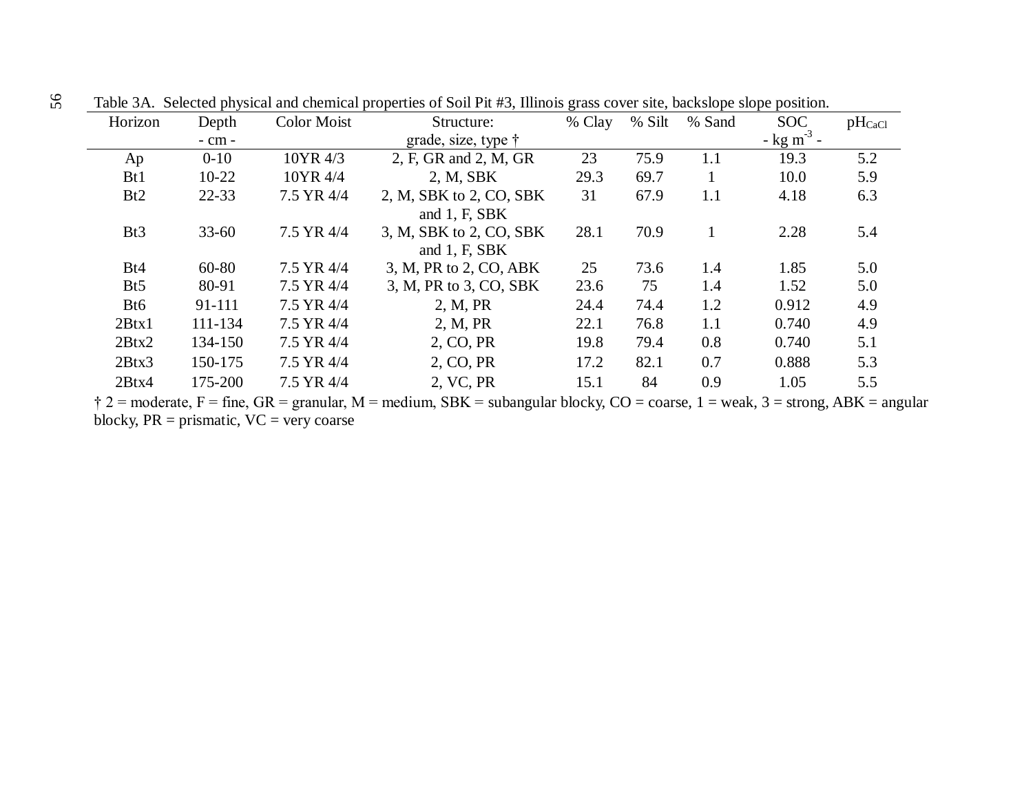Table 3A. Selected physical and chemical properties of Soil Pit #3, Illinois grass cover site, backslope slope position.

| Horizon | Depth | Color Moist | Structure: | % Clay | % Silt | % Sand | SOC | $pH_{CaCl}$ |
|---|---|---|---|---|---|---|---|---|
| | - cm - | | grade, size, type † | | | | - kg m$^{-3}$ - | |
| Ap | 0-10 | 10YR 4/3 | 2, F, GR and 2, M, GR | 23 | 75.9 | 1.1 | 19.3 | 5.2 |
| Bt1 | 10-22 | 10YR 4/4 | 2, M, SBK | 29.3 | 69.7 | 1 | 10.0 | 5.9 |
| Bt2 | 22-33 | 7.5 YR 4/4 | 2, M, SBK to 2, CO, SBK and 1, F, SBK | 31 | 67.9 | 1.1 | 4.18 | 6.3 |
| Bt3 | 33-60 | 7.5 YR 4/4 | 3, M, SBK to 2, CO, SBK and 1, F, SBK | 28.1 | 70.9 | 1 | 2.28 | 5.4 |
| Bt4 | 60-80 | 7.5 YR 4/4 | 3, M, PR to 2, CO, ABK | 25 | 73.6 | 1.4 | 1.85 | 5.0 |
| Bt5 | 80-91 | 7.5 YR 4/4 | 3, M, PR to 3, CO, SBK | 23.6 | 75 | 1.4 | 1.52 | 5.0 |
| Bt6 | 91-111 | 7.5 YR 4/4 | 2, M, PR | 24.4 | 74.4 | 1.2 | 0.912 | 4.9 |
| 2Btx1 | 111-134 | 7.5 YR 4/4 | 2, M, PR | 22.1 | 76.8 | 1.1 | 0.740 | 4.9 |
| 2Btx2 | 134-150 | 7.5 YR 4/4 | 2, CO, PR | 19.8 | 79.4 | 0.8 | 0.740 | 5.1 |
| 2Btx3 | 150-175 | 7.5 YR 4/4 | 2, CO, PR | 17.2 | 82.1 | 0.7 | 0.888 | 5.3 |
| 2Btx4 | 175-200 | 7.5 YR 4/4 | 2, VC, PR | 15.1 | 84 | 0.9 | 1.05 | 5.5 |

† 2 = moderate, F = fine, GR = granular, M = medium, SBK = subangular blocky, CO = coarse, 1 = weak, 3 = strong, ABK = angular blocky, PR = prismatic, VC = very coarse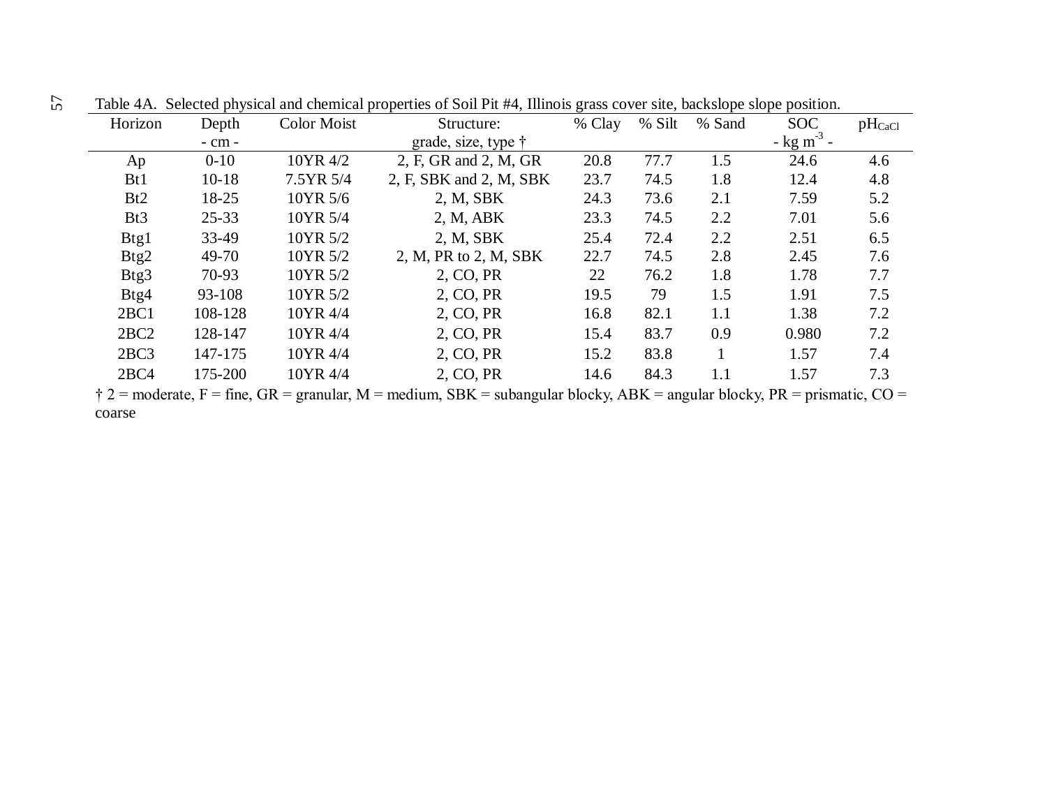Table 4A. Selected physical and chemical properties of Soil Pit #4, Illinois grass cover site, backslope slope position.

| Horizon | Depth | Color Moist | Structure: | % Clay | % Silt | % Sand | SOC | $pH_{CaCl}$ |
|---|---|---|---|---|---|---|---|---|
| | - cm - | | grade, size, type † | | | | - kg m$^{-3}$ - | |
| Ap | 0-10 | 10YR 4/2 | 2, F, GR and 2, M, GR | 20.8 | 77.7 | 1.5 | 24.6 | 4.6 |
| Bt1 | 10-18 | 7.5YR 5/4 | 2, F, SBK and 2, M, SBK | 23.7 | 74.5 | 1.8 | 12.4 | 4.8 |
| Bt2 | 18-25 | 10YR 5/6 | 2, M, SBK | 24.3 | 73.6 | 2.1 | 7.59 | 5.2 |
| Bt3 | 25-33 | 10YR 5/4 | 2, M, ABK | 23.3 | 74.5 | 2.2 | 7.01 | 5.6 |
| Btg1 | 33-49 | 10YR 5/2 | 2, M, SBK | 25.4 | 72.4 | 2.2 | 2.51 | 6.5 |
| Btg2 | 49-70 | 10YR 5/2 | 2, M, PR to 2, M, SBK | 22.7 | 74.5 | 2.8 | 2.45 | 7.6 |
| Btg3 | 70-93 | 10YR 5/2 | 2, CO, PR | 22 | 76.2 | 1.8 | 1.78 | 7.7 |
| Btg4 | 93-108 | 10YR 5/2 | 2, CO, PR | 19.5 | 79 | 1.5 | 1.91 | 7.5 |
| 2BC1 | 108-128 | 10YR 4/4 | 2, CO, PR | 16.8 | 82.1 | 1.1 | 1.38 | 7.2 |
| 2BC2 | 128-147 | 10YR 4/4 | 2, CO, PR | 15.4 | 83.7 | 0.9 | 0.980 | 7.2 |
| 2BC3 | 147-175 | 10YR 4/4 | 2, CO, PR | 15.2 | 83.8 | 1 | 1.57 | 7.4 |
| 2BC4 | 175-200 | 10YR 4/4 | 2, CO, PR | 14.6 | 84.3 | 1.1 | 1.57 | 7.3 |

† 2 = moderate, F = fine, GR = granular, M = medium, SBK = subangular blocky, ABK = angular blocky, PR = prismatic, CO = coarse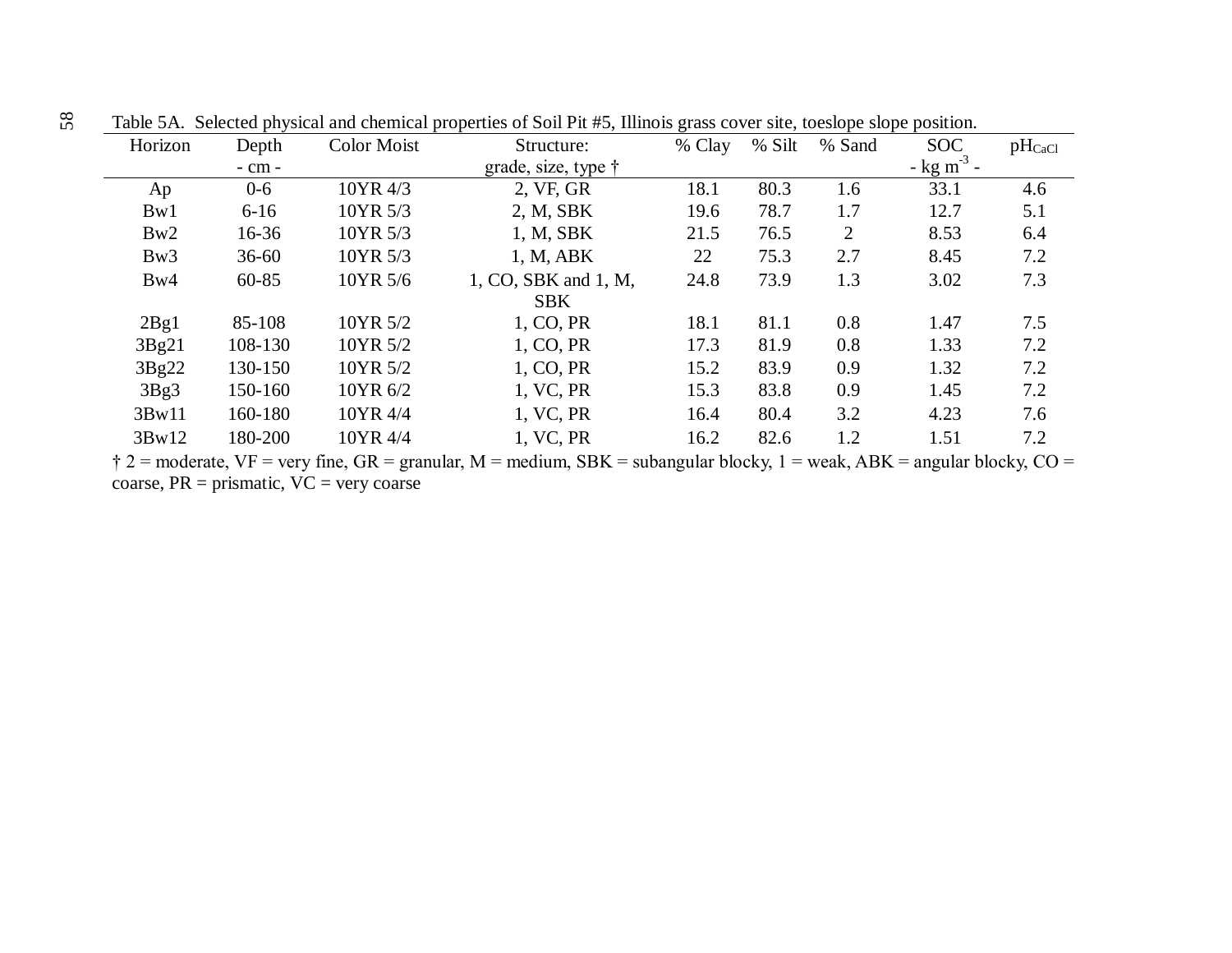Table 5A. Selected physical and chemical properties of Soil Pit #5, Illinois grass cover site, toeslope slope position.

| Horizon | Depth<br>- cm - | Color Moist | Structure:<br>grade, size, type † | % Clay | % Silt | % Sand | SOC<br>- kg $m^{-3}$ - | $pH_{CaCl}$ |
|---|---|---|---|---|---|---|---|---|
| Ap | 0-6 | 10YR 4/3 | 2, VF, GR | 18.1 | 80.3 | 1.6 | 33.1 | 4.6 |
| Bw1 | 6-16 | 10YR 5/3 | 2, M, SBK | 19.6 | 78.7 | 1.7 | 12.7 | 5.1 |
| Bw2 | 16-36 | 10YR 5/3 | 1, M, SBK | 21.5 | 76.5 | 2 | 8.53 | 6.4 |
| Bw3 | 36-60 | 10YR 5/3 | 1, M, ABK | 22 | 75.3 | 2.7 | 8.45 | 7.2 |
| Bw4 | 60-85 | 10YR 5/6 | 1, CO, SBK and 1, M, SBK | 24.8 | 73.9 | 1.3 | 3.02 | 7.3 |
| 2Bg1 | 85-108 | 10YR 5/2 | 1, CO, PR | 18.1 | 81.1 | 0.8 | 1.47 | 7.5 |
| 3Bg21 | 108-130 | 10YR 5/2 | 1, CO, PR | 17.3 | 81.9 | 0.8 | 1.33 | 7.2 |
| 3Bg22 | 130-150 | 10YR 5/2 | 1, CO, PR | 15.2 | 83.9 | 0.9 | 1.32 | 7.2 |
| 3Bg3 | 150-160 | 10YR 6/2 | 1, VC, PR | 15.3 | 83.8 | 0.9 | 1.45 | 7.2 |
| 3Bw11 | 160-180 | 10YR 4/4 | 1, VC, PR | 16.4 | 80.4 | 3.2 | 4.23 | 7.6 |
| 3Bw12 | 180-200 | 10YR 4/4 | 1, VC, PR | 16.2 | 82.6 | 1.2 | 1.51 | 7.2 |

† 2 = moderate, VF = very fine, GR = granular, M = medium, SBK = subangular blocky, 1 = weak, ABK = angular blocky, CO = coarse, PR = prismatic, VC = very coarse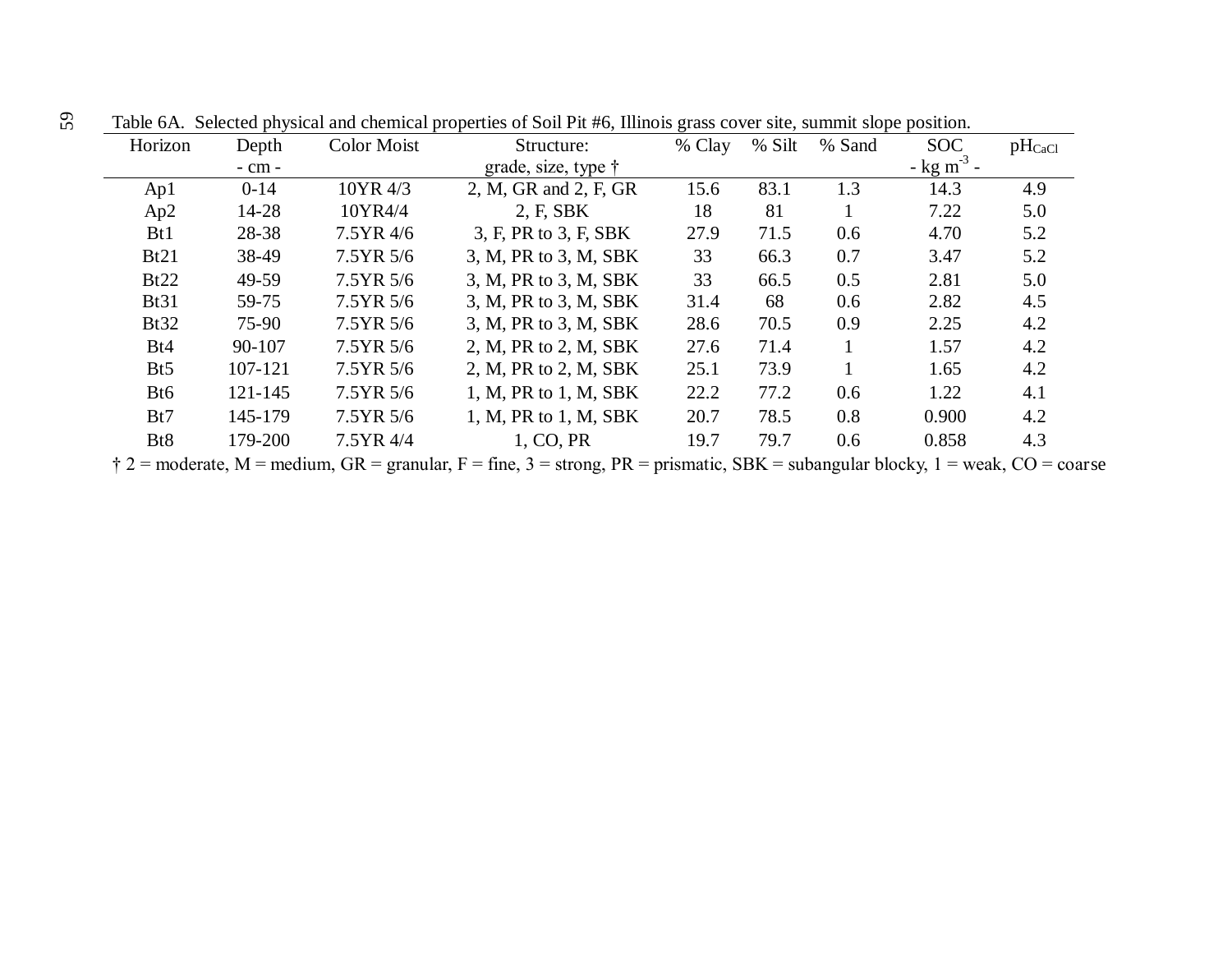Table 6A. Selected physical and chemical properties of Soil Pit #6, Illinois grass cover site, summit slope position.

| Horizon | Depth | Color Moist | Structure: | % Clay | % Silt | % Sand | SOC | $pH_{CaCl}$ |
|---|---|---|---|---|---|---|---|---|
| | - cm - | | grade, size, type † | | | | - kg $m^{-3}$ - | |
| Ap1 | 0-14 | 10YR 4/3 | 2, M, GR and 2, F, GR | 15.6 | 83.1 | 1.3 | 14.3 | 4.9 |
| Ap2 | 14-28 | 10YR4/4 | 2, F, SBK | 18 | 81 | 1 | 7.22 | 5.0 |
| Bt1 | 28-38 | 7.5YR 4/6 | 3, F, PR to 3, F, SBK | 27.9 | 71.5 | 0.6 | 4.70 | 5.2 |
| Bt21 | 38-49 | 7.5YR 5/6 | 3, M, PR to 3, M, SBK | 33 | 66.3 | 0.7 | 3.47 | 5.2 |
| Bt22 | 49-59 | 7.5YR 5/6 | 3, M, PR to 3, M, SBK | 33 | 66.5 | 0.5 | 2.81 | 5.0 |
| Bt31 | 59-75 | 7.5YR 5/6 | 3, M, PR to 3, M, SBK | 31.4 | 68 | 0.6 | 2.82 | 4.5 |
| Bt32 | 75-90 | 7.5YR 5/6 | 3, M, PR to 3, M, SBK | 28.6 | 70.5 | 0.9 | 2.25 | 4.2 |
| Bt4 | 90-107 | 7.5YR 5/6 | 2, M, PR to 2, M, SBK | 27.6 | 71.4 | 1 | 1.57 | 4.2 |
| Bt5 | 107-121 | 7.5YR 5/6 | 2, M, PR to 2, M, SBK | 25.1 | 73.9 | 1 | 1.65 | 4.2 |
| Bt6 | 121-145 | 7.5YR 5/6 | 1, M, PR to 1, M, SBK | 22.2 | 77.2 | 0.6 | 1.22 | 4.1 |
| Bt7 | 145-179 | 7.5YR 5/6 | 1, M, PR to 1, M, SBK | 20.7 | 78.5 | 0.8 | 0.900 | 4.2 |
| Bt8 | 179-200 | 7.5YR 4/4 | 1, CO, PR | 19.7 | 79.7 | 0.6 | 0.858 | 4.3 |

† 2 = moderate, M = medium, GR = granular, F = fine, 3 = strong, PR = prismatic, SBK = subangular blocky, 1 = weak, CO = coarse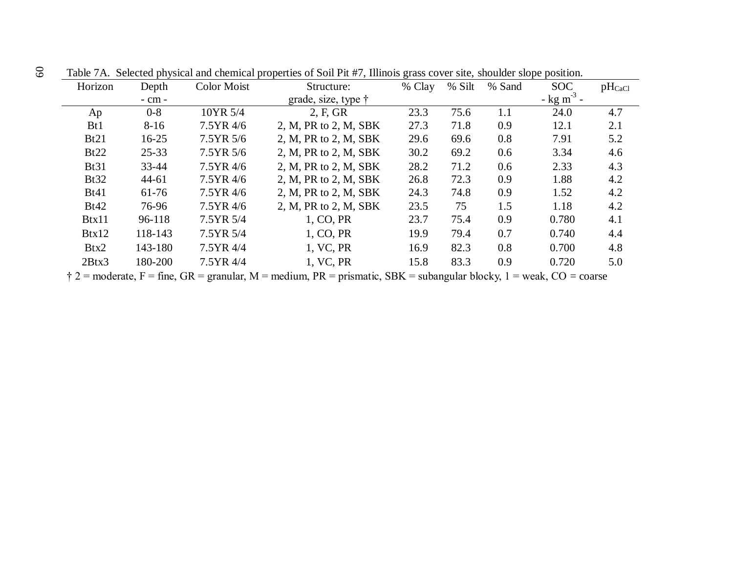Table 7A. Selected physical and chemical properties of Soil Pit #7, Illinois grass cover site, shoulder slope position.

| Horizon | Depth<br>- cm - | Color Moist | Structure:<br>grade, size, type † | % Clay | % Silt | % Sand | SOC<br>- kg $m^{-3}$ - | $pH_{CaCl}$ |
|---|---|---|---|---|---|---|---|---|
| Ap | 0-8 | 10YR 5/4 | 2, F, GR | 23.3 | 75.6 | 1.1 | 24.0 | 4.7 |
| Bt1 | 8-16 | 7.5YR 4/6 | 2, M, PR to 2, M, SBK | 27.3 | 71.8 | 0.9 | 12.1 | 2.1 |
| Bt21 | 16-25 | 7.5YR 5/6 | 2, M, PR to 2, M, SBK | 29.6 | 69.6 | 0.8 | 7.91 | 5.2 |
| Bt22 | 25-33 | 7.5YR 5/6 | 2, M, PR to 2, M, SBK | 30.2 | 69.2 | 0.6 | 3.34 | 4.6 |
| Bt31 | 33-44 | 7.5YR 4/6 | 2, M, PR to 2, M, SBK | 28.2 | 71.2 | 0.6 | 2.33 | 4.3 |
| Bt32 | 44-61 | 7.5YR 4/6 | 2, M, PR to 2, M, SBK | 26.8 | 72.3 | 0.9 | 1.88 | 4.2 |
| Bt41 | 61-76 | 7.5YR 4/6 | 2, M, PR to 2, M, SBK | 24.3 | 74.8 | 0.9 | 1.52 | 4.2 |
| Bt42 | 76-96 | 7.5YR 4/6 | 2, M, PR to 2, M, SBK | 23.5 | 75 | 1.5 | 1.18 | 4.2 |
| Btx11 | 96-118 | 7.5YR 5/4 | 1, CO, PR | 23.7 | 75.4 | 0.9 | 0.780 | 4.1 |
| Btx12 | 118-143 | 7.5YR 5/4 | 1, CO, PR | 19.9 | 79.4 | 0.7 | 0.740 | 4.4 |
| Btx2 | 143-180 | 7.5YR 4/4 | 1, VC, PR | 16.9 | 82.3 | 0.8 | 0.700 | 4.8 |
| 2Btx3 | 180-200 | 7.5YR 4/4 | 1, VC, PR | 15.8 | 83.3 | 0.9 | 0.720 | 5.0 |

† 2 = moderate, F = fine, GR = granular, M = medium, PR = prismatic, SBK = subangular blocky, 1 = weak, CO = coarse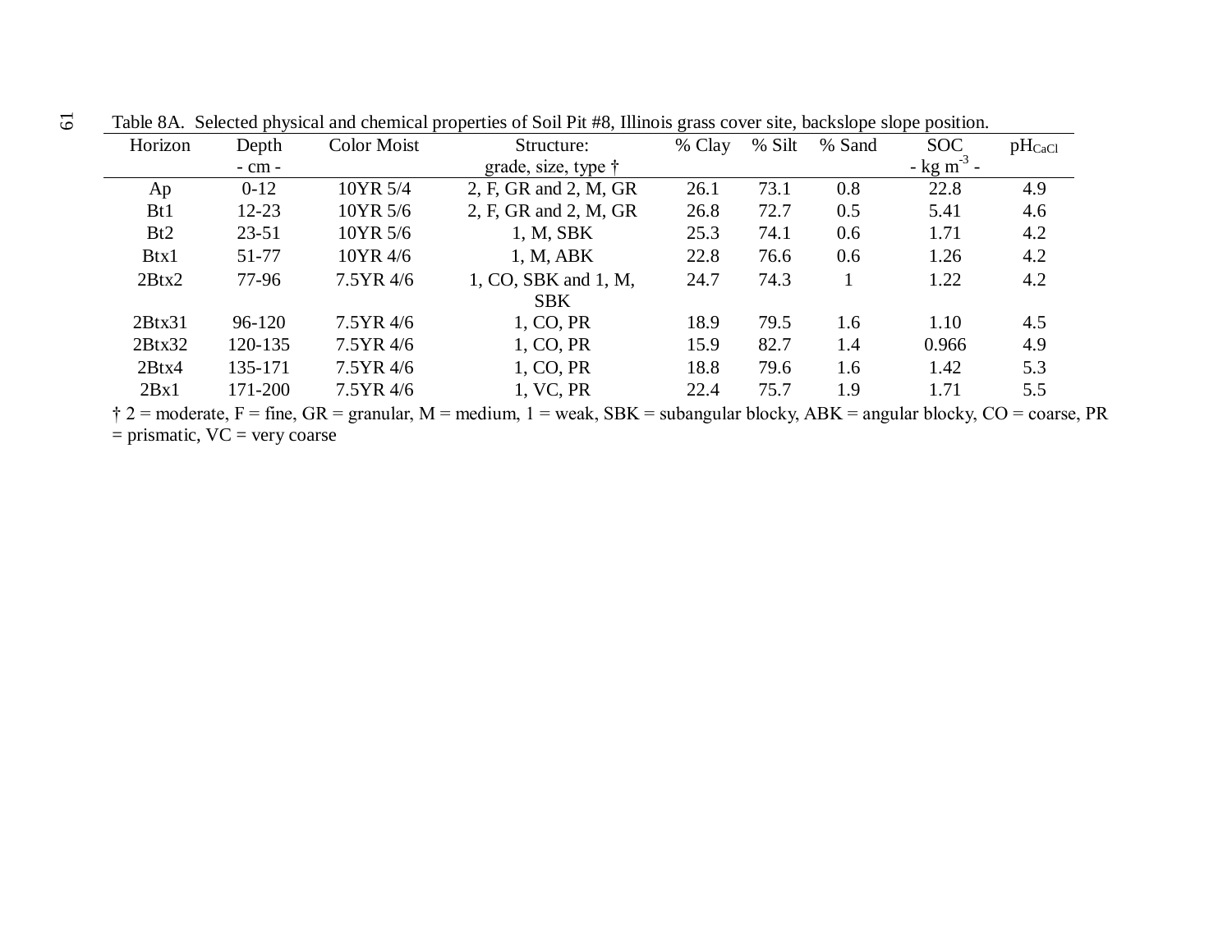Table 8A. Selected physical and chemical properties of Soil Pit #8, Illinois grass cover site, backslope slope position.

| Horizon | Depth<br>- cm - | Color Moist | Structure:<br>grade, size, type † | % Clay | % Silt | % Sand | SOC<br>- kg $m^{-3}$ - | $pH_{CaCl}$ |
|---|---|---|---|---|---|---|---|---|
| Ap | 0-12 | 10YR 5/4 | 2, F, GR and 2, M, GR | 26.1 | 73.1 | 0.8 | 22.8 | 4.9 |
| Bt1 | 12-23 | 10YR 5/6 | 2, F, GR and 2, M, GR | 26.8 | 72.7 | 0.5 | 5.41 | 4.6 |
| Bt2 | 23-51 | 10YR 5/6 | 1, M, SBK | 25.3 | 74.1 | 0.6 | 1.71 | 4.2 |
| Btx1 | 51-77 | 10YR 4/6 | 1, M, ABK | 22.8 | 76.6 | 0.6 | 1.26 | 4.2 |
| 2Btx2 | 77-96 | 7.5YR 4/6 | 1, CO, SBK and 1, M, SBK | 24.7 | 74.3 | 1 | 1.22 | 4.2 |
| 2Btx31 | 96-120 | 7.5YR 4/6 | 1, CO, PR | 18.9 | 79.5 | 1.6 | 1.10 | 4.5 |
| 2Btx32 | 120-135 | 7.5YR 4/6 | 1, CO, PR | 15.9 | 82.7 | 1.4 | 0.966 | 4.9 |
| 2Btx4 | 135-171 | 7.5YR 4/6 | 1, CO, PR | 18.8 | 79.6 | 1.6 | 1.42 | 5.3 |
| 2Bx1 | 171-200 | 7.5YR 4/6 | 1, VC, PR | 22.4 | 75.7 | 1.9 | 1.71 | 5.5 |

† 2 = moderate, F = fine, GR = granular, M = medium, 1 = weak, SBK = subangular blocky, ABK = angular blocky, CO = coarse, PR = prismatic, VC = very coarse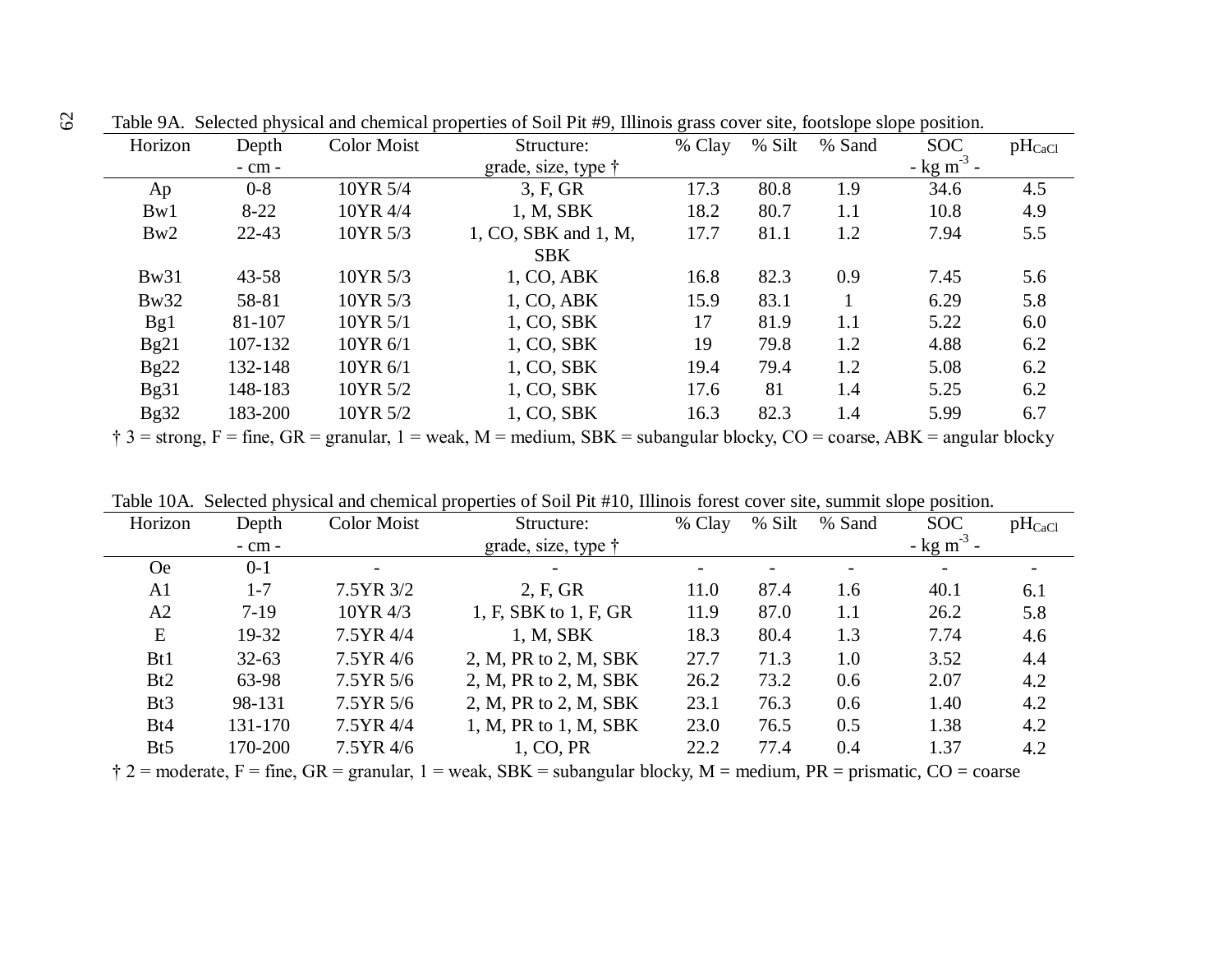Table 9A. Selected physical and chemical properties of Soil Pit #9, Illinois grass cover site, footslope slope position.

| Horizon | Depth | Color Moist | Structure: | % Clay | % Silt | % Sand | SOC | $pH_{CaCl}$ |
|---|---|---|---|---|---|---|---|---|
| | - cm - | | grade, size, type † | | | | - kg m$^{-3}$ - | |
| Ap | 0-8 | 10YR 5/4 | 3, F, GR | 17.3 | 80.8 | 1.9 | 34.6 | 4.5 |
| Bw1 | 8-22 | 10YR 4/4 | 1, M, SBK | 18.2 | 80.7 | 1.1 | 10.8 | 4.9 |
| Bw2 | 22-43 | 10YR 5/3 | 1, CO, SBK and 1, M, SBK | 17.7 | 81.1 | 1.2 | 7.94 | 5.5 |
| Bw31 | 43-58 | 10YR 5/3 | 1, CO, ABK | 16.8 | 82.3 | 0.9 | 7.45 | 5.6 |
| Bw32 | 58-81 | 10YR 5/3 | 1, CO, ABK | 15.9 | 83.1 | 1 | 6.29 | 5.8 |
| Bg1 | 81-107 | 10YR 5/1 | 1, CO, SBK | 17 | 81.9 | 1.1 | 5.22 | 6.0 |
| Bg21 | 107-132 | 10YR 6/1 | 1, CO, SBK | 19 | 79.8 | 1.2 | 4.88 | 6.2 |
| Bg22 | 132-148 | 10YR 6/1 | 1, CO, SBK | 19.4 | 79.4 | 1.2 | 5.08 | 6.2 |
| Bg31 | 148-183 | 10YR 5/2 | 1, CO, SBK | 17.6 | 81 | 1.4 | 5.25 | 6.2 |
| Bg32 | 183-200 | 10YR 5/2 | 1, CO, SBK | 16.3 | 82.3 | 1.4 | 5.99 | 6.7 |

† 3 = strong, F = fine, GR = granular, 1 = weak, M = medium, SBK = subangular blocky, CO = coarse, ABK = angular blocky

Table 10A. Selected physical and chemical properties of Soil Pit #10, Illinois forest cover site, summit slope position.

| Horizon | Depth | Color Moist | Structure: | % Clay | % Silt | % Sand | SOC | $pH_{CaCl}$ |
|---|---|---|---|---|---|---|---|---|
| | - cm - | | grade, size, type † | | | | - kg m$^{-3}$ - | |
| Oe | 0-1 | - | - | - | - | - | - | - |
| A1 | 1-7 | 7.5YR 3/2 | 2, F, GR | 11.0 | 87.4 | 1.6 | 40.1 | 6.1 |
| A2 | 7-19 | 10YR 4/3 | 1, F, SBK to 1, F, GR | 11.9 | 87.0 | 1.1 | 26.2 | 5.8 |
| E | 19-32 | 7.5YR 4/4 | 1, M, SBK | 18.3 | 80.4 | 1.3 | 7.74 | 4.6 |
| Bt1 | 32-63 | 7.5YR 4/6 | 2, M, PR to 2, M, SBK | 27.7 | 71.3 | 1.0 | 3.52 | 4.4 |
| Bt2 | 63-98 | 7.5YR 5/6 | 2, M, PR to 2, M, SBK | 26.2 | 73.2 | 0.6 | 2.07 | 4.2 |
| Bt3 | 98-131 | 7.5YR 5/6 | 2, M, PR to 2, M, SBK | 23.1 | 76.3 | 0.6 | 1.40 | 4.2 |
| Bt4 | 131-170 | 7.5YR 4/4 | 1, M, PR to 1, M, SBK | 23.0 | 76.5 | 0.5 | 1.38 | 4.2 |
| Bt5 | 170-200 | 7.5YR 4/6 | 1, CO, PR | 22.2 | 77.4 | 0.4 | 1.37 | 4.2 |

† 2 = moderate, F = fine, GR = granular, 1 = weak, SBK = subangular blocky, M = medium, PR = prismatic, CO = coarse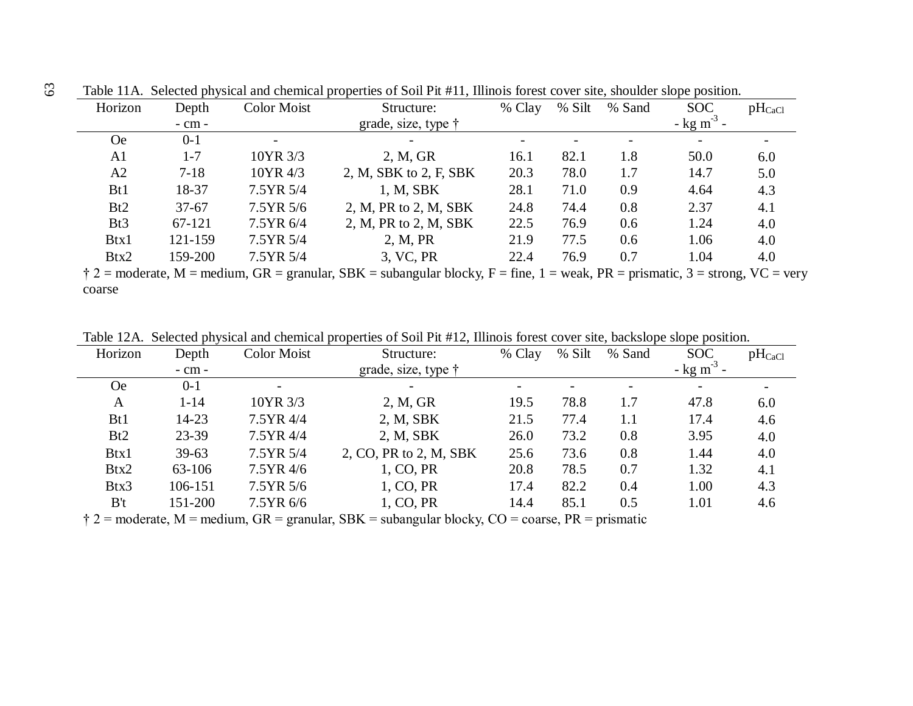Table 11A. Selected physical and chemical properties of Soil Pit #11, Illinois forest cover site, shoulder slope position.

| Horizon | Depth | Color Moist | Structure: | % Clay | % Silt | % Sand | SOC | $pH_{CaCl}$ |
|---|---|---|---|---|---|---|---|---|
| | - cm - | | grade, size, type † | | | | - kg $m^{-3}$ - | |
| Oe | 0-1 | - | - | - | - | - | - | - |
| A1 | 1-7 | 10YR 3/3 | 2, M, GR | 16.1 | 82.1 | 1.8 | 50.0 | 6.0 |
| A2 | 7-18 | 10YR 4/3 | 2, M, SBK to 2, F, SBK | 20.3 | 78.0 | 1.7 | 14.7 | 5.0 |
| Bt1 | 18-37 | 7.5YR 5/4 | 1, M, SBK | 28.1 | 71.0 | 0.9 | 4.64 | 4.3 |
| Bt2 | 37-67 | 7.5YR 5/6 | 2, M, PR to 2, M, SBK | 24.8 | 74.4 | 0.8 | 2.37 | 4.1 |
| Bt3 | 67-121 | 7.5YR 6/4 | 2, M, PR to 2, M, SBK | 22.5 | 76.9 | 0.6 | 1.24 | 4.0 |
| Btx1 | 121-159 | 7.5YR 5/4 | 2, M, PR | 21.9 | 77.5 | 0.6 | 1.06 | 4.0 |
| Btx2 | 159-200 | 7.5YR 5/4 | 3, VC, PR | 22.4 | 76.9 | 0.7 | 1.04 | 4.0 |

† 2 = moderate, M = medium, GR = granular, SBK = subangular blocky, F = fine, 1 = weak, PR = prismatic, 3 = strong, VC = very coarse

Table 12A. Selected physical and chemical properties of Soil Pit #12, Illinois forest cover site, backslope slope position.

| Horizon | Depth | Color Moist | Structure: | % Clay | % Silt | % Sand | SOC | $pH_{CaCl}$ |
|---|---|---|---|---|---|---|---|---|
| | - cm - | | grade, size, type † | | | | - kg $m^{-3}$ - | |
| Oe | 0-1 | - | - | - | - | - | - | - |
| A | 1-14 | 10YR 3/3 | 2, M, GR | 19.5 | 78.8 | 1.7 | 47.8 | 6.0 |
| Bt1 | 14-23 | 7.5YR 4/4 | 2, M, SBK | 21.5 | 77.4 | 1.1 | 17.4 | 4.6 |
| Bt2 | 23-39 | 7.5YR 4/4 | 2, M, SBK | 26.0 | 73.2 | 0.8 | 3.95 | 4.0 |
| Btx1 | 39-63 | 7.5YR 5/4 | 2, CO, PR to 2, M, SBK | 25.6 | 73.6 | 0.8 | 1.44 | 4.0 |
| Btx2 | 63-106 | 7.5YR 4/6 | 1, CO, PR | 20.8 | 78.5 | 0.7 | 1.32 | 4.1 |
| Btx3 | 106-151 | 7.5YR 5/6 | 1, CO, PR | 17.4 | 82.2 | 0.4 | 1.00 | 4.3 |
| B't | 151-200 | 7.5YR 6/6 | 1, CO, PR | 14.4 | 85.1 | 0.5 | 1.01 | 4.6 |

† 2 = moderate, M = medium, GR = granular, SBK = subangular blocky, CO = coarse, PR = prismatic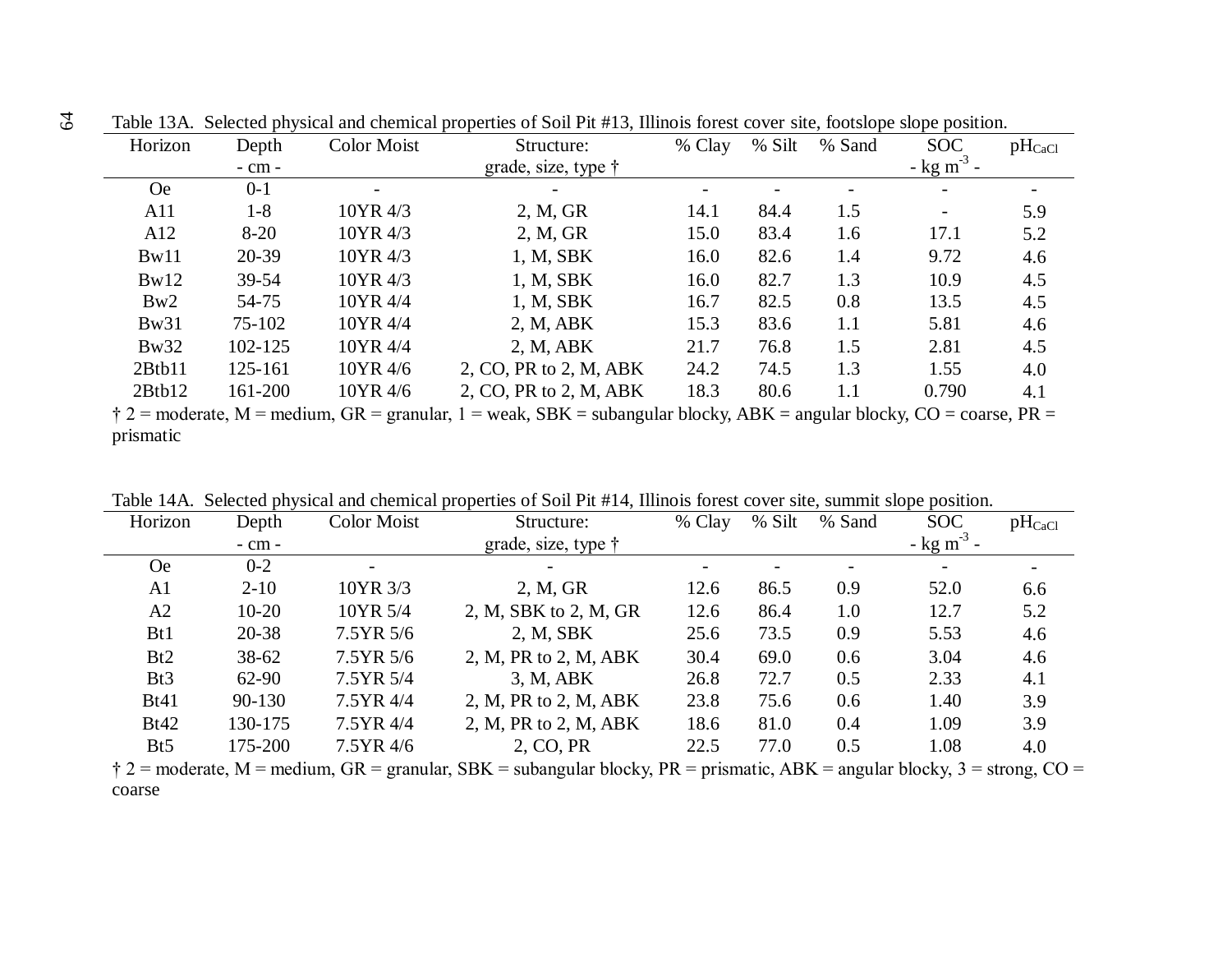Table 13A. Selected physical and chemical properties of Soil Pit #13, Illinois forest cover site, footslope slope position.

| Horizon | Depth | Color Moist | Structure: | % Clay | % Silt | % Sand | SOC | $pH_{CaCl}$ |
|---|---|---|---|---|---|---|---|---|
| | - cm - | | grade, size, type † | | | | - kg $m^{-3}$ - | |
| Oe | 0-1 | - | - | - | - | - | - | - |
| A11 | 1-8 | 10YR 4/3 | 2, M, GR | 14.1 | 84.4 | 1.5 | - | 5.9 |
| A12 | 8-20 | 10YR 4/3 | 2, M, GR | 15.0 | 83.4 | 1.6 | 17.1 | 5.2 |
| Bw11 | 20-39 | 10YR 4/3 | 1, M, SBK | 16.0 | 82.6 | 1.4 | 9.72 | 4.6 |
| Bw12 | 39-54 | 10YR 4/3 | 1, M, SBK | 16.0 | 82.7 | 1.3 | 10.9 | 4.5 |
| Bw2 | 54-75 | 10YR 4/4 | 1, M, SBK | 16.7 | 82.5 | 0.8 | 13.5 | 4.5 |
| Bw31 | 75-102 | 10YR 4/4 | 2, M, ABK | 15.3 | 83.6 | 1.1 | 5.81 | 4.6 |
| Bw32 | 102-125 | 10YR 4/4 | 2, M, ABK | 21.7 | 76.8 | 1.5 | 2.81 | 4.5 |
| 2Btb11 | 125-161 | 10YR 4/6 | 2, CO, PR to 2, M, ABK | 24.2 | 74.5 | 1.3 | 1.55 | 4.0 |
| 2Btb12 | 161-200 | 10YR 4/6 | 2, CO, PR to 2, M, ABK | 18.3 | 80.6 | 1.1 | 0.790 | 4.1 |

† 2 = moderate, M = medium, GR = granular, 1 = weak, SBK = subangular blocky, ABK = angular blocky, CO = coarse, PR = prismatic

Table 14A. Selected physical and chemical properties of Soil Pit #14, Illinois forest cover site, summit slope position.

| Horizon | Depth | Color Moist | Structure: | % Clay | % Silt | % Sand | SOC | $pH_{CaCl}$ |
|---|---|---|---|---|---|---|---|---|
| | - cm - | | grade, size, type † | | | | - kg $m^{-3}$ - | |
| Oe | 0-2 | - | - | - | - | - | - | - |
| A1 | 2-10 | 10YR 3/3 | 2, M, GR | 12.6 | 86.5 | 0.9 | 52.0 | 6.6 |
| A2 | 10-20 | 10YR 5/4 | 2, M, SBK to 2, M, GR | 12.6 | 86.4 | 1.0 | 12.7 | 5.2 |
| Bt1 | 20-38 | 7.5YR 5/6 | 2, M, SBK | 25.6 | 73.5 | 0.9 | 5.53 | 4.6 |
| Bt2 | 38-62 | 7.5YR 5/6 | 2, M, PR to 2, M, ABK | 30.4 | 69.0 | 0.6 | 3.04 | 4.6 |
| Bt3 | 62-90 | 7.5YR 5/4 | 3, M, ABK | 26.8 | 72.7 | 0.5 | 2.33 | 4.1 |
| Bt41 | 90-130 | 7.5YR 4/4 | 2, M, PR to 2, M, ABK | 23.8 | 75.6 | 0.6 | 1.40 | 3.9 |
| Bt42 | 130-175 | 7.5YR 4/4 | 2, M, PR to 2, M, ABK | 18.6 | 81.0 | 0.4 | 1.09 | 3.9 |
| Bt5 | 175-200 | 7.5YR 4/6 | 2, CO, PR | 22.5 | 77.0 | 0.5 | 1.08 | 4.0 |

† 2 = moderate, M = medium, GR = granular, SBK = subangular blocky, PR = prismatic, ABK = angular blocky, 3 = strong, CO = coarse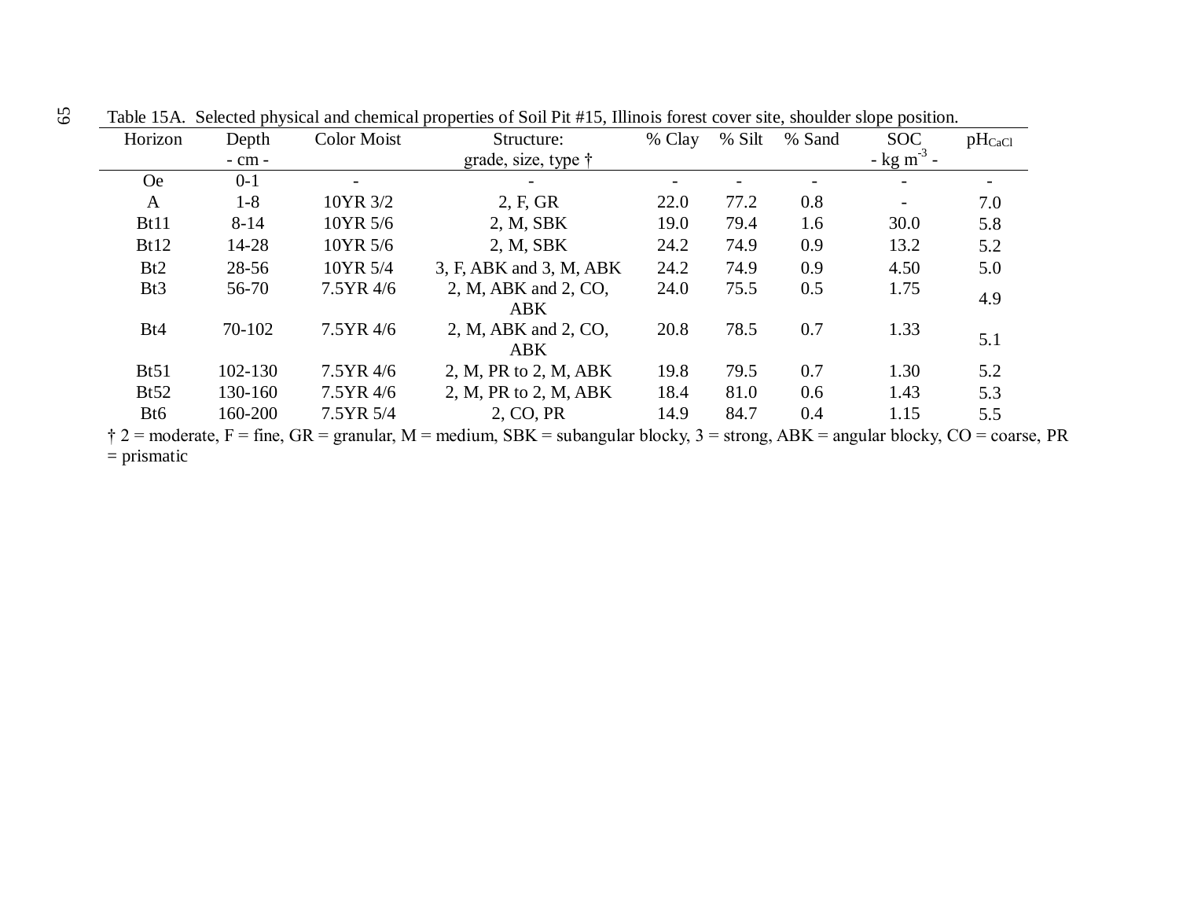Table 15A. Selected physical and chemical properties of Soil Pit #15, Illinois forest cover site, shoulder slope position.

| Horizon | Depth | Color Moist | Structure: | % Clay | % Silt | % Sand | SOC | $pH_{CaCl}$ |
|---|---|---|---|---|---|---|---|---|
| | - cm - | | grade, size, type † | | | | - kg $m^{-3}$ - | |
| Oe | 0-1 | - | - | - | - | - | - | - |
| A | 1-8 | 10YR 3/2 | 2, F, GR | 22.0 | 77.2 | 0.8 | - | 7.0 |
| Bt11 | 8-14 | 10YR 5/6 | 2, M, SBK | 19.0 | 79.4 | 1.6 | 30.0 | 5.8 |
| Bt12 | 14-28 | 10YR 5/6 | 2, M, SBK | 24.2 | 74.9 | 0.9 | 13.2 | 5.2 |
| Bt2 | 28-56 | 10YR 5/4 | 3, F, ABK and 3, M, ABK | 24.2 | 74.9 | 0.9 | 4.50 | 5.0 |
| Bt3 | 56-70 | 7.5YR 4/6 | 2, M, ABK and 2, CO, ABK | 24.0 | 75.5 | 0.5 | 1.75 | 4.9 |
| Bt4 | 70-102 | 7.5YR 4/6 | 2, M, ABK and 2, CO, ABK | 20.8 | 78.5 | 0.7 | 1.33 | 5.1 |
| Bt51 | 102-130 | 7.5YR 4/6 | 2, M, PR to 2, M, ABK | 19.8 | 79.5 | 0.7 | 1.30 | 5.2 |
| Bt52 | 130-160 | 7.5YR 4/6 | 2, M, PR to 2, M, ABK | 18.4 | 81.0 | 0.6 | 1.43 | 5.3 |
| Bt6 | 160-200 | 7.5YR 5/4 | 2, CO, PR | 14.9 | 84.7 | 0.4 | 1.15 | 5.5 |

† 2 = moderate, F = fine, GR = granular, M = medium, SBK = subangular blocky, 3 = strong, ABK = angular blocky, CO = coarse, PR = prismatic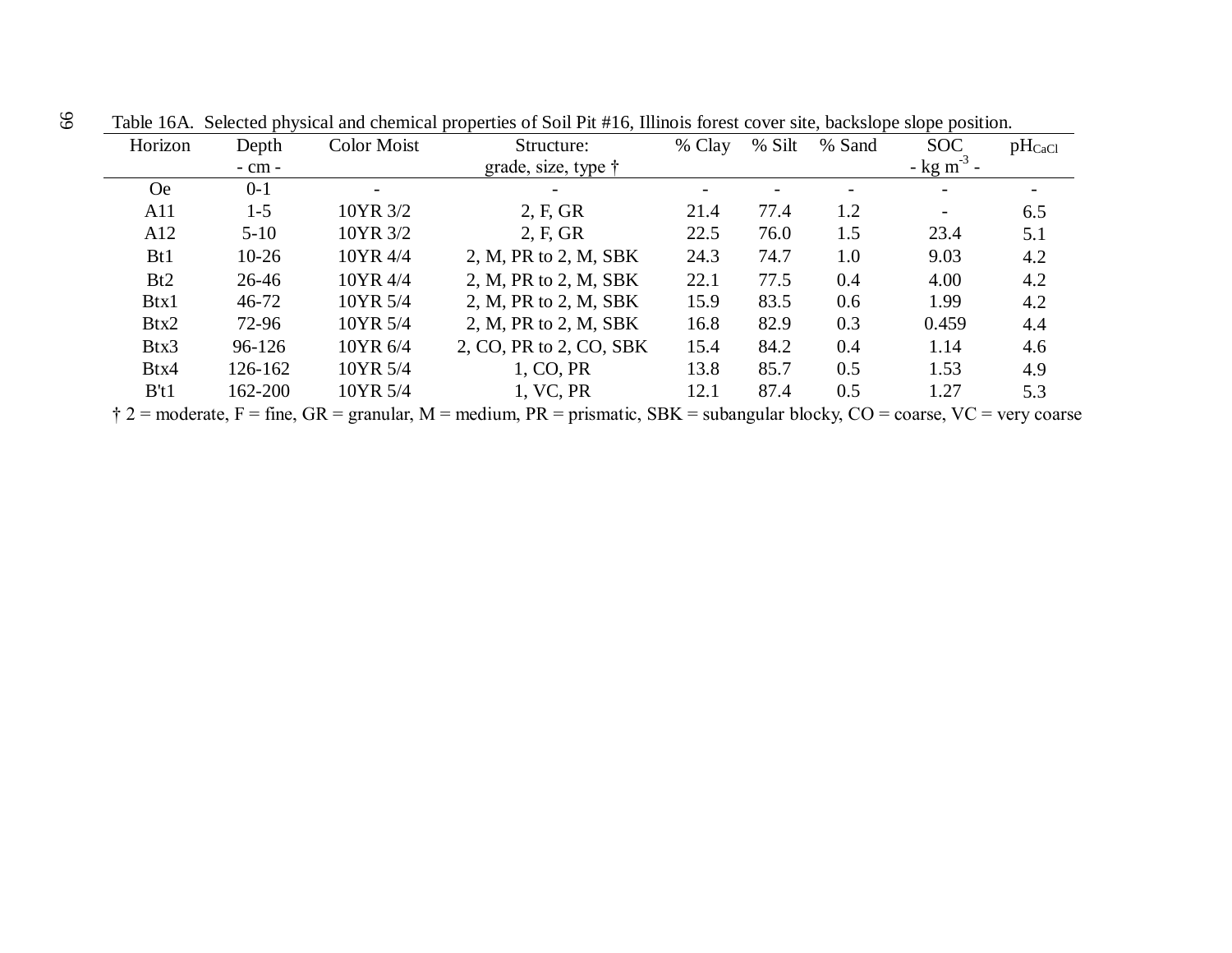Table 16A. Selected physical and chemical properties of Soil Pit #16, Illinois forest cover site, backslope slope position.

| Horizon | Depth | Color Moist | Structure: | % Clay | % Silt | % Sand | SOC | $pH_{CaCl}$ |
|---|---|---|---|---|---|---|---|---|
| | - cm - | | grade, size, type † | | | | - kg $m^{-3}$ - | |
| Oe | 0-1 | - | - | - | - | - | - | - |
| A11 | 1-5 | 10YR 3/2 | 2, F, GR | 21.4 | 77.4 | 1.2 | - | 6.5 |
| A12 | 5-10 | 10YR 3/2 | 2, F, GR | 22.5 | 76.0 | 1.5 | 23.4 | 5.1 |
| Bt1 | 10-26 | 10YR 4/4 | 2, M, PR to 2, M, SBK | 24.3 | 74.7 | 1.0 | 9.03 | 4.2 |
| Bt2 | 26-46 | 10YR 4/4 | 2, M, PR to 2, M, SBK | 22.1 | 77.5 | 0.4 | 4.00 | 4.2 |
| Btx1 | 46-72 | 10YR 5/4 | 2, M, PR to 2, M, SBK | 15.9 | 83.5 | 0.6 | 1.99 | 4.2 |
| Btx2 | 72-96 | 10YR 5/4 | 2, M, PR to 2, M, SBK | 16.8 | 82.9 | 0.3 | 0.459 | 4.4 |
| Btx3 | 96-126 | 10YR 6/4 | 2, CO, PR to 2, CO, SBK | 15.4 | 84.2 | 0.4 | 1.14 | 4.6 |
| Btx4 | 126-162 | 10YR 5/4 | 1, CO, PR | 13.8 | 85.7 | 0.5 | 1.53 | 4.9 |
| B't1 | 162-200 | 10YR 5/4 | 1, VC, PR | 12.1 | 87.4 | 0.5 | 1.27 | 5.3 |

† 2 = moderate, F = fine, GR = granular, M = medium, PR = prismatic, SBK = subangular blocky, CO = coarse, VC = very coarse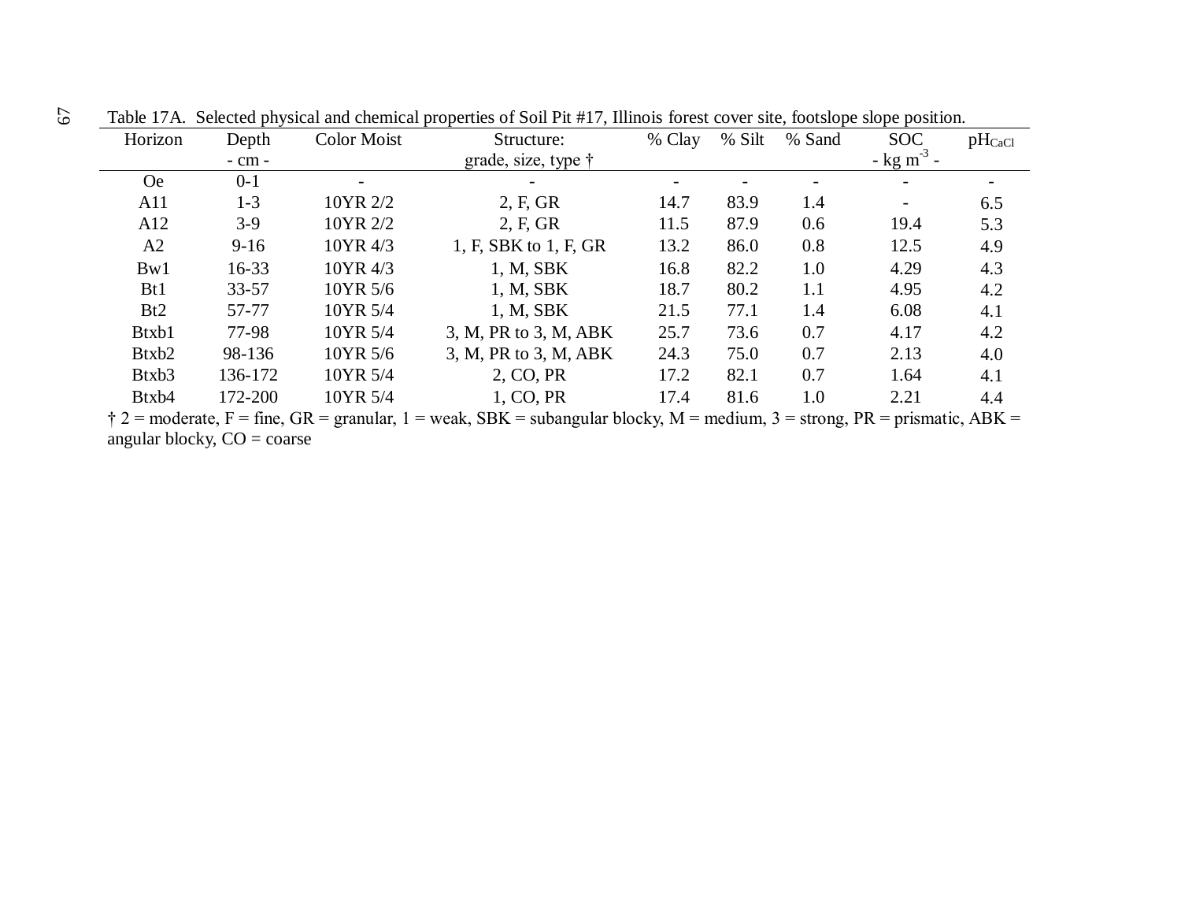Table 17A. Selected physical and chemical properties of Soil Pit #17, Illinois forest cover site, footslope slope position.

| Horizon | Depth | Color Moist | Structure: | % Clay | % Silt | % Sand | SOC | $pH_{CaCl}$ |
|---|---|---|---|---|---|---|---|---|
| | - cm - | | grade, size, type † | | | | - kg $m^{-3}$ - | |
| Oe | 0-1 | - | - | - | - | - | - | - |
| A11 | 1-3 | 10YR 2/2 | 2, F, GR | 14.7 | 83.9 | 1.4 | - | 6.5 |
| A12 | 3-9 | 10YR 2/2 | 2, F, GR | 11.5 | 87.9 | 0.6 | 19.4 | 5.3 |
| A2 | 9-16 | 10YR 4/3 | 1, F, SBK to 1, F, GR | 13.2 | 86.0 | 0.8 | 12.5 | 4.9 |
| Bw1 | 16-33 | 10YR 4/3 | 1, M, SBK | 16.8 | 82.2 | 1.0 | 4.29 | 4.3 |
| Bt1 | 33-57 | 10YR 5/6 | 1, M, SBK | 18.7 | 80.2 | 1.1 | 4.95 | 4.2 |
| Bt2 | 57-77 | 10YR 5/4 | 1, M, SBK | 21.5 | 77.1 | 1.4 | 6.08 | 4.1 |
| Btxb1 | 77-98 | 10YR 5/4 | 3, M, PR to 3, M, ABK | 25.7 | 73.6 | 0.7 | 4.17 | 4.2 |
| Btxb2 | 98-136 | 10YR 5/6 | 3, M, PR to 3, M, ABK | 24.3 | 75.0 | 0.7 | 2.13 | 4.0 |
| Btxb3 | 136-172 | 10YR 5/4 | 2, CO, PR | 17.2 | 82.1 | 0.7 | 1.64 | 4.1 |
| Btxb4 | 172-200 | 10YR 5/4 | 1, CO, PR | 17.4 | 81.6 | 1.0 | 2.21 | 4.4 |

† 2 = moderate, F = fine, GR = granular, 1 = weak, SBK = subangular blocky, M = medium, 3 = strong, PR = prismatic, ABK = angular blocky, CO = coarse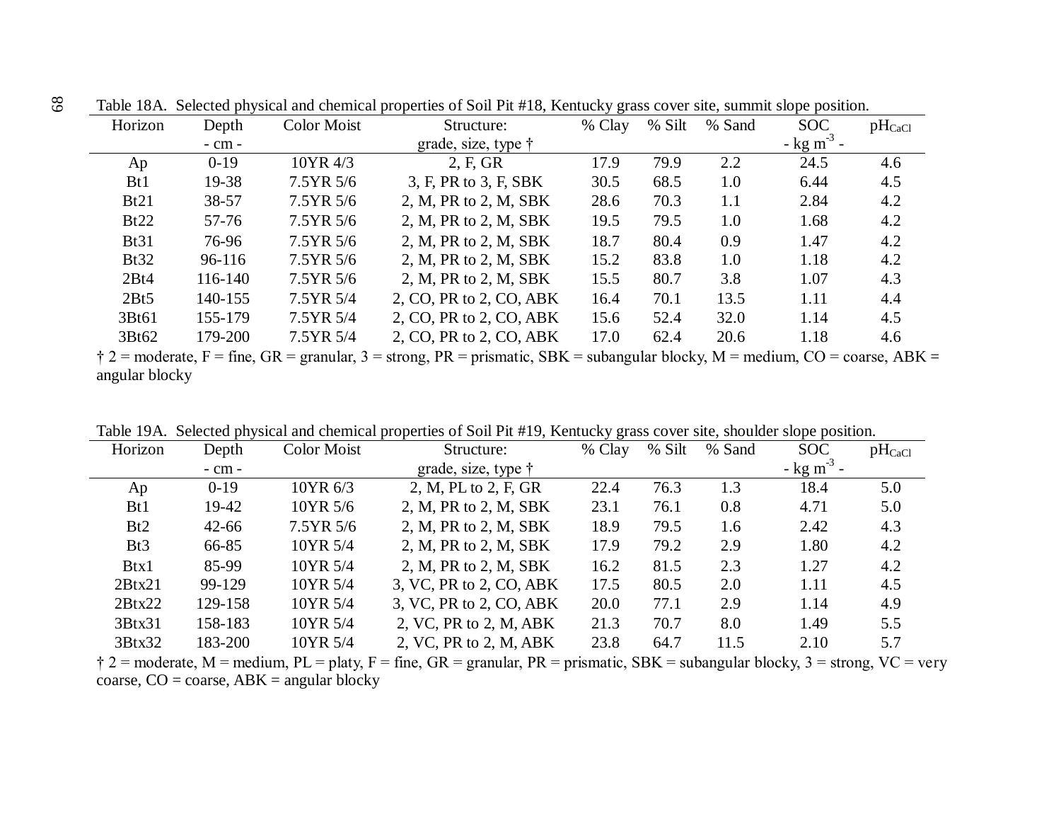Table 18A. Selected physical and chemical properties of Soil Pit #18, Kentucky grass cover site, summit slope position.

| Horizon | Depth | Color Moist | Structure: | % Clay | % Silt | % Sand | SOC | $pH_{CaCl}$ |
|---|---|---|---|---|---|---|---|---|
| | - cm - | | grade, size, type † | | | | - kg $m^{-3}$ - | |
| Ap | 0-19 | 10YR 4/3 | 2, F, GR | 17.9 | 79.9 | 2.2 | 24.5 | 4.6 |
| Bt1 | 19-38 | 7.5YR 5/6 | 3, F, PR to 3, F, SBK | 30.5 | 68.5 | 1.0 | 6.44 | 4.5 |
| Bt21 | 38-57 | 7.5YR 5/6 | 2, M, PR to 2, M, SBK | 28.6 | 70.3 | 1.1 | 2.84 | 4.2 |
| Bt22 | 57-76 | 7.5YR 5/6 | 2, M, PR to 2, M, SBK | 19.5 | 79.5 | 1.0 | 1.68 | 4.2 |
| Bt31 | 76-96 | 7.5YR 5/6 | 2, M, PR to 2, M, SBK | 18.7 | 80.4 | 0.9 | 1.47 | 4.2 |
| Bt32 | 96-116 | 7.5YR 5/6 | 2, M, PR to 2, M, SBK | 15.2 | 83.8 | 1.0 | 1.18 | 4.2 |
| 2Bt4 | 116-140 | 7.5YR 5/6 | 2, M, PR to 2, M, SBK | 15.5 | 80.7 | 3.8 | 1.07 | 4.3 |
| 2Bt5 | 140-155 | 7.5YR 5/4 | 2, CO, PR to 2, CO, ABK | 16.4 | 70.1 | 13.5 | 1.11 | 4.4 |
| 3Bt61 | 155-179 | 7.5YR 5/4 | 2, CO, PR to 2, CO, ABK | 15.6 | 52.4 | 32.0 | 1.14 | 4.5 |
| 3Bt62 | 179-200 | 7.5YR 5/4 | 2, CO, PR to 2, CO, ABK | 17.0 | 62.4 | 20.6 | 1.18 | 4.6 |

† 2 = moderate, F = fine, GR = granular, 3 = strong, PR = prismatic, SBK = subangular blocky, M = medium, CO = coarse, ABK = angular blocky

Table 19A. Selected physical and chemical properties of Soil Pit #19, Kentucky grass cover site, shoulder slope position.

| Horizon | Depth | Color Moist | Structure: | % Clay | % Silt | % Sand | SOC | $pH_{CaCl}$ |
|---|---|---|---|---|---|---|---|---|
| | - cm - | | grade, size, type † | | | | - kg $m^{-3}$ - | |
| Ap | 0-19 | 10YR 6/3 | 2, M, PL to 2, F, GR | 22.4 | 76.3 | 1.3 | 18.4 | 5.0 |
| Bt1 | 19-42 | 10YR 5/6 | 2, M, PR to 2, M, SBK | 23.1 | 76.1 | 0.8 | 4.71 | 5.0 |
| Bt2 | 42-66 | 7.5YR 5/6 | 2, M, PR to 2, M, SBK | 18.9 | 79.5 | 1.6 | 2.42 | 4.3 |
| Bt3 | 66-85 | 10YR 5/4 | 2, M, PR to 2, M, SBK | 17.9 | 79.2 | 2.9 | 1.80 | 4.2 |
| Btx1 | 85-99 | 10YR 5/4 | 2, M, PR to 2, M, SBK | 16.2 | 81.5 | 2.3 | 1.27 | 4.2 |
| 2Btx21 | 99-129 | 10YR 5/4 | 3, VC, PR to 2, CO, ABK | 17.5 | 80.5 | 2.0 | 1.11 | 4.5 |
| 2Btx22 | 129-158 | 10YR 5/4 | 3, VC, PR to 2, CO, ABK | 20.0 | 77.1 | 2.9 | 1.14 | 4.9 |
| 3Btx31 | 158-183 | 10YR 5/4 | 2, VC, PR to 2, M, ABK | 21.3 | 70.7 | 8.0 | 1.49 | 5.5 |
| 3Btx32 | 183-200 | 10YR 5/4 | 2, VC, PR to 2, M, ABK | 23.8 | 64.7 | 11.5 | 2.10 | 5.7 |

† 2 = moderate, M = medium, PL = platy, F = fine, GR = granular, PR = prismatic, SBK = subangular blocky, 3 = strong, VC = very coarse, CO = coarse, ABK = angular blocky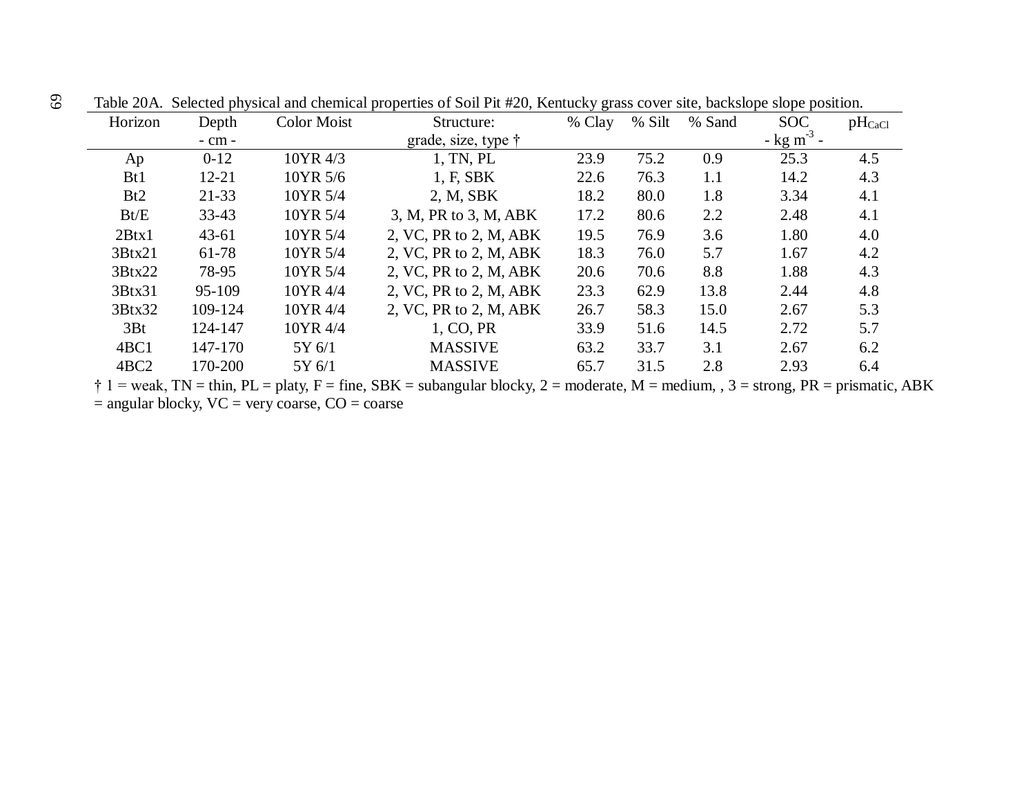Table 20A. Selected physical and chemical properties of Soil Pit #20, Kentucky grass cover site, backslope slope position.

| Horizon | Depth | Color Moist | Structure: | % Clay | % Silt | % Sand | SOC | $pH_{CaCl}$ |
|---|---|---|---|---|---|---|---|---|
| | - cm - | | grade, size, type † | | | | - kg $m^{-3}$ - | |
| Ap | 0-12 | 10YR 4/3 | 1, TN, PL | 23.9 | 75.2 | 0.9 | 25.3 | 4.5 |
| Bt1 | 12-21 | 10YR 5/6 | 1, F, SBK | 22.6 | 76.3 | 1.1 | 14.2 | 4.3 |
| Bt2 | 21-33 | 10YR 5/4 | 2, M, SBK | 18.2 | 80.0 | 1.8 | 3.34 | 4.1 |
| Bt/E | 33-43 | 10YR 5/4 | 3, M, PR to 3, M, ABK | 17.2 | 80.6 | 2.2 | 2.48 | 4.1 |
| 2Btx1 | 43-61 | 10YR 5/4 | 2, VC, PR to 2, M, ABK | 19.5 | 76.9 | 3.6 | 1.80 | 4.0 |
| 3Btx21 | 61-78 | 10YR 5/4 | 2, VC, PR to 2, M, ABK | 18.3 | 76.0 | 5.7 | 1.67 | 4.2 |
| 3Btx22 | 78-95 | 10YR 5/4 | 2, VC, PR to 2, M, ABK | 20.6 | 70.6 | 8.8 | 1.88 | 4.3 |
| 3Btx31 | 95-109 | 10YR 4/4 | 2, VC, PR to 2, M, ABK | 23.3 | 62.9 | 13.8 | 2.44 | 4.8 |
| 3Btx32 | 109-124 | 10YR 4/4 | 2, VC, PR to 2, M, ABK | 26.7 | 58.3 | 15.0 | 2.67 | 5.3 |
| 3Bt | 124-147 | 10YR 4/4 | 1, CO, PR | 33.9 | 51.6 | 14.5 | 2.72 | 5.7 |
| 4BC1 | 147-170 | 5Y 6/1 | MASSIVE | 63.2 | 33.7 | 3.1 | 2.67 | 6.2 |
| 4BC2 | 170-200 | 5Y 6/1 | MASSIVE | 65.7 | 31.5 | 2.8 | 2.93 | 6.4 |

† 1 = weak, TN = thin, PL = platy, F = fine, SBK = subangular blocky, 2 = moderate, M = medium, , 3 = strong, PR = prismatic, ABK = angular blocky, VC = very coarse, CO = coarse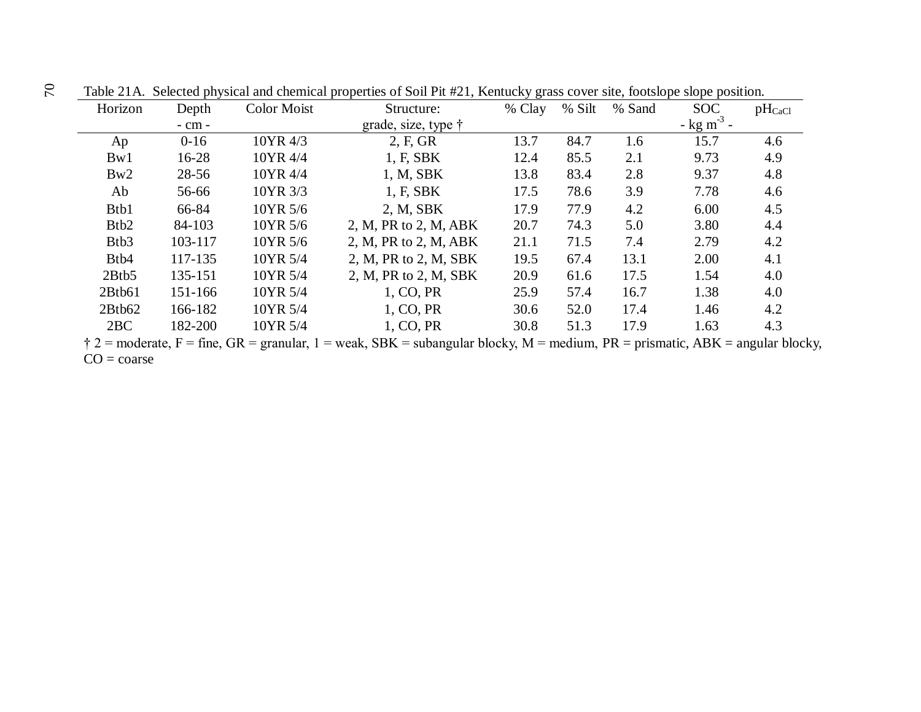Table 21A. Selected physical and chemical properties of Soil Pit #21, Kentucky grass cover site, footslope slope position.

| Horizon | Depth | Color Moist | Structure: | % Clay | % Silt | % Sand | SOC | $pH_{CaCl}$ |
|---|---|---|---|---|---|---|---|---|
| | - cm - | | grade, size, type † | | | | - kg $m^{-3}$ - | |
| Ap | 0-16 | 10YR 4/3 | 2, F, GR | 13.7 | 84.7 | 1.6 | 15.7 | 4.6 |
| Bw1 | 16-28 | 10YR 4/4 | 1, F, SBK | 12.4 | 85.5 | 2.1 | 9.73 | 4.9 |
| Bw2 | 28-56 | 10YR 4/4 | 1, M, SBK | 13.8 | 83.4 | 2.8 | 9.37 | 4.8 |
| Ab | 56-66 | 10YR 3/3 | 1, F, SBK | 17.5 | 78.6 | 3.9 | 7.78 | 4.6 |
| Btb1 | 66-84 | 10YR 5/6 | 2, M, SBK | 17.9 | 77.9 | 4.2 | 6.00 | 4.5 |
| Btb2 | 84-103 | 10YR 5/6 | 2, M, PR to 2, M, ABK | 20.7 | 74.3 | 5.0 | 3.80 | 4.4 |
| Btb3 | 103-117 | 10YR 5/6 | 2, M, PR to 2, M, ABK | 21.1 | 71.5 | 7.4 | 2.79 | 4.2 |
| Btb4 | 117-135 | 10YR 5/4 | 2, M, PR to 2, M, SBK | 19.5 | 67.4 | 13.1 | 2.00 | 4.1 |
| 2Btb5 | 135-151 | 10YR 5/4 | 2, M, PR to 2, M, SBK | 20.9 | 61.6 | 17.5 | 1.54 | 4.0 |
| 2Btb61 | 151-166 | 10YR 5/4 | 1, CO, PR | 25.9 | 57.4 | 16.7 | 1.38 | 4.0 |
| 2Btb62 | 166-182 | 10YR 5/4 | 1, CO, PR | 30.6 | 52.0 | 17.4 | 1.46 | 4.2 |
| 2BC | 182-200 | 10YR 5/4 | 1, CO, PR | 30.8 | 51.3 | 17.9 | 1.63 | 4.3 |

† 2 = moderate, F = fine, GR = granular, 1 = weak, SBK = subangular blocky, M = medium, PR = prismatic, ABK = angular blocky, CO = coarse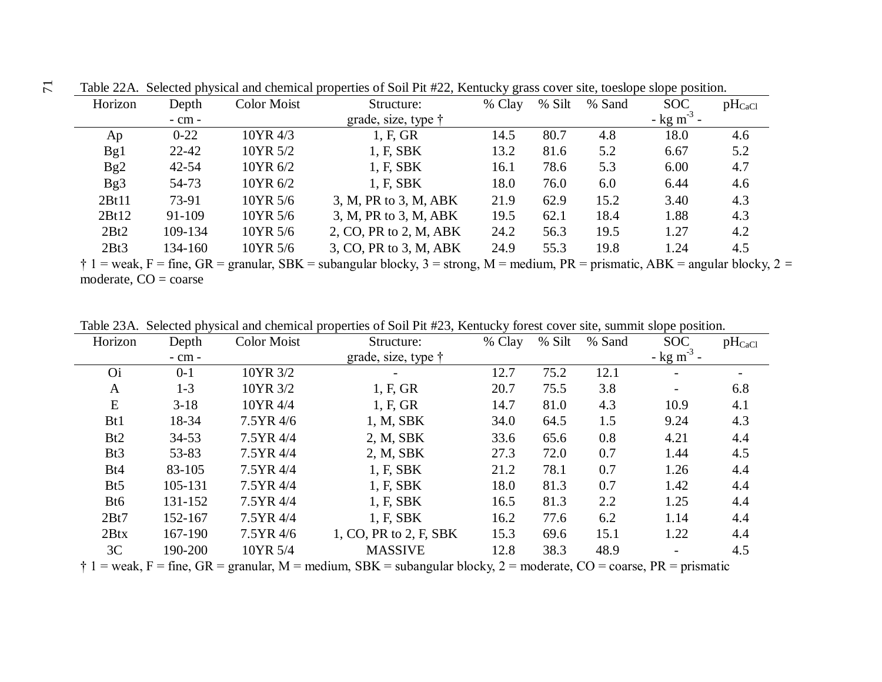Table 22A. Selected physical and chemical properties of Soil Pit #22, Kentucky grass cover site, toeslope slope position.

| Horizon | Depth | Color Moist | Structure: | % Clay | % Silt | % Sand | SOC | $pH_{CaCl}$ |
|---|---|---|---|---|---|---|---|---|
| | - cm - | | grade, size, type † | | | | - kg $m^{-3}$ - | |
| Ap | 0-22 | 10YR 4/3 | 1, F, GR | 14.5 | 80.7 | 4.8 | 18.0 | 4.6 |
| Bg1 | 22-42 | 10YR 5/2 | 1, F, SBK | 13.2 | 81.6 | 5.2 | 6.67 | 5.2 |
| Bg2 | 42-54 | 10YR 6/2 | 1, F, SBK | 16.1 | 78.6 | 5.3 | 6.00 | 4.7 |
| Bg3 | 54-73 | 10YR 6/2 | 1, F, SBK | 18.0 | 76.0 | 6.0 | 6.44 | 4.6 |
| 2Bt11 | 73-91 | 10YR 5/6 | 3, M, PR to 3, M, ABK | 21.9 | 62.9 | 15.2 | 3.40 | 4.3 |
| 2Bt12 | 91-109 | 10YR 5/6 | 3, M, PR to 3, M, ABK | 19.5 | 62.1 | 18.4 | 1.88 | 4.3 |
| 2Bt2 | 109-134 | 10YR 5/6 | 2, CO, PR to 2, M, ABK | 24.2 | 56.3 | 19.5 | 1.27 | 4.2 |
| 2Bt3 | 134-160 | 10YR 5/6 | 3, CO, PR to 3, M, ABK | 24.9 | 55.3 | 19.8 | 1.24 | 4.5 |

† 1 = weak, F = fine, GR = granular, SBK = subangular blocky, 3 = strong, M = medium, PR = prismatic, ABK = angular blocky, 2 = moderate, CO = coarse

Table 23A. Selected physical and chemical properties of Soil Pit #23, Kentucky forest cover site, summit slope position.

| Horizon | Depth | Color Moist | Structure: | % Clay | % Silt | % Sand | SOC | $pH_{CaCl}$ |
|---|---|---|---|---|---|---|---|---|
| | - cm - | | grade, size, type † | | | | - kg $m^{-3}$ - | |
| Oi | 0-1 | 10YR 3/2 | - | 12.7 | 75.2 | 12.1 | - | - |
| A | 1-3 | 10YR 3/2 | 1, F, GR | 20.7 | 75.5 | 3.8 | - | 6.8 |
| E | 3-18 | 10YR 4/4 | 1, F, GR | 14.7 | 81.0 | 4.3 | 10.9 | 4.1 |
| Bt1 | 18-34 | 7.5YR 4/6 | 1, M, SBK | 34.0 | 64.5 | 1.5 | 9.24 | 4.3 |
| Bt2 | 34-53 | 7.5YR 4/4 | 2, M, SBK | 33.6 | 65.6 | 0.8 | 4.21 | 4.4 |
| Bt3 | 53-83 | 7.5YR 4/4 | 2, M, SBK | 27.3 | 72.0 | 0.7 | 1.44 | 4.5 |
| Bt4 | 83-105 | 7.5YR 4/4 | 1, F, SBK | 21.2 | 78.1 | 0.7 | 1.26 | 4.4 |
| Bt5 | 105-131 | 7.5YR 4/4 | 1, F, SBK | 18.0 | 81.3 | 0.7 | 1.42 | 4.4 |
| Bt6 | 131-152 | 7.5YR 4/4 | 1, F, SBK | 16.5 | 81.3 | 2.2 | 1.25 | 4.4 |
| 2Bt7 | 152-167 | 7.5YR 4/4 | 1, F, SBK | 16.2 | 77.6 | 6.2 | 1.14 | 4.4 |
| 2Btx | 167-190 | 7.5YR 4/6 | 1, CO, PR to 2, F, SBK | 15.3 | 69.6 | 15.1 | 1.22 | 4.4 |
| 3C | 190-200 | 10YR 5/4 | MASSIVE | 12.8 | 38.3 | 48.9 | - | 4.5 |

† 1 = weak, F = fine, GR = granular, M = medium, SBK = subangular blocky, 2 = moderate, CO = coarse, PR = prismatic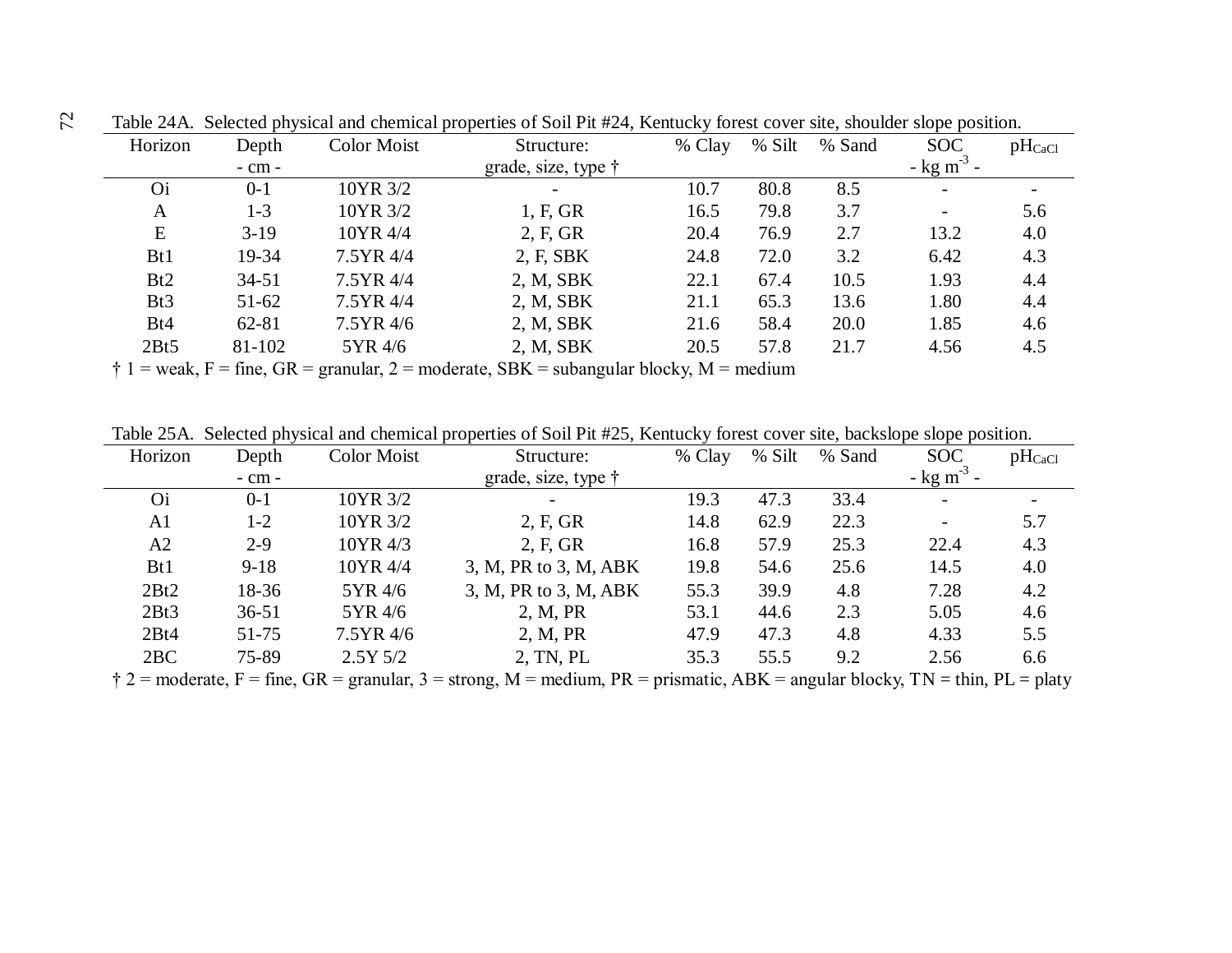Table 24A. Selected physical and chemical properties of Soil Pit #24, Kentucky forest cover site, shoulder slope position.

| Horizon | Depth | Color Moist | Structure: | % Clay | % Silt | % Sand | SOC | $pH_{CaCl}$ |
|---|---|---|---|---|---|---|---|---|
| | - cm - | | grade, size, type † | | | | - kg $m^{-3}$ - | |
| Oi | 0-1 | 10YR 3/2 | - | 10.7 | 80.8 | 8.5 | - | - |
| A | 1-3 | 10YR 3/2 | 1, F, GR | 16.5 | 79.8 | 3.7 | - | 5.6 |
| E | 3-19 | 10YR 4/4 | 2, F, GR | 20.4 | 76.9 | 2.7 | 13.2 | 4.0 |
| Bt1 | 19-34 | 7.5YR 4/4 | 2, F, SBK | 24.8 | 72.0 | 3.2 | 6.42 | 4.3 |
| Bt2 | 34-51 | 7.5YR 4/4 | 2, M, SBK | 22.1 | 67.4 | 10.5 | 1.93 | 4.4 |
| Bt3 | 51-62 | 7.5YR 4/4 | 2, M, SBK | 21.1 | 65.3 | 13.6 | 1.80 | 4.4 |
| Bt4 | 62-81 | 7.5YR 4/6 | 2, M, SBK | 21.6 | 58.4 | 20.0 | 1.85 | 4.6 |
| 2Bt5 | 81-102 | 5YR 4/6 | 2, M, SBK | 20.5 | 57.8 | 21.7 | 4.56 | 4.5 |

† 1 = weak, F = fine, GR = granular, 2 = moderate, SBK = subangular blocky, M = medium

Table 25A. Selected physical and chemical properties of Soil Pit #25, Kentucky forest cover site, backslope slope position.

| Horizon | Depth | Color Moist | Structure: | % Clay | % Silt | % Sand | SOC | $pH_{CaCl}$ |
|---|---|---|---|---|---|---|---|---|
| | - cm - | | grade, size, type † | | | | - kg $m^{-3}$ - | |
| Oi | 0-1 | 10YR 3/2 | - | 19.3 | 47.3 | 33.4 | - | - |
| A1 | 1-2 | 10YR 3/2 | 2, F, GR | 14.8 | 62.9 | 22.3 | - | 5.7 |
| A2 | 2-9 | 10YR 4/3 | 2, F, GR | 16.8 | 57.9 | 25.3 | 22.4 | 4.3 |
| Bt1 | 9-18 | 10YR 4/4 | 3, M, PR to 3, M, ABK | 19.8 | 54.6 | 25.6 | 14.5 | 4.0 |
| 2Bt2 | 18-36 | 5YR 4/6 | 3, M, PR to 3, M, ABK | 55.3 | 39.9 | 4.8 | 7.28 | 4.2 |
| 2Bt3 | 36-51 | 5YR 4/6 | 2, M, PR | 53.1 | 44.6 | 2.3 | 5.05 | 4.6 |
| 2Bt4 | 51-75 | 7.5YR 4/6 | 2, M, PR | 47.9 | 47.3 | 4.8 | 4.33 | 5.5 |
| 2BC | 75-89 | 2.5Y 5/2 | 2, TN, PL | 35.3 | 55.5 | 9.2 | 2.56 | 6.6 |

† 2 = moderate, F = fine, GR = granular, 3 = strong, M = medium, PR = prismatic, ABK = angular blocky, TN = thin, PL = platy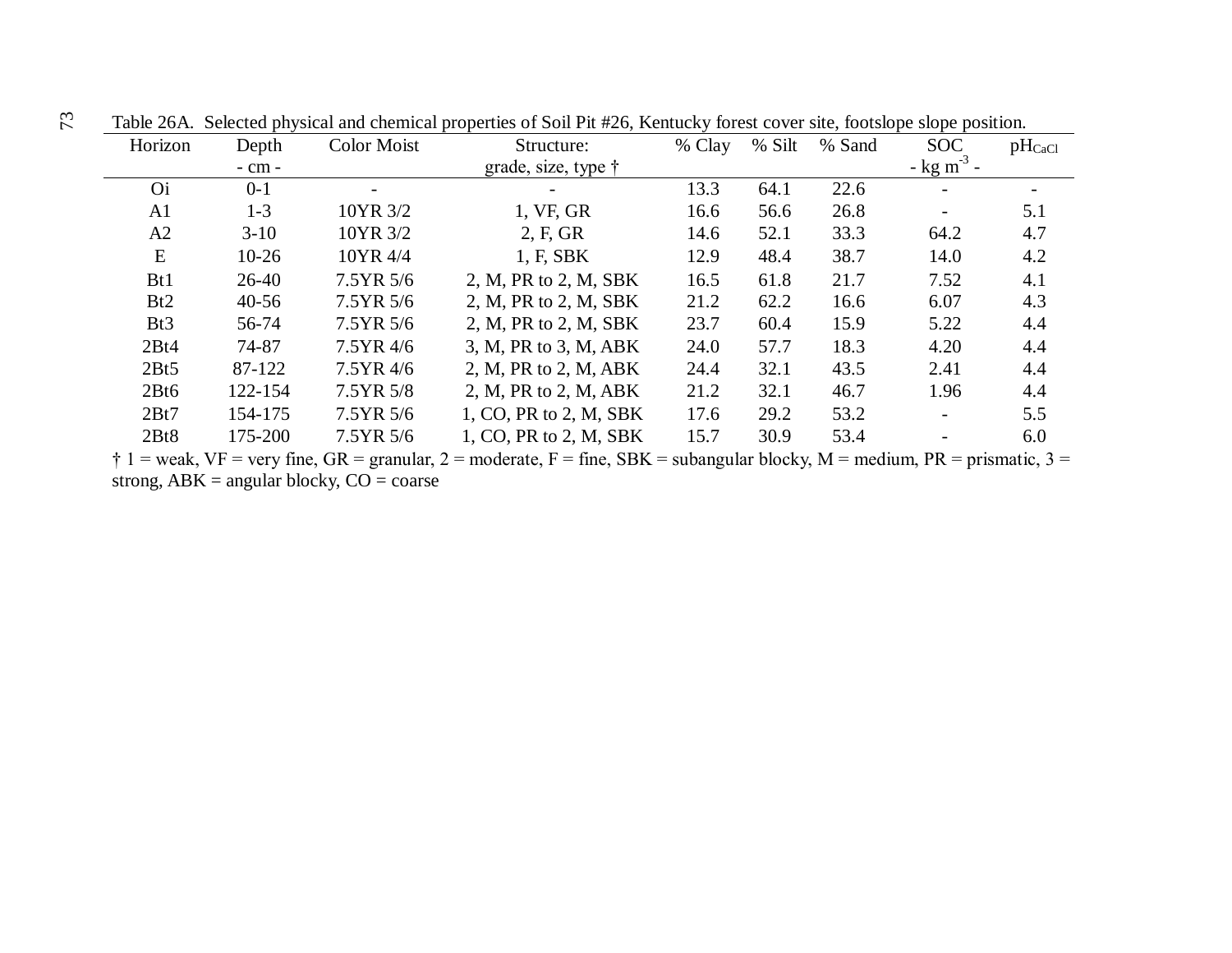Table 26A. Selected physical and chemical properties of Soil Pit #26, Kentucky forest cover site, footslope slope position.

| Horizon | Depth - cm - | Color Moist | Structure: grade, size, type † | % Clay | % Silt | % Sand | SOC - kg m$^{-3}$ - | $pH_{CaCl}$ |
|---|---|---|---|---|---|---|---|---|
| Oi | 0-1 | - | - | 13.3 | 64.1 | 22.6 | - | - |
| A1 | 1-3 | 10YR 3/2 | 1, VF, GR | 16.6 | 56.6 | 26.8 | - | 5.1 |
| A2 | 3-10 | 10YR 3/2 | 2, F, GR | 14.6 | 52.1 | 33.3 | 64.2 | 4.7 |
| E | 10-26 | 10YR 4/4 | 1, F, SBK | 12.9 | 48.4 | 38.7 | 14.0 | 4.2 |
| Bt1 | 26-40 | 7.5YR 5/6 | 2, M, PR to 2, M, SBK | 16.5 | 61.8 | 21.7 | 7.52 | 4.1 |
| Bt2 | 40-56 | 7.5YR 5/6 | 2, M, PR to 2, M, SBK | 21.2 | 62.2 | 16.6 | 6.07 | 4.3 |
| Bt3 | 56-74 | 7.5YR 5/6 | 2, M, PR to 2, M, SBK | 23.7 | 60.4 | 15.9 | 5.22 | 4.4 |
| 2Bt4 | 74-87 | 7.5YR 4/6 | 3, M, PR to 3, M, ABK | 24.0 | 57.7 | 18.3 | 4.20 | 4.4 |
| 2Bt5 | 87-122 | 7.5YR 4/6 | 2, M, PR to 2, M, ABK | 24.4 | 32.1 | 43.5 | 2.41 | 4.4 |
| 2Bt6 | 122-154 | 7.5YR 5/8 | 2, M, PR to 2, M, ABK | 21.2 | 32.1 | 46.7 | 1.96 | 4.4 |
| 2Bt7 | 154-175 | 7.5YR 5/6 | 1, CO, PR to 2, M, SBK | 17.6 | 29.2 | 53.2 | - | 5.5 |
| 2Bt8 | 175-200 | 7.5YR 5/6 | 1, CO, PR to 2, M, SBK | 15.7 | 30.9 | 53.4 | - | 6.0 |

† 1 = weak, VF = very fine, GR = granular, 2 = moderate, F = fine, SBK = subangular blocky, M = medium, PR = prismatic, 3 = strong, ABK = angular blocky, CO = coarse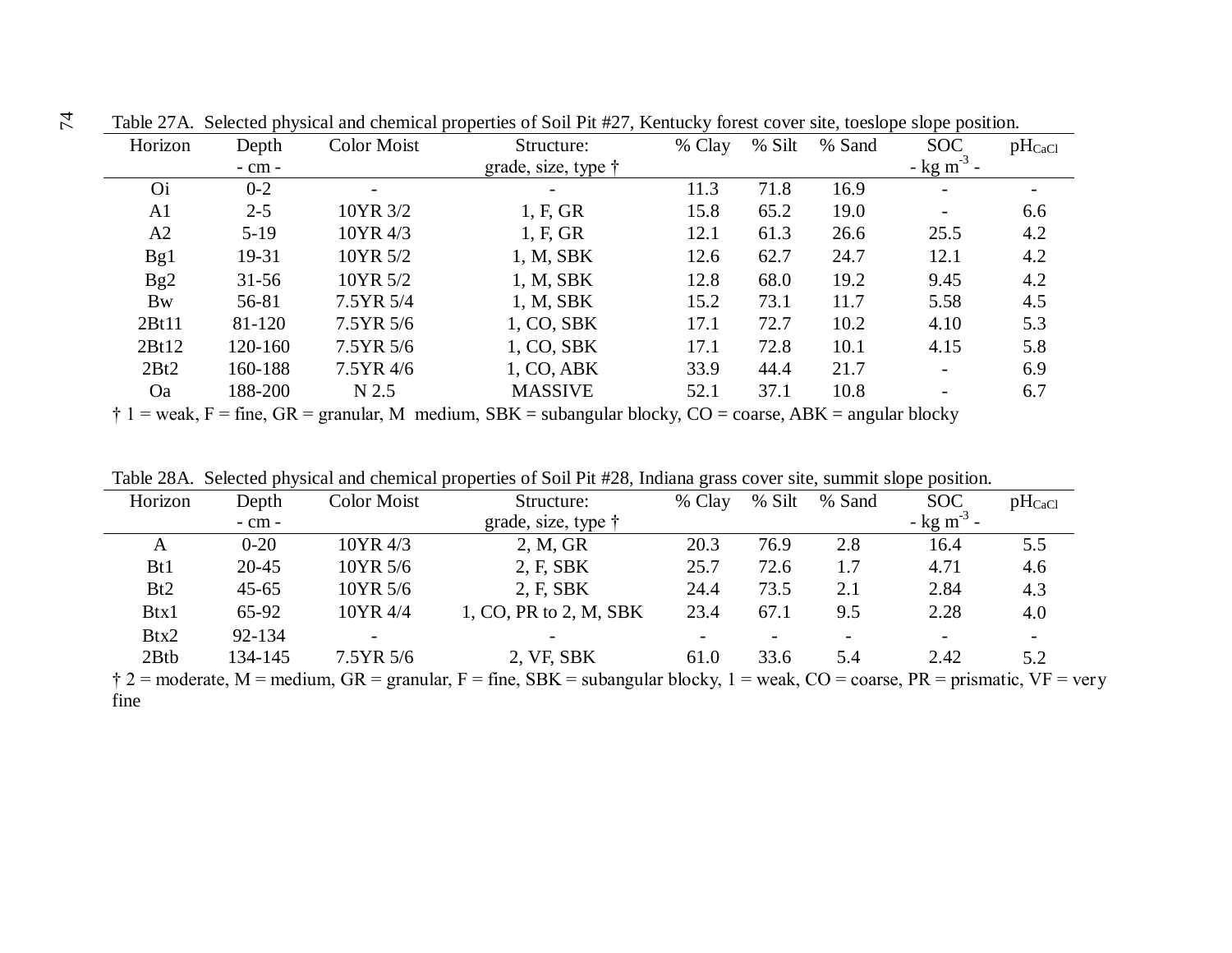Table 27A. Selected physical and chemical properties of Soil Pit #27, Kentucky forest cover site, toeslope slope position.

| Horizon | Depth | Color Moist | Structure: | % Clay | % Silt | % Sand | SOC | $pH_{CaCl}$ |
|---|---|---|---|---|---|---|---|---|
| | - cm - | | grade, size, type † | | | | - kg $m^{-3}$ - | |
| Oi | 0-2 | - | - | 11.3 | 71.8 | 16.9 | - | - |
| A1 | 2-5 | 10YR 3/2 | 1, F, GR | 15.8 | 65.2 | 19.0 | - | 6.6 |
| A2 | 5-19 | 10YR 4/3 | 1, F, GR | 12.1 | 61.3 | 26.6 | 25.5 | 4.2 |
| Bg1 | 19-31 | 10YR 5/2 | 1, M, SBK | 12.6 | 62.7 | 24.7 | 12.1 | 4.2 |
| Bg2 | 31-56 | 10YR 5/2 | 1, M, SBK | 12.8 | 68.0 | 19.2 | 9.45 | 4.2 |
| Bw | 56-81 | 7.5YR 5/4 | 1, M, SBK | 15.2 | 73.1 | 11.7 | 5.58 | 4.5 |
| 2Bt11 | 81-120 | 7.5YR 5/6 | 1, CO, SBK | 17.1 | 72.7 | 10.2 | 4.10 | 5.3 |
| 2Bt12 | 120-160 | 7.5YR 5/6 | 1, CO, SBK | 17.1 | 72.8 | 10.1 | 4.15 | 5.8 |
| 2Bt2 | 160-188 | 7.5YR 4/6 | 1, CO, ABK | 33.9 | 44.4 | 21.7 | - | 6.9 |
| Oa | 188-200 | N 2.5 | MASSIVE | 52.1 | 37.1 | 10.8 | - | 6.7 |

† 1 = weak, F = fine, GR = granular, M medium, SBK = subangular blocky, CO = coarse, ABK = angular blocky

Table 28A. Selected physical and chemical properties of Soil Pit #28, Indiana grass cover site, summit slope position.

| Horizon | Depth | Color Moist | Structure: | % Clay | % Silt | % Sand | SOC | $pH_{CaCl}$ |
|---|---|---|---|---|---|---|---|---|
| | - cm - | | grade, size, type † | | | | - kg $m^{-3}$ - | |
| A | 0-20 | 10YR 4/3 | 2, M, GR | 20.3 | 76.9 | 2.8 | 16.4 | 5.5 |
| Bt1 | 20-45 | 10YR 5/6 | 2, F, SBK | 25.7 | 72.6 | 1.7 | 4.71 | 4.6 |
| Bt2 | 45-65 | 10YR 5/6 | 2, F, SBK | 24.4 | 73.5 | 2.1 | 2.84 | 4.3 |
| Btx1 | 65-92 | 10YR 4/4 | 1, CO, PR to 2, M, SBK | 23.4 | 67.1 | 9.5 | 2.28 | 4.0 |
| Btx2 | 92-134 | - | - | - | - | - | - | - |
| 2Btb | 134-145 | 7.5YR 5/6 | 2, VF, SBK | 61.0 | 33.6 | 5.4 | 2.42 | 5.2 |

† 2 = moderate, M = medium, GR = granular, F = fine, SBK = subangular blocky, 1 = weak, CO = coarse, PR = prismatic, VF = very fine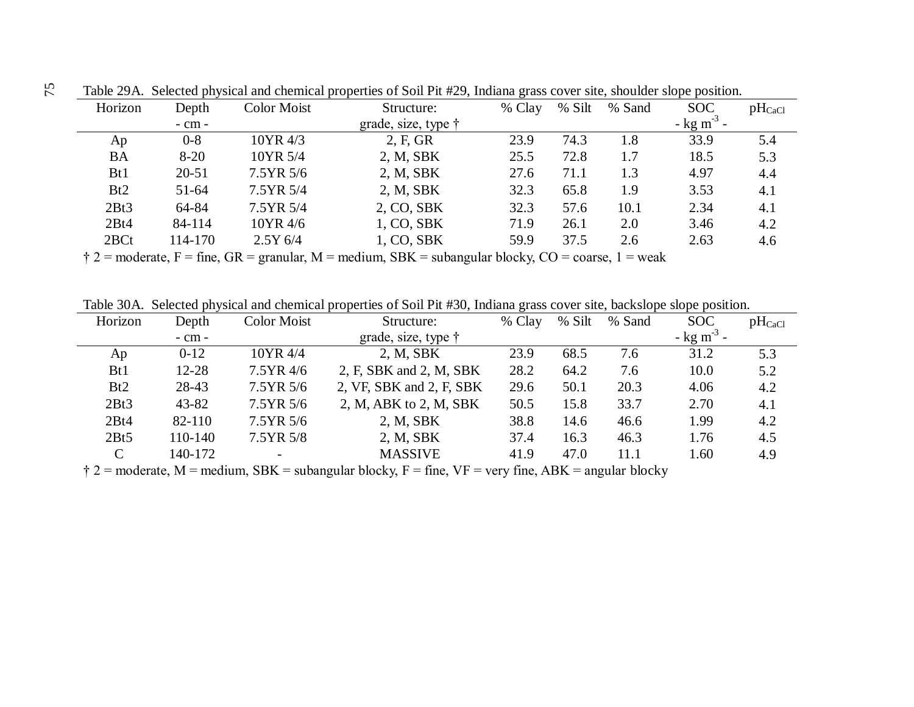Table 29A. Selected physical and chemical properties of Soil Pit #29, Indiana grass cover site, shoulder slope position.

| Horizon | Depth | Color Moist | Structure: | % Clay | % Silt | % Sand | SOC | $pH_{CaCl}$ |
|---|---|---|---|---|---|---|---|---|
| | - cm - | | grade, size, type † | | | | - kg $m^{-3}$ - | |
| Ap | 0-8 | 10YR 4/3 | 2, F, GR | 23.9 | 74.3 | 1.8 | 33.9 | 5.4 |
| BA | 8-20 | 10YR 5/4 | 2, M, SBK | 25.5 | 72.8 | 1.7 | 18.5 | 5.3 |
| Bt1 | 20-51 | 7.5YR 5/6 | 2, M, SBK | 27.6 | 71.1 | 1.3 | 4.97 | 4.4 |
| Bt2 | 51-64 | 7.5YR 5/4 | 2, M, SBK | 32.3 | 65.8 | 1.9 | 3.53 | 4.1 |
| 2Bt3 | 64-84 | 7.5YR 5/4 | 2, CO, SBK | 32.3 | 57.6 | 10.1 | 2.34 | 4.1 |
| 2Bt4 | 84-114 | 10YR 4/6 | 1, CO, SBK | 71.9 | 26.1 | 2.0 | 3.46 | 4.2 |
| 2BCt | 114-170 | 2.5Y 6/4 | 1, CO, SBK | 59.9 | 37.5 | 2.6 | 2.63 | 4.6 |

† 2 = moderate, F = fine, GR = granular, M = medium, SBK = subangular blocky, CO = coarse, 1 = weak

Table 30A. Selected physical and chemical properties of Soil Pit #30, Indiana grass cover site, backslope slope position.

| Horizon | Depth | Color Moist | Structure: | % Clay | % Silt | % Sand | SOC | $pH_{CaCl}$ |
|---|---|---|---|---|---|---|---|---|
| | - cm - | | grade, size, type † | | | | - kg $m^{-3}$ - | |
| Ap | 0-12 | 10YR 4/4 | 2, M, SBK | 23.9 | 68.5 | 7.6 | 31.2 | 5.3 |
| Bt1 | 12-28 | 7.5YR 4/6 | 2, F, SBK and 2, M, SBK | 28.2 | 64.2 | 7.6 | 10.0 | 5.2 |
| Bt2 | 28-43 | 7.5YR 5/6 | 2, VF, SBK and 2, F, SBK | 29.6 | 50.1 | 20.3 | 4.06 | 4.2 |
| 2Bt3 | 43-82 | 7.5YR 5/6 | 2, M, ABK to 2, M, SBK | 50.5 | 15.8 | 33.7 | 2.70 | 4.1 |
| 2Bt4 | 82-110 | 7.5YR 5/6 | 2, M, SBK | 38.8 | 14.6 | 46.6 | 1.99 | 4.2 |
| 2Bt5 | 110-140 | 7.5YR 5/8 | 2, M, SBK | 37.4 | 16.3 | 46.3 | 1.76 | 4.5 |
| C | 140-172 | - | MASSIVE | 41.9 | 47.0 | 11.1 | 1.60 | 4.9 |

† 2 = moderate, M = medium, SBK = subangular blocky, F = fine, VF = very fine, ABK = angular blocky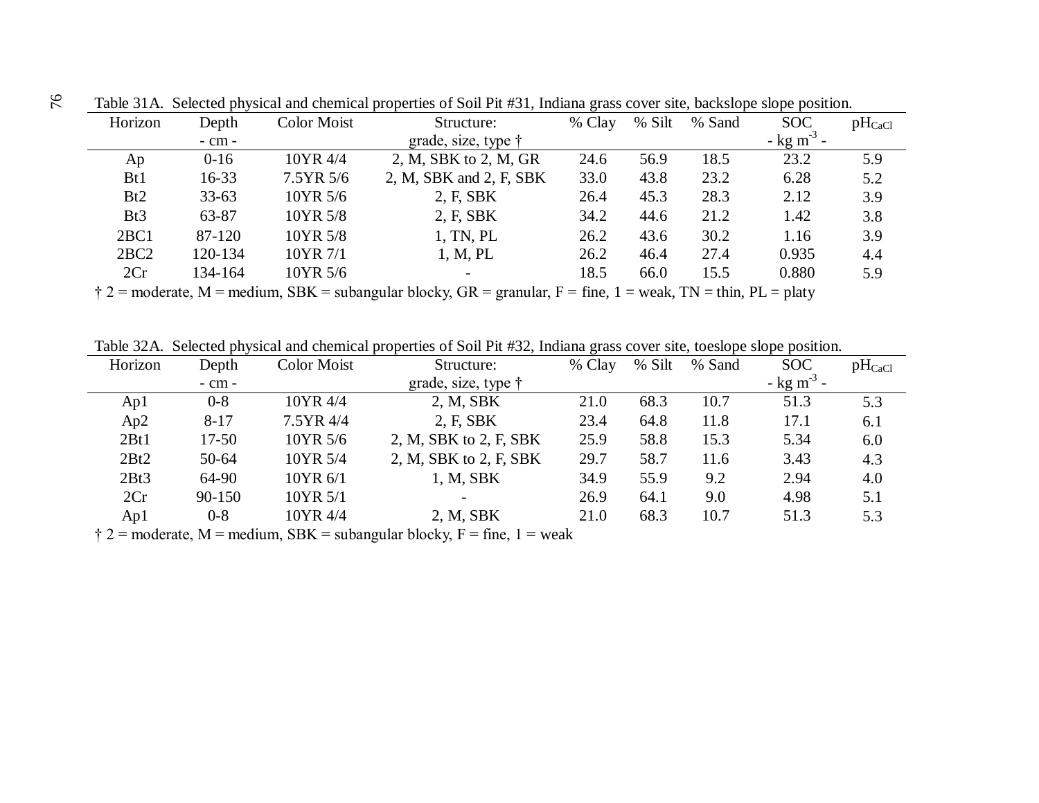Table 31A. Selected physical and chemical properties of Soil Pit #31, Indiana grass cover site, backslope slope position.

| Horizon | Depth | Color Moist | Structure: | % Clay | % Silt | % Sand | SOC | $pH_{CaCl}$ |
|---|---|---|---|---|---|---|---|---|
| | - cm - | | grade, size, type † | | | | - kg $m^{-3}$ - | |
| Ap | 0-16 | 10YR 4/4 | 2, M, SBK to 2, M, GR | 24.6 | 56.9 | 18.5 | 23.2 | 5.9 |
| Bt1 | 16-33 | 7.5YR 5/6 | 2, M, SBK and 2, F, SBK | 33.0 | 43.8 | 23.2 | 6.28 | 5.2 |
| Bt2 | 33-63 | 10YR 5/6 | 2, F, SBK | 26.4 | 45.3 | 28.3 | 2.12 | 3.9 |
| Bt3 | 63-87 | 10YR 5/8 | 2, F, SBK | 34.2 | 44.6 | 21.2 | 1.42 | 3.8 |
| 2BC1 | 87-120 | 10YR 5/8 | 1, TN, PL | 26.2 | 43.6 | 30.2 | 1.16 | 3.9 |
| 2BC2 | 120-134 | 10YR 7/1 | 1, M, PL | 26.2 | 46.4 | 27.4 | 0.935 | 4.4 |
| 2Cr | 134-164 | 10YR 5/6 | - | 18.5 | 66.0 | 15.5 | 0.880 | 5.9 |

† 2 = moderate, M = medium, SBK = subangular blocky, GR = granular, F = fine, 1 = weak, TN = thin, PL = platy

Table 32A. Selected physical and chemical properties of Soil Pit #32, Indiana grass cover site, toeslope slope position.

| Horizon | Depth | Color Moist | Structure: | % Clay | % Silt | % Sand | SOC | $pH_{CaCl}$ |
|---|---|---|---|---|---|---|---|---|
| | - cm - | | grade, size, type † | | | | - kg $m^{-3}$ - | |
| Ap1 | 0-8 | 10YR 4/4 | 2, M, SBK | 21.0 | 68.3 | 10.7 | 51.3 | 5.3 |
| Ap2 | 8-17 | 7.5YR 4/4 | 2, F, SBK | 23.4 | 64.8 | 11.8 | 17.1 | 6.1 |
| 2Bt1 | 17-50 | 10YR 5/6 | 2, M, SBK to 2, F, SBK | 25.9 | 58.8 | 15.3 | 5.34 | 6.0 |
| 2Bt2 | 50-64 | 10YR 5/4 | 2, M, SBK to 2, F, SBK | 29.7 | 58.7 | 11.6 | 3.43 | 4.3 |
| 2Bt3 | 64-90 | 10YR 6/1 | 1, M, SBK | 34.9 | 55.9 | 9.2 | 2.94 | 4.0 |
| 2Cr | 90-150 | 10YR 5/1 | - | 26.9 | 64.1 | 9.0 | 4.98 | 5.1 |
| Ap1 | 0-8 | 10YR 4/4 | 2, M, SBK | 21.0 | 68.3 | 10.7 | 51.3 | 5.3 |

† 2 = moderate, M = medium, SBK = subangular blocky, F = fine, 1 = weak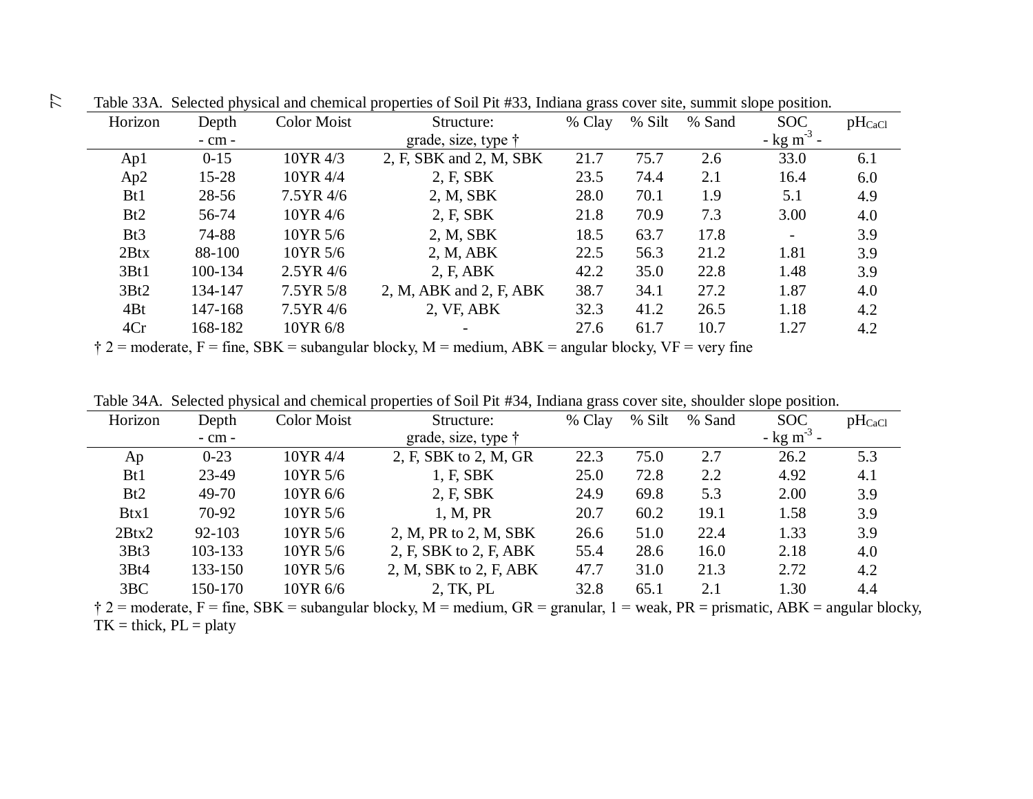Table 33A. Selected physical and chemical properties of Soil Pit #33, Indiana grass cover site, summit slope position.

| Horizon | Depth<br>- cm - | Color Moist | Structure:<br>grade, size, type † | % Clay | % Silt | % Sand | SOC<br>- kg m$^{-3}$ - | $pH_{CaCl}$ |
|---|---|---|---|---|---|---|---|---|
| Ap1 | 0-15 | 10YR 4/3 | 2, F, SBK and 2, M, SBK | 21.7 | 75.7 | 2.6 | 33.0 | 6.1 |
| Ap2 | 15-28 | 10YR 4/4 | 2, F, SBK | 23.5 | 74.4 | 2.1 | 16.4 | 6.0 |
| Bt1 | 28-56 | 7.5YR 4/6 | 2, M, SBK | 28.0 | 70.1 | 1.9 | 5.1 | 4.9 |
| Bt2 | 56-74 | 10YR 4/6 | 2, F, SBK | 21.8 | 70.9 | 7.3 | 3.00 | 4.0 |
| Bt3 | 74-88 | 10YR 5/6 | 2, M, SBK | 18.5 | 63.7 | 17.8 | - | 3.9 |
| 2Btx | 88-100 | 10YR 5/6 | 2, M, ABK | 22.5 | 56.3 | 21.2 | 1.81 | 3.9 |
| 3Bt1 | 100-134 | 2.5YR 4/6 | 2, F, ABK | 42.2 | 35.0 | 22.8 | 1.48 | 3.9 |
| 3Bt2 | 134-147 | 7.5YR 5/8 | 2, M, ABK and 2, F, ABK | 38.7 | 34.1 | 27.2 | 1.87 | 4.0 |
| 4Bt | 147-168 | 7.5YR 4/6 | 2, VF, ABK | 32.3 | 41.2 | 26.5 | 1.18 | 4.2 |
| 4Cr | 168-182 | 10YR 6/8 | - | 27.6 | 61.7 | 10.7 | 1.27 | 4.2 |

† 2 = moderate, F = fine, SBK = subangular blocky, M = medium, ABK = angular blocky, VF = very fine

Table 34A. Selected physical and chemical properties of Soil Pit #34, Indiana grass cover site, shoulder slope position.

| Horizon | Depth<br>- cm - | Color Moist | Structure:<br>grade, size, type † | % Clay | % Silt | % Sand | SOC<br>- kg m$^{-3}$ - | $pH_{CaCl}$ |
|---|---|---|---|---|---|---|---|---|
| Ap | 0-23 | 10YR 4/4 | 2, F, SBK to 2, M, GR | 22.3 | 75.0 | 2.7 | 26.2 | 5.3 |
| Bt1 | 23-49 | 10YR 5/6 | 1, F, SBK | 25.0 | 72.8 | 2.2 | 4.92 | 4.1 |
| Bt2 | 49-70 | 10YR 6/6 | 2, F, SBK | 24.9 | 69.8 | 5.3 | 2.00 | 3.9 |
| Btx1 | 70-92 | 10YR 5/6 | 1, M, PR | 20.7 | 60.2 | 19.1 | 1.58 | 3.9 |
| 2Btx2 | 92-103 | 10YR 5/6 | 2, M, PR to 2, M, SBK | 26.6 | 51.0 | 22.4 | 1.33 | 3.9 |
| 3Bt3 | 103-133 | 10YR 5/6 | 2, F, SBK to 2, F, ABK | 55.4 | 28.6 | 16.0 | 2.18 | 4.0 |
| 3Bt4 | 133-150 | 10YR 5/6 | 2, M, SBK to 2, F, ABK | 47.7 | 31.0 | 21.3 | 2.72 | 4.2 |
| 3BC | 150-170 | 10YR 6/6 | 2, TK, PL | 32.8 | 65.1 | 2.1 | 1.30 | 4.4 |

† 2 = moderate, F = fine, SBK = subangular blocky, M = medium, GR = granular, 1 = weak, PR = prismatic, ABK = angular blocky, TK = thick, PL = platy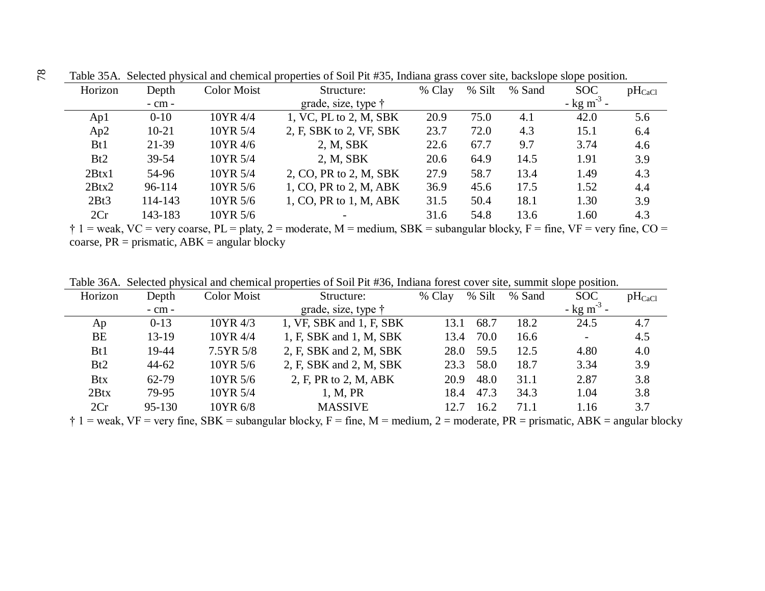Table 35A. Selected physical and chemical properties of Soil Pit #35, Indiana grass cover site, backslope slope position.

| Horizon | Depth | Color Moist | Structure: | % Clay | % Silt | % Sand | SOC | $pH_{CaCl}$ |
|---|---|---|---|---|---|---|---|---|
| | - cm - | | grade, size, type † | | | | - kg $m^{-3}$ - | |
| Ap1 | 0-10 | 10YR 4/4 | 1, VC, PL to 2, M, SBK | 20.9 | 75.0 | 4.1 | 42.0 | 5.6 |
| Ap2 | 10-21 | 10YR 5/4 | 2, F, SBK to 2, VF, SBK | 23.7 | 72.0 | 4.3 | 15.1 | 6.4 |
| Bt1 | 21-39 | 10YR 4/6 | 2, M, SBK | 22.6 | 67.7 | 9.7 | 3.74 | 4.6 |
| Bt2 | 39-54 | 10YR 5/4 | 2, M, SBK | 20.6 | 64.9 | 14.5 | 1.91 | 3.9 |
| 2Btx1 | 54-96 | 10YR 5/4 | 2, CO, PR to 2, M, SBK | 27.9 | 58.7 | 13.4 | 1.49 | 4.3 |
| 2Btx2 | 96-114 | 10YR 5/6 | 1, CO, PR to 2, M, ABK | 36.9 | 45.6 | 17.5 | 1.52 | 4.4 |
| 2Bt3 | 114-143 | 10YR 5/6 | 1, CO, PR to 1, M, ABK | 31.5 | 50.4 | 18.1 | 1.30 | 3.9 |
| 2Cr | 143-183 | 10YR 5/6 | - | 31.6 | 54.8 | 13.6 | 1.60 | 4.3 |

† 1 = weak, VC = very coarse, PL = platy, 2 = moderate, M = medium, SBK = subangular blocky, F = fine, VF = very fine, CO = coarse, PR = prismatic, ABK = angular blocky

Table 36A. Selected physical and chemical properties of Soil Pit #36, Indiana forest cover site, summit slope position.

| Horizon | Depth | Color Moist | Structure: | % Clay | % Silt | % Sand | SOC | $pH_{CaCl}$ |
|---|---|---|---|---|---|---|---|---|
| | - cm - | | grade, size, type † | | | | - kg $m^{-3}$ - | |
| Ap | 0-13 | 10YR 4/3 | 1, VF, SBK and 1, F, SBK | 13.1 | 68.7 | 18.2 | 24.5 | 4.7 |
| BE | 13-19 | 10YR 4/4 | 1, F, SBK and 1, M, SBK | 13.4 | 70.0 | 16.6 | - | 4.5 |
| Bt1 | 19-44 | 7.5YR 5/8 | 2, F, SBK and 2, M, SBK | 28.0 | 59.5 | 12.5 | 4.80 | 4.0 |
| Bt2 | 44-62 | 10YR 5/6 | 2, F, SBK and 2, M, SBK | 23.3 | 58.0 | 18.7 | 3.34 | 3.9 |
| Btx | 62-79 | 10YR 5/6 | 2, F, PR to 2, M, ABK | 20.9 | 48.0 | 31.1 | 2.87 | 3.8 |
| 2Btx | 79-95 | 10YR 5/4 | 1, M, PR | 18.4 | 47.3 | 34.3 | 1.04 | 3.8 |
| 2Cr | 95-130 | 10YR 6/8 | MASSIVE | 12.7 | 16.2 | 71.1 | 1.16 | 3.7 |

† 1 = weak, VF = very fine, SBK = subangular blocky, F = fine, M = medium, 2 = moderate, PR = prismatic, ABK = angular blocky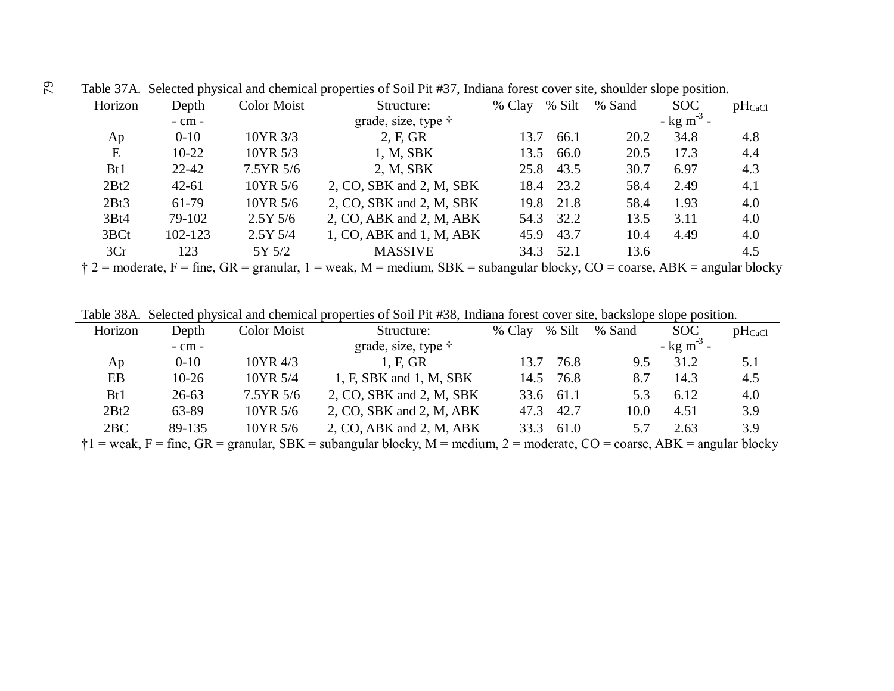Table 37A. Selected physical and chemical properties of Soil Pit #37, Indiana forest cover site, shoulder slope position.

| Horizon | Depth | Color Moist | Structure: | % Clay | % Silt | % Sand | SOC | $pH_{CaCl}$ |
|---|---|---|---|---|---|---|---|---|
| | - cm - | | grade, size, type † | | | | - kg $m^{-3}$ - | |
| Ap | 0-10 | 10YR 3/3 | 2, F, GR | 13.7 | 66.1 | 20.2 | 34.8 | 4.8 |
| E | 10-22 | 10YR 5/3 | 1, M, SBK | 13.5 | 66.0 | 20.5 | 17.3 | 4.4 |
| Bt1 | 22-42 | 7.5YR 5/6 | 2, M, SBK | 25.8 | 43.5 | 30.7 | 6.97 | 4.3 |
| 2Bt2 | 42-61 | 10YR 5/6 | 2, CO, SBK and 2, M, SBK | 18.4 | 23.2 | 58.4 | 2.49 | 4.1 |
| 2Bt3 | 61-79 | 10YR 5/6 | 2, CO, SBK and 2, M, SBK | 19.8 | 21.8 | 58.4 | 1.93 | 4.0 |
| 3Bt4 | 79-102 | 2.5Y 5/6 | 2, CO, ABK and 2, M, ABK | 54.3 | 32.2 | 13.5 | 3.11 | 4.0 |
| 3BCt | 102-123 | 2.5Y 5/4 | 1, CO, ABK and 1, M, ABK | 45.9 | 43.7 | 10.4 | 4.49 | 4.0 |
| 3Cr | 123 | 5Y 5/2 | MASSIVE | 34.3 | 52.1 | 13.6 | | 4.5 |

† 2 = moderate, F = fine, GR = granular, 1 = weak, M = medium, SBK = subangular blocky, CO = coarse, ABK = angular blocky

Table 38A. Selected physical and chemical properties of Soil Pit #38, Indiana forest cover site, backslope slope position.

| Horizon | Depth | Color Moist | Structure: | % Clay | % Silt | % Sand | SOC | $pH_{CaCl}$ |
|---|---|---|---|---|---|---|---|---|
| | - cm - | | grade, size, type † | | | | - kg $m^{-3}$ - | |
| Ap | 0-10 | 10YR 4/3 | 1, F, GR | 13.7 | 76.8 | 9.5 | 31.2 | 5.1 |
| EB | 10-26 | 10YR 5/4 | 1, F, SBK and 1, M, SBK | 14.5 | 76.8 | 8.7 | 14.3 | 4.5 |
| Bt1 | 26-63 | 7.5YR 5/6 | 2, CO, SBK and 2, M, SBK | 33.6 | 61.1 | 5.3 | 6.12 | 4.0 |
| 2Bt2 | 63-89 | 10YR 5/6 | 2, CO, SBK and 2, M, ABK | 47.3 | 42.7 | 10.0 | 4.51 | 3.9 |
| 2BC | 89-135 | 10YR 5/6 | 2, CO, ABK and 2, M, ABK | 33.3 | 61.0 | 5.7 | 2.63 | 3.9 |

†1 = weak, F = fine, GR = granular, SBK = subangular blocky, M = medium, 2 = moderate, CO = coarse, ABK = angular blocky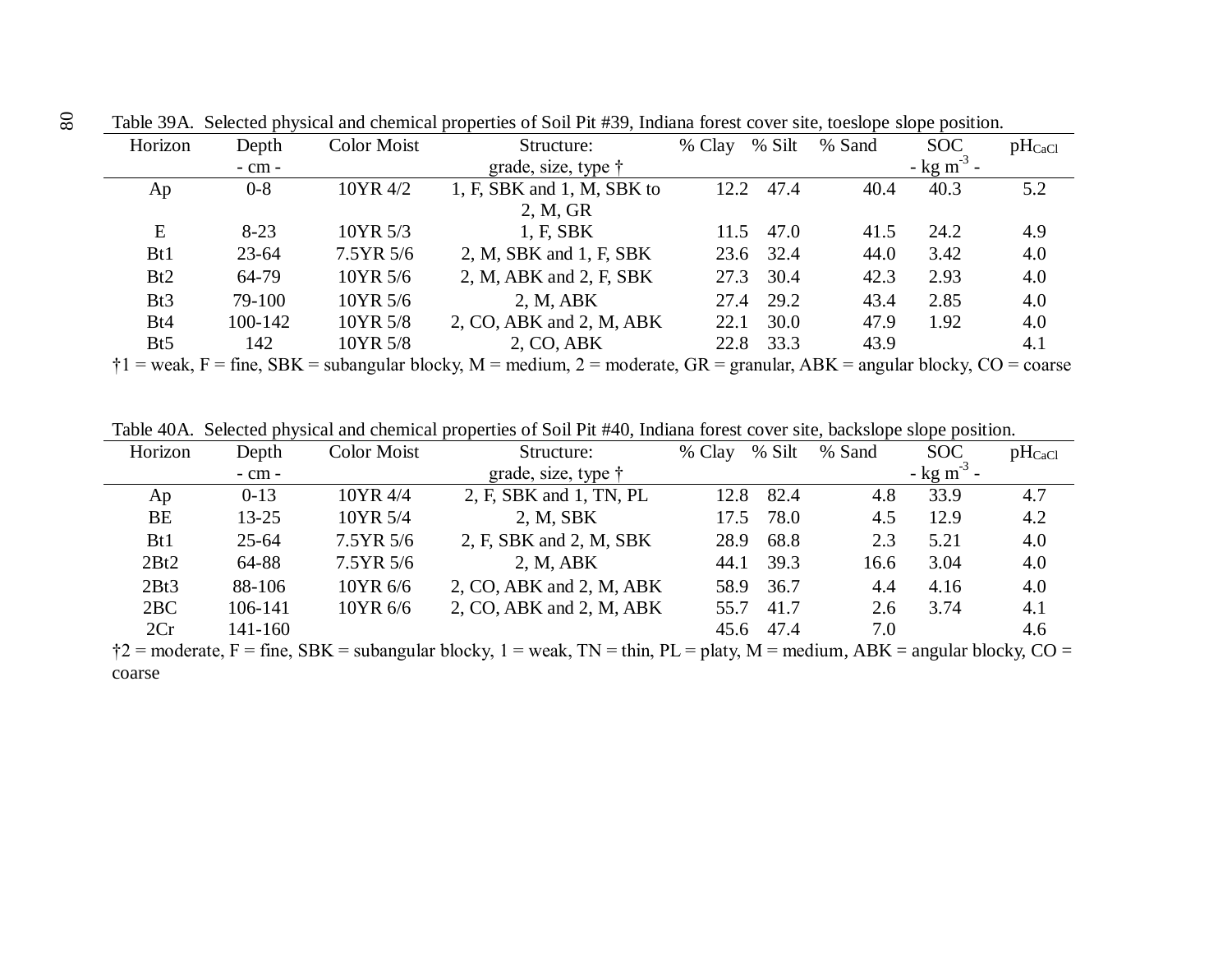Table 39A. Selected physical and chemical properties of Soil Pit #39, Indiana forest cover site, toeslope slope position.

| Horizon | Depth | Color Moist | Structure: | % Clay | % Silt | % Sand | SOC | $pH_{CaCl}$ |
|---|---|---|---|---|---|---|---|---|
| | - cm - | | grade, size, type † | | | | - kg $m^{-3}$ - | |
| Ap | 0-8 | 10YR 4/2 | 1, F, SBK and 1, M, SBK to 2, M, GR | 12.2 | 47.4 | 40.4 | 40.3 | 5.2 |
| E | 8-23 | 10YR 5/3 | 1, F, SBK | 11.5 | 47.0 | 41.5 | 24.2 | 4.9 |
| Bt1 | 23-64 | 7.5YR 5/6 | 2, M, SBK and 1, F, SBK | 23.6 | 32.4 | 44.0 | 3.42 | 4.0 |
| Bt2 | 64-79 | 10YR 5/6 | 2, M, ABK and 2, F, SBK | 27.3 | 30.4 | 42.3 | 2.93 | 4.0 |
| Bt3 | 79-100 | 10YR 5/6 | 2, M, ABK | 27.4 | 29.2 | 43.4 | 2.85 | 4.0 |
| Bt4 | 100-142 | 10YR 5/8 | 2, CO, ABK and 2, M, ABK | 22.1 | 30.0 | 47.9 | 1.92 | 4.0 |
| Bt5 | 142 | 10YR 5/8 | 2, CO, ABK | 22.8 | 33.3 | 43.9 | | 4.1 |

†1 = weak, F = fine, SBK = subangular blocky, M = medium, 2 = moderate, GR = granular, ABK = angular blocky, CO = coarse

Table 40A. Selected physical and chemical properties of Soil Pit #40, Indiana forest cover site, backslope slope position.

| Horizon | Depth | Color Moist | Structure: | % Clay | % Silt | % Sand | SOC | $pH_{CaCl}$ |
|---|---|---|---|---|---|---|---|---|
| | - cm - | | grade, size, type † | | | | - kg $m^{-3}$ - | |
| Ap | 0-13 | 10YR 4/4 | 2, F, SBK and 1, TN, PL | 12.8 | 82.4 | 4.8 | 33.9 | 4.7 |
| BE | 13-25 | 10YR 5/4 | 2, M, SBK | 17.5 | 78.0 | 4.5 | 12.9 | 4.2 |
| Bt1 | 25-64 | 7.5YR 5/6 | 2, F, SBK and 2, M, SBK | 28.9 | 68.8 | 2.3 | 5.21 | 4.0 |
| 2Bt2 | 64-88 | 7.5YR 5/6 | 2, M, ABK | 44.1 | 39.3 | 16.6 | 3.04 | 4.0 |
| 2Bt3 | 88-106 | 10YR 6/6 | 2, CO, ABK and 2, M, ABK | 58.9 | 36.7 | 4.4 | 4.16 | 4.0 |
| 2BC | 106-141 | 10YR 6/6 | 2, CO, ABK and 2, M, ABK | 55.7 | 41.7 | 2.6 | 3.74 | 4.1 |
| 2Cr | 141-160 | | | 45.6 | 47.4 | 7.0 | | 4.6 |

†2 = moderate, F = fine, SBK = subangular blocky, 1 = weak, TN = thin, PL = platy, M = medium, ABK = angular blocky, CO = coarse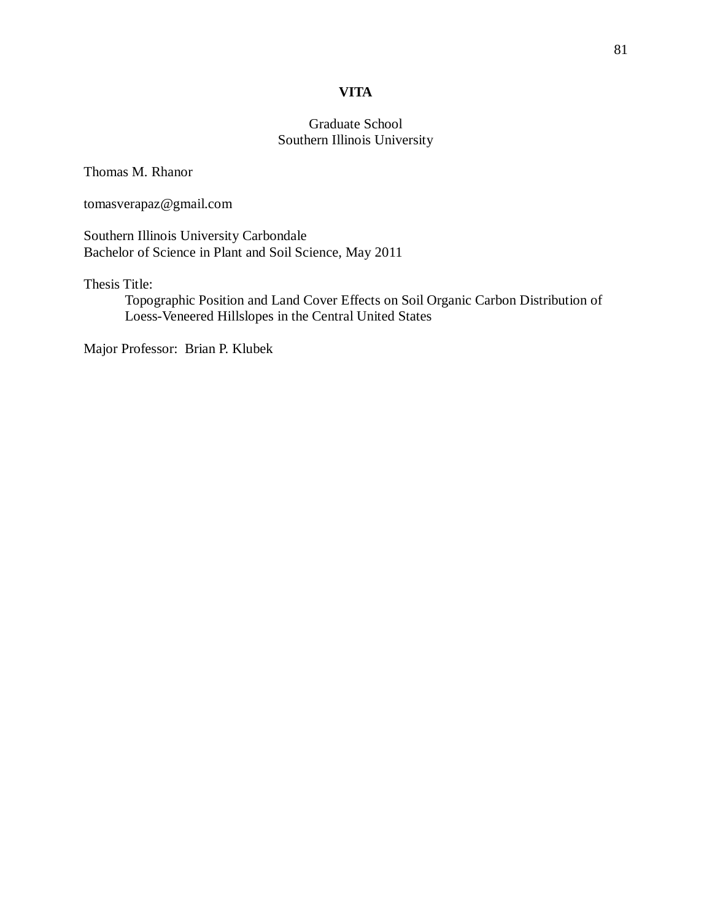**VITA**

Graduate School
Southern Illinois University

Thomas M. Rhanor

tomasverapaz@gmail.com

Southern Illinois University Carbondale
Bachelor of Science in Plant and Soil Science, May 2011

Thesis Title:

Topographic Position and Land Cover Effects on Soil Organic Carbon Distribution of Loess-Veneered Hillslopes in the Central United States

Major Professor: Brian P. Klubek